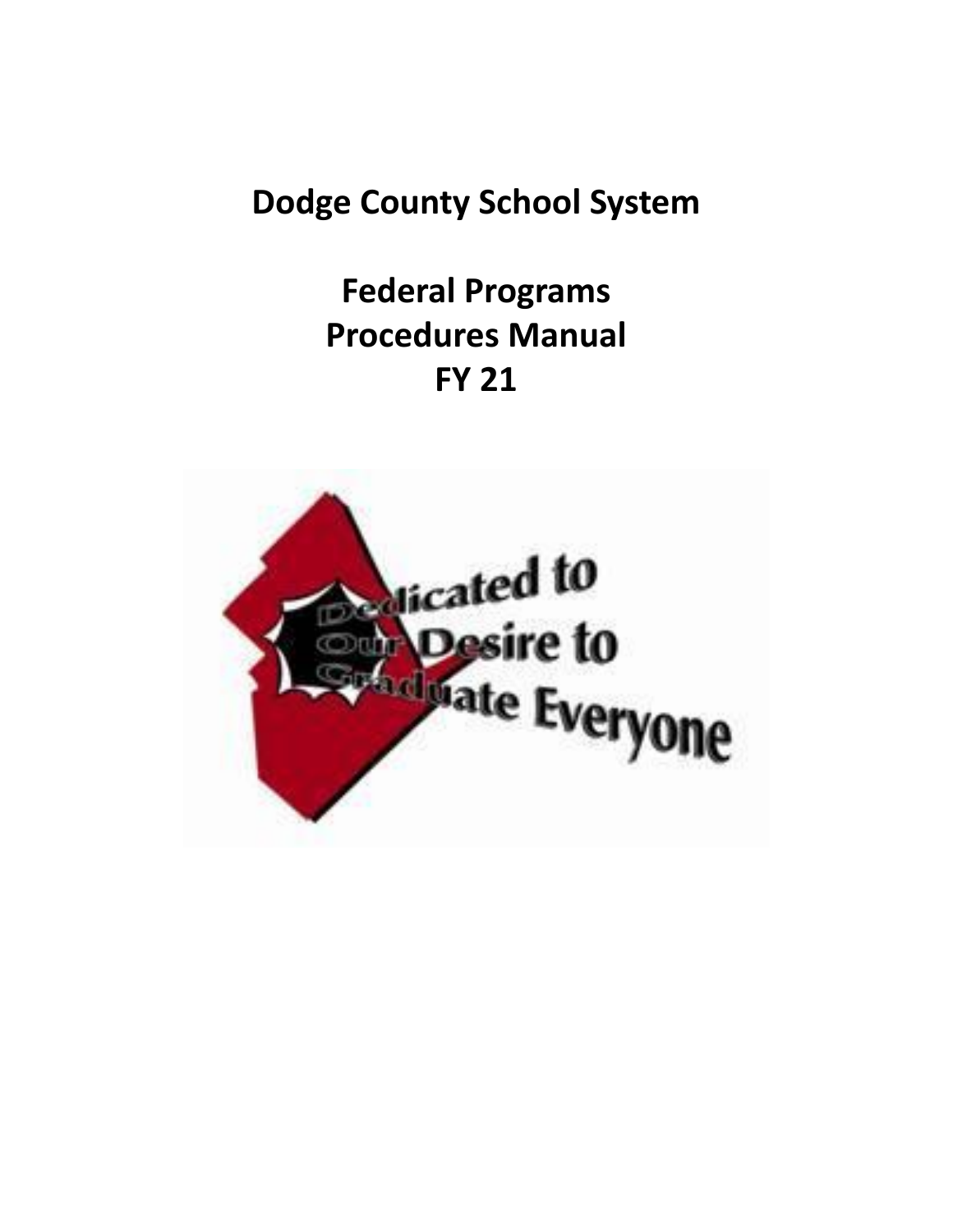# Dodge County School System

## Federal Programs
## Procedures Manual
## FY 21

Dedicated to Our Desire to Graduate Everyone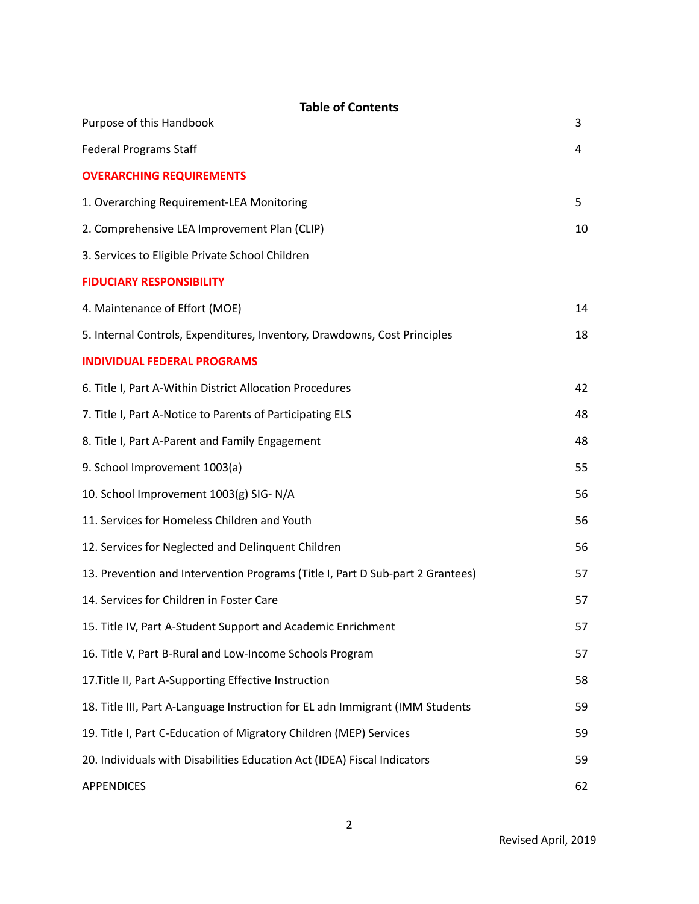## Table of Contents

| | |
|---|---|
| Purpose of this Handbook | 3 |
| Federal Programs Staff | 4 |
| **OVERARCHING REQUIREMENTS** | |
| 1. Overarching Requirement-LEA Monitoring | 5 |
| 2. Comprehensive LEA Improvement Plan (CLIP) | 10 |
| 3. Services to Eligible Private School Children | |
| **FIDUCIARY RESPONSIBILITY** | |
| 4. Maintenance of Effort (MOE) | 14 |
| 5. Internal Controls, Expenditures, Inventory, Drawdowns, Cost Principles | 18 |
| **INDIVIDUAL FEDERAL PROGRAMS** | |
| 6. Title I, Part A-Within District Allocation Procedures | 42 |
| 7. Title I, Part A-Notice to Parents of Participating ELS | 48 |
| 8. Title I, Part A-Parent and Family Engagement | 48 |
| 9. School Improvement 1003(a) | 55 |
| 10. School Improvement 1003(g) SIG- N/A | 56 |
| 11. Services for Homeless Children and Youth | 56 |
| 12. Services for Neglected and Delinquent Children | 56 |
| 13. Prevention and Intervention Programs (Title I, Part D Sub-part 2 Grantees) | 57 |
| 14. Services for Children in Foster Care | 57 |
| 15. Title IV, Part A-Student Support and Academic Enrichment | 57 |
| 16. Title V, Part B-Rural and Low-Income Schools Program | 57 |
| 17.Title II, Part A-Supporting Effective Instruction | 58 |
| 18. Title III, Part A-Language Instruction for EL adn Immigrant (IMM Students | 59 |
| 19. Title I, Part C-Education of Migratory Children (MEP) Services | 59 |
| 20. Individuals with Disabilities Education Act (IDEA) Fiscal Indicators | 59 |
| APPENDICES | 62 |

Revised April, 2019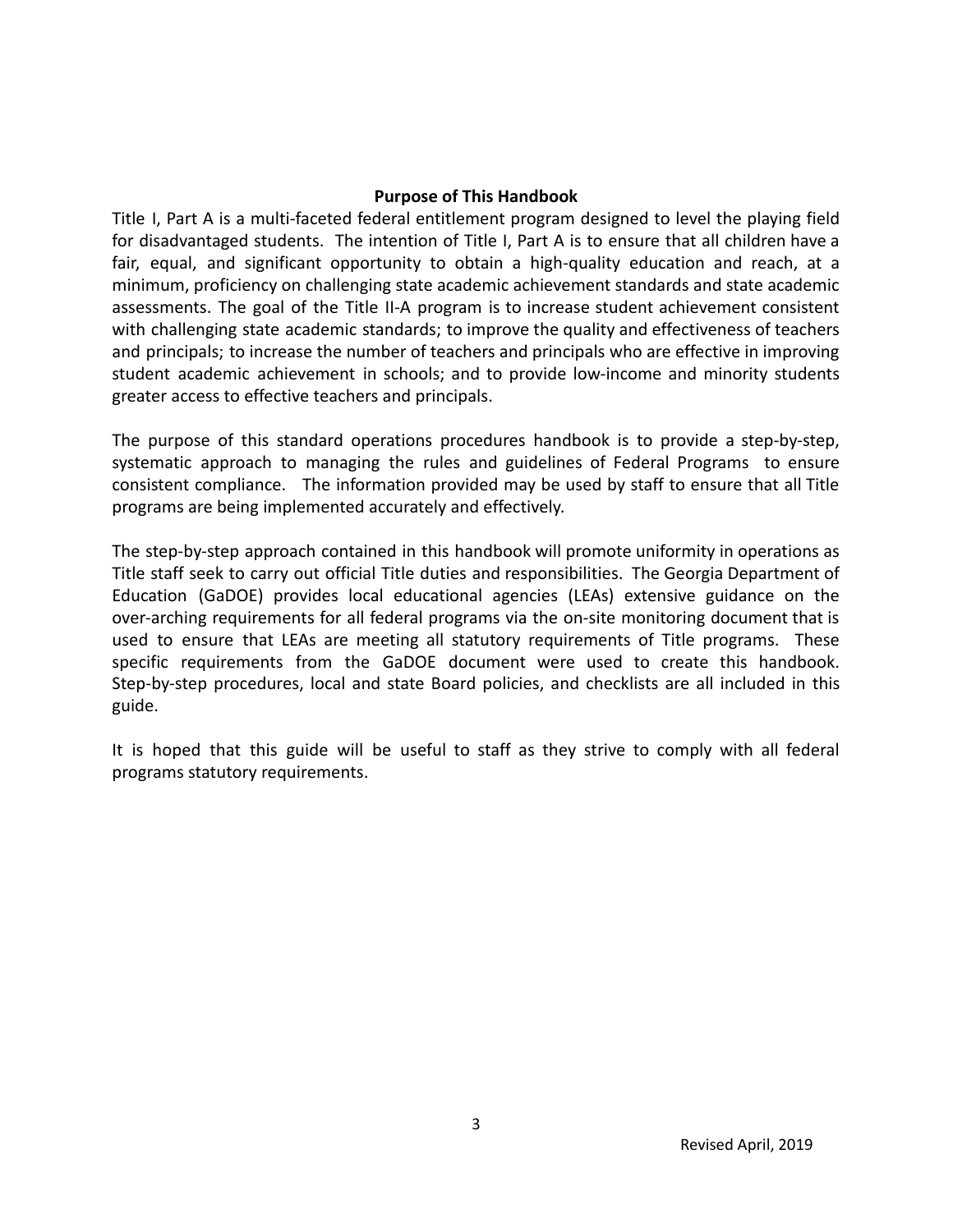## Purpose of This Handbook

Title I, Part A is a multi-faceted federal entitlement program designed to level the playing field for disadvantaged students. The intention of Title I, Part A is to ensure that all children have a fair, equal, and significant opportunity to obtain a high-quality education and reach, at a minimum, proficiency on challenging state academic achievement standards and state academic assessments. The goal of the Title II-A program is to increase student achievement consistent with challenging state academic standards; to improve the quality and effectiveness of teachers and principals; to increase the number of teachers and principals who are effective in improving student academic achievement in schools; and to provide low-income and minority students greater access to effective teachers and principals.

The purpose of this standard operations procedures handbook is to provide a step-by-step, systematic approach to managing the rules and guidelines of Federal Programs to ensure consistent compliance. The information provided may be used by staff to ensure that all Title programs are being implemented accurately and effectively.

The step-by-step approach contained in this handbook will promote uniformity in operations as Title staff seek to carry out official Title duties and responsibilities. The Georgia Department of Education (GaDOE) provides local educational agencies (LEAs) extensive guidance on the over-arching requirements for all federal programs via the on-site monitoring document that is used to ensure that LEAs are meeting all statutory requirements of Title programs. These specific requirements from the GaDOE document were used to create this handbook. Step-by-step procedures, local and state Board policies, and checklists are all included in this guide.

It is hoped that this guide will be useful to staff as they strive to comply with all federal programs statutory requirements.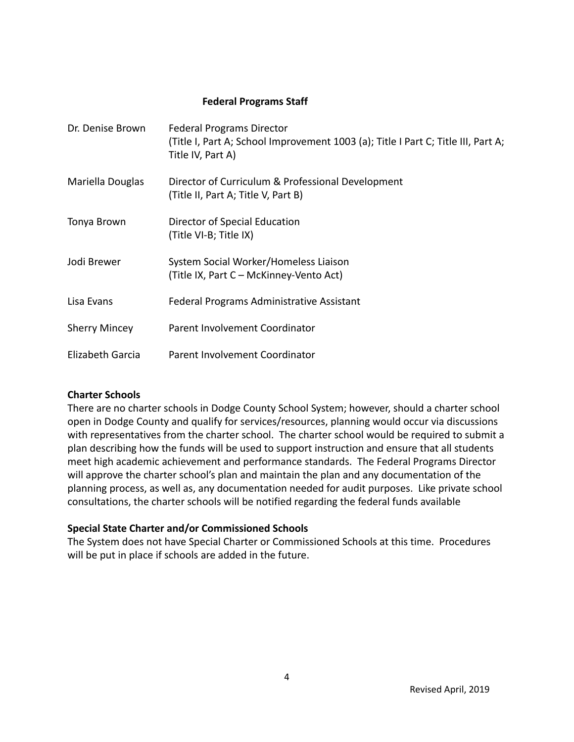### Federal Programs Staff

| | |
|---|---|
| Dr. Denise Brown | Federal Programs Director<br>(Title I, Part A; School Improvement 1003 (a); Title I Part C; Title III, Part A; Title IV, Part A) |
| Mariella Douglas | Director of Curriculum & Professional Development<br>(Title II, Part A; Title V, Part B) |
| Tonya Brown | Director of Special Education<br>(Title VI-B; Title IX) |
| Jodi Brewer | System Social Worker/Homeless Liaison<br>(Title IX, Part C – McKinney-Vento Act) |
| Lisa Evans | Federal Programs Administrative Assistant |
| Sherry Mincey | Parent Involvement Coordinator |
| Elizabeth Garcia | Parent Involvement Coordinator |

**Charter Schools**

There are no charter schools in Dodge County School System; however, should a charter school open in Dodge County and qualify for services/resources, planning would occur via discussions with representatives from the charter school. The charter school would be required to submit a plan describing how the funds will be used to support instruction and ensure that all students meet high academic achievement and performance standards. The Federal Programs Director will approve the charter school's plan and maintain the plan and any documentation of the planning process, as well as, any documentation needed for audit purposes. Like private school consultations, the charter schools will be notified regarding the federal funds available

**Special State Charter and/or Commissioned Schools**

The System does not have Special Charter or Commissioned Schools at this time. Procedures will be put in place if schools are added in the future.

Revised April, 2019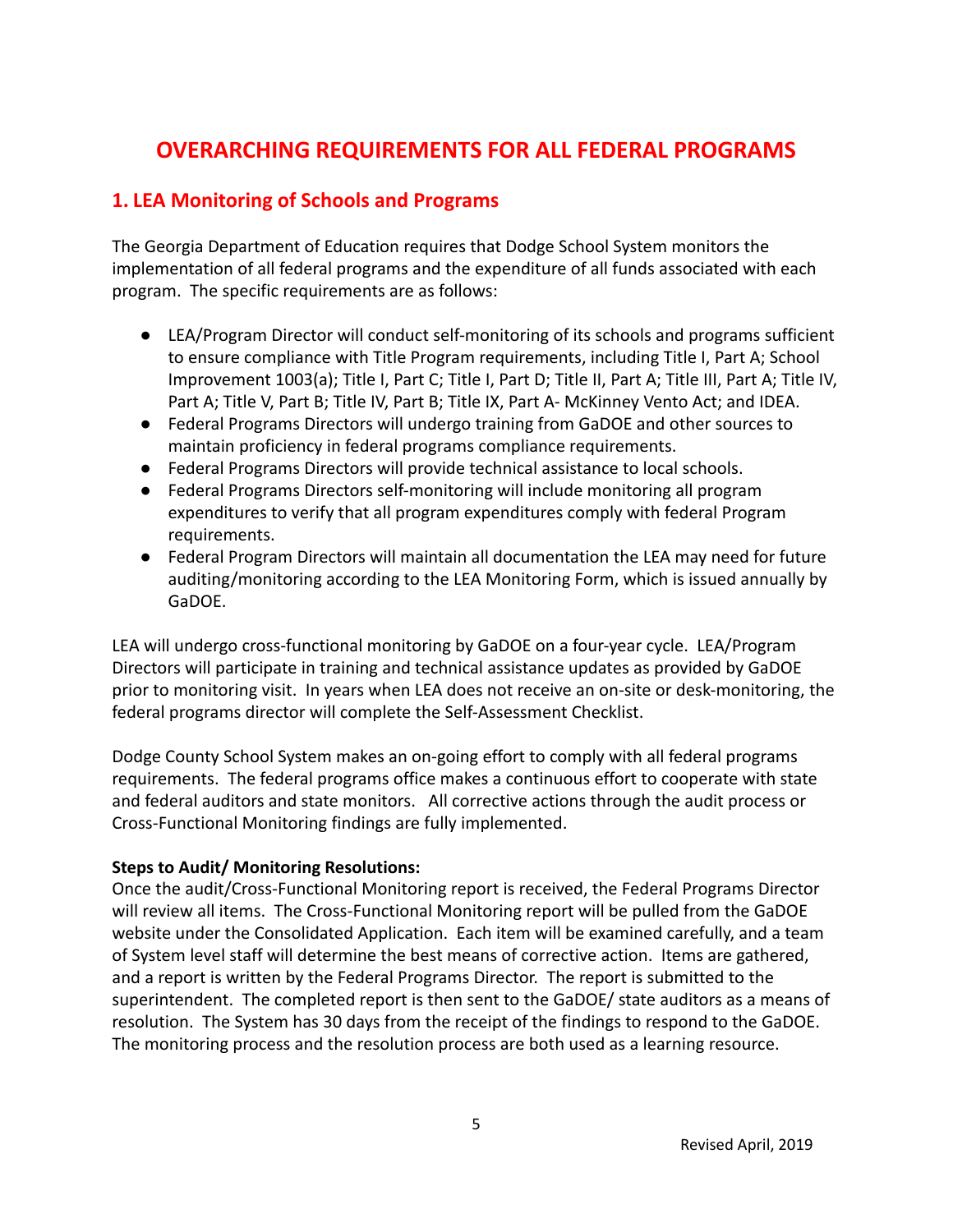# OVERARCHING REQUIREMENTS FOR ALL FEDERAL PROGRAMS

## 1. LEA Monitoring of Schools and Programs

The Georgia Department of Education requires that Dodge School System monitors the implementation of all federal programs and the expenditure of all funds associated with each program. The specific requirements are as follows:

- LEA/Program Director will conduct self-monitoring of its schools and programs sufficient to ensure compliance with Title Program requirements, including Title I, Part A; School Improvement 1003(a); Title I, Part C; Title I, Part D; Title II, Part A; Title III, Part A; Title IV, Part A; Title V, Part B; Title IV, Part B; Title IX, Part A- McKinney Vento Act; and IDEA.
- Federal Programs Directors will undergo training from GaDOE and other sources to maintain proficiency in federal programs compliance requirements.
- Federal Programs Directors will provide technical assistance to local schools.
- Federal Programs Directors self-monitoring will include monitoring all program expenditures to verify that all program expenditures comply with federal Program requirements.
- Federal Program Directors will maintain all documentation the LEA may need for future auditing/monitoring according to the LEA Monitoring Form, which is issued annually by GaDOE.

LEA will undergo cross-functional monitoring by GaDOE on a four-year cycle. LEA/Program Directors will participate in training and technical assistance updates as provided by GaDOE prior to monitoring visit. In years when LEA does not receive an on-site or desk-monitoring, the federal programs director will complete the Self-Assessment Checklist.

Dodge County School System makes an on-going effort to comply with all federal programs requirements. The federal programs office makes a continuous effort to cooperate with state and federal auditors and state monitors. All corrective actions through the audit process or Cross-Functional Monitoring findings are fully implemented.

**Steps to Audit/ Monitoring Resolutions:**
Once the audit/Cross-Functional Monitoring report is received, the Federal Programs Director will review all items. The Cross-Functional Monitoring report will be pulled from the GaDOE website under the Consolidated Application. Each item will be examined carefully, and a team of System level staff will determine the best means of corrective action. Items are gathered, and a report is written by the Federal Programs Director. The report is submitted to the superintendent. The completed report is then sent to the GaDOE/ state auditors as a means of resolution. The System has 30 days from the receipt of the findings to respond to the GaDOE. The monitoring process and the resolution process are both used as a learning resource.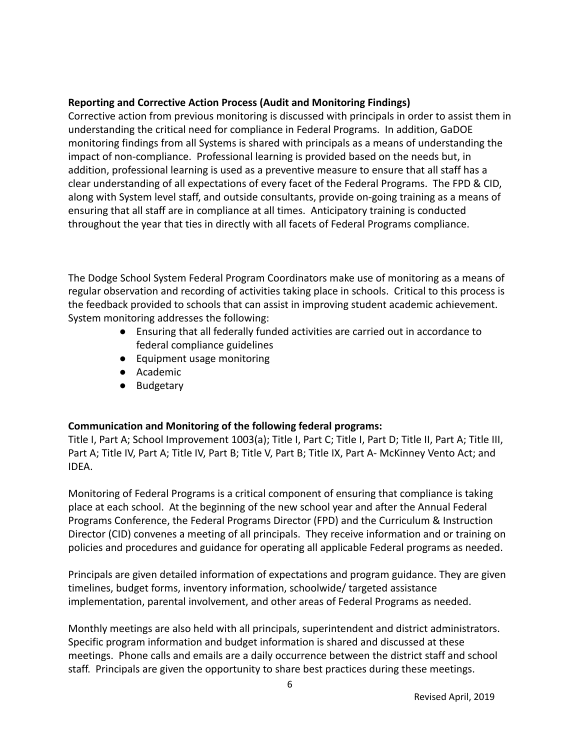**Reporting and Corrective Action Process (Audit and Monitoring Findings)**
Corrective action from previous monitoring is discussed with principals in order to assist them in understanding the critical need for compliance in Federal Programs. In addition, GaDOE monitoring findings from all Systems is shared with principals as a means of understanding the impact of non-compliance. Professional learning is provided based on the needs but, in addition, professional learning is used as a preventive measure to ensure that all staff has a clear understanding of all expectations of every facet of the Federal Programs. The FPD & CID, along with System level staff, and outside consultants, provide on-going training as a means of ensuring that all staff are in compliance at all times. Anticipatory training is conducted throughout the year that ties in directly with all facets of Federal Programs compliance.

The Dodge School System Federal Program Coordinators make use of monitoring as a means of regular observation and recording of activities taking place in schools. Critical to this process is the feedback provided to schools that can assist in improving student academic achievement. System monitoring addresses the following:

- Ensuring that all federally funded activities are carried out in accordance to federal compliance guidelines
- Equipment usage monitoring
- Academic
- Budgetary

**Communication and Monitoring of the following federal programs:**
Title I, Part A; School Improvement 1003(a); Title I, Part C; Title I, Part D; Title II, Part A; Title III, Part A; Title IV, Part A; Title IV, Part B; Title V, Part B; Title IX, Part A- McKinney Vento Act; and IDEA.

Monitoring of Federal Programs is a critical component of ensuring that compliance is taking place at each school. At the beginning of the new school year and after the Annual Federal Programs Conference, the Federal Programs Director (FPD) and the Curriculum & Instruction Director (CID) convenes a meeting of all principals. They receive information and or training on policies and procedures and guidance for operating all applicable Federal programs as needed.

Principals are given detailed information of expectations and program guidance. They are given timelines, budget forms, inventory information, schoolwide/ targeted assistance implementation, parental involvement, and other areas of Federal Programs as needed.

Monthly meetings are also held with all principals, superintendent and district administrators. Specific program information and budget information is shared and discussed at these meetings. Phone calls and emails are a daily occurrence between the district staff and school staff. Principals are given the opportunity to share best practices during these meetings.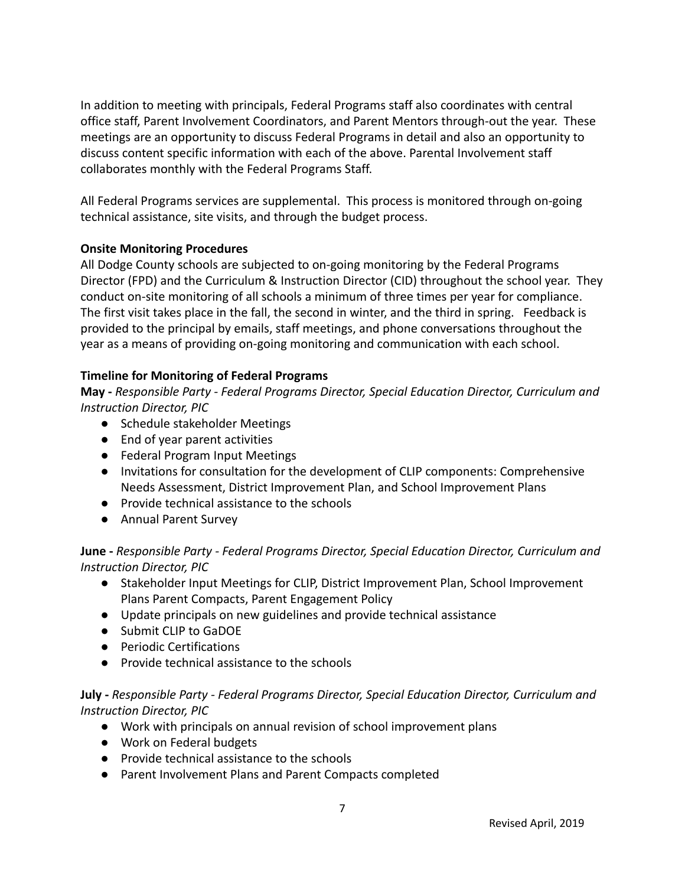In addition to meeting with principals, Federal Programs staff also coordinates with central office staff, Parent Involvement Coordinators, and Parent Mentors through-out the year. These meetings are an opportunity to discuss Federal Programs in detail and also an opportunity to discuss content specific information with each of the above. Parental Involvement staff collaborates monthly with the Federal Programs Staff.

All Federal Programs services are supplemental. This process is monitored through on-going technical assistance, site visits, and through the budget process.

**Onsite Monitoring Procedures**

All Dodge County schools are subjected to on-going monitoring by the Federal Programs Director (FPD) and the Curriculum & Instruction Director (CID) throughout the school year. They conduct on-site monitoring of all schools a minimum of three times per year for compliance. The first visit takes place in the fall, the second in winter, and the third in spring. Feedback is provided to the principal by emails, staff meetings, and phone conversations throughout the year as a means of providing on-going monitoring and communication with each school.

**Timeline for Monitoring of Federal Programs**

**May -** *Responsible Party - Federal Programs Director, Special Education Director, Curriculum and Instruction Director, PIC*

- Schedule stakeholder Meetings
- End of year parent activities
- Federal Program Input Meetings
- Invitations for consultation for the development of CLIP components: Comprehensive Needs Assessment, District Improvement Plan, and School Improvement Plans
- Provide technical assistance to the schools
- Annual Parent Survey

**June -** *Responsible Party - Federal Programs Director, Special Education Director, Curriculum and Instruction Director, PIC*

- Stakeholder Input Meetings for CLIP, District Improvement Plan, School Improvement Plans Parent Compacts, Parent Engagement Policy
- Update principals on new guidelines and provide technical assistance
- Submit CLIP to GaDOE
- Periodic Certifications
- Provide technical assistance to the schools

**July -** *Responsible Party - Federal Programs Director, Special Education Director, Curriculum and Instruction Director, PIC*

- Work with principals on annual revision of school improvement plans
- Work on Federal budgets
- Provide technical assistance to the schools
- Parent Involvement Plans and Parent Compacts completed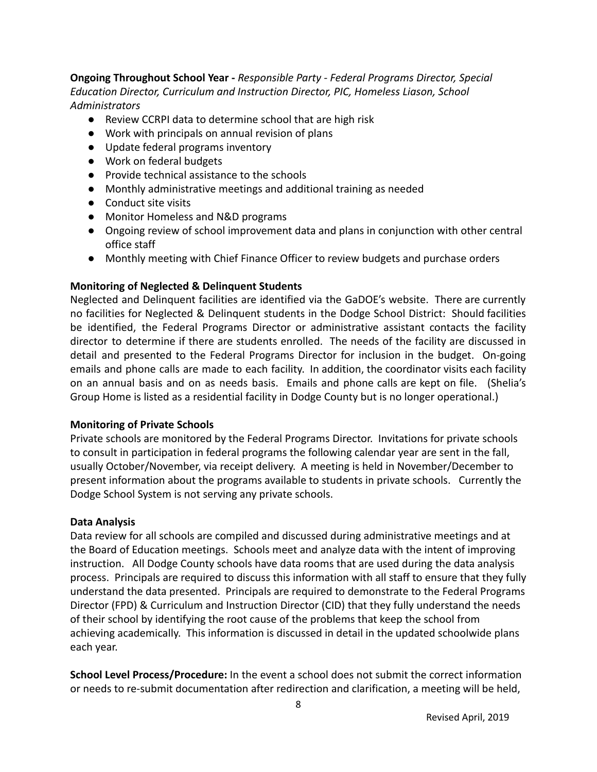**Ongoing Throughout School Year -** *Responsible Party - Federal Programs Director, Special Education Director, Curriculum and Instruction Director, PIC, Homeless Liason, School Administrators*

- Review CCRPI data to determine school that are high risk
- Work with principals on annual revision of plans
- Update federal programs inventory
- Work on federal budgets
- Provide technical assistance to the schools
- Monthly administrative meetings and additional training as needed
- Conduct site visits
- Monitor Homeless and N&D programs
- Ongoing review of school improvement data and plans in conjunction with other central office staff
- Monthly meeting with Chief Finance Officer to review budgets and purchase orders

**Monitoring of Neglected & Delinquent Students**

Neglected and Delinquent facilities are identified via the GaDOE's website. There are currently no facilities for Neglected & Delinquent students in the Dodge School District: Should facilities be identified, the Federal Programs Director or administrative assistant contacts the facility director to determine if there are students enrolled. The needs of the facility are discussed in detail and presented to the Federal Programs Director for inclusion in the budget. On-going emails and phone calls are made to each facility. In addition, the coordinator visits each facility on an annual basis and on as needs basis. Emails and phone calls are kept on file. (Shelia's Group Home is listed as a residential facility in Dodge County but is no longer operational.)

**Monitoring of Private Schools**

Private schools are monitored by the Federal Programs Director. Invitations for private schools to consult in participation in federal programs the following calendar year are sent in the fall, usually October/November, via receipt delivery. A meeting is held in November/December to present information about the programs available to students in private schools. Currently the Dodge School System is not serving any private schools.

**Data Analysis**

Data review for all schools are compiled and discussed during administrative meetings and at the Board of Education meetings. Schools meet and analyze data with the intent of improving instruction. All Dodge County schools have data rooms that are used during the data analysis process. Principals are required to discuss this information with all staff to ensure that they fully understand the data presented. Principals are required to demonstrate to the Federal Programs Director (FPD) & Curriculum and Instruction Director (CID) that they fully understand the needs of their school by identifying the root cause of the problems that keep the school from achieving academically. This information is discussed in detail in the updated schoolwide plans each year.

**School Level Process/Procedure:** In the event a school does not submit the correct information or needs to re-submit documentation after redirection and clarification, a meeting will be held,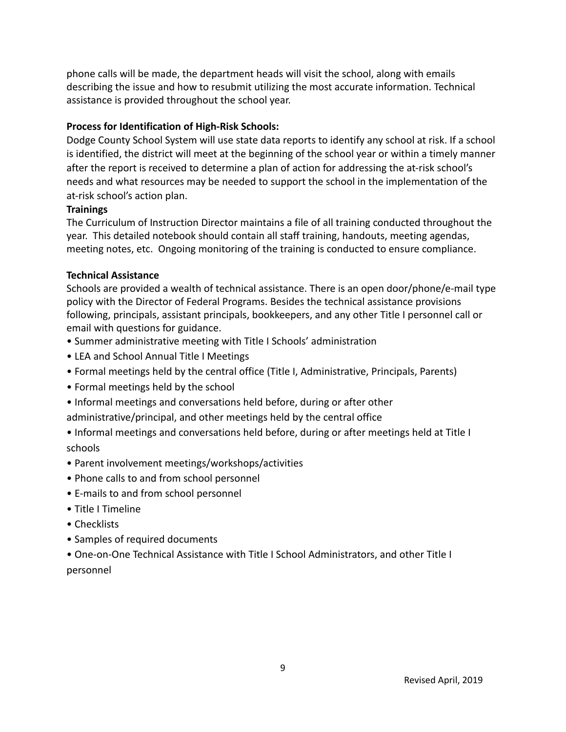phone calls will be made, the department heads will visit the school, along with emails describing the issue and how to resubmit utilizing the most accurate information. Technical assistance is provided throughout the school year.

**Process for Identification of High-Risk Schools:**

Dodge County School System will use state data reports to identify any school at risk. If a school is identified, the district will meet at the beginning of the school year or within a timely manner after the report is received to determine a plan of action for addressing the at-risk school's needs and what resources may be needed to support the school in the implementation of the at-risk school's action plan.

**Trainings**

The Curriculum of Instruction Director maintains a file of all training conducted throughout the year. This detailed notebook should contain all staff training, handouts, meeting agendas, meeting notes, etc. Ongoing monitoring of the training is conducted to ensure compliance.

**Technical Assistance**

Schools are provided a wealth of technical assistance. There is an open door/phone/e-mail type policy with the Director of Federal Programs. Besides the technical assistance provisions following, principals, assistant principals, bookkeepers, and any other Title I personnel call or email with questions for guidance.

- Summer administrative meeting with Title I Schools' administration
- LEA and School Annual Title I Meetings
- Formal meetings held by the central office (Title I, Administrative, Principals, Parents)
- Formal meetings held by the school
- Informal meetings and conversations held before, during or after other administrative/principal, and other meetings held by the central office
- Informal meetings and conversations held before, during or after meetings held at Title I schools
- Parent involvement meetings/workshops/activities
- Phone calls to and from school personnel
- E-mails to and from school personnel
- Title I Timeline
- Checklists
- Samples of required documents
- One-on-One Technical Assistance with Title I School Administrators, and other Title I personnel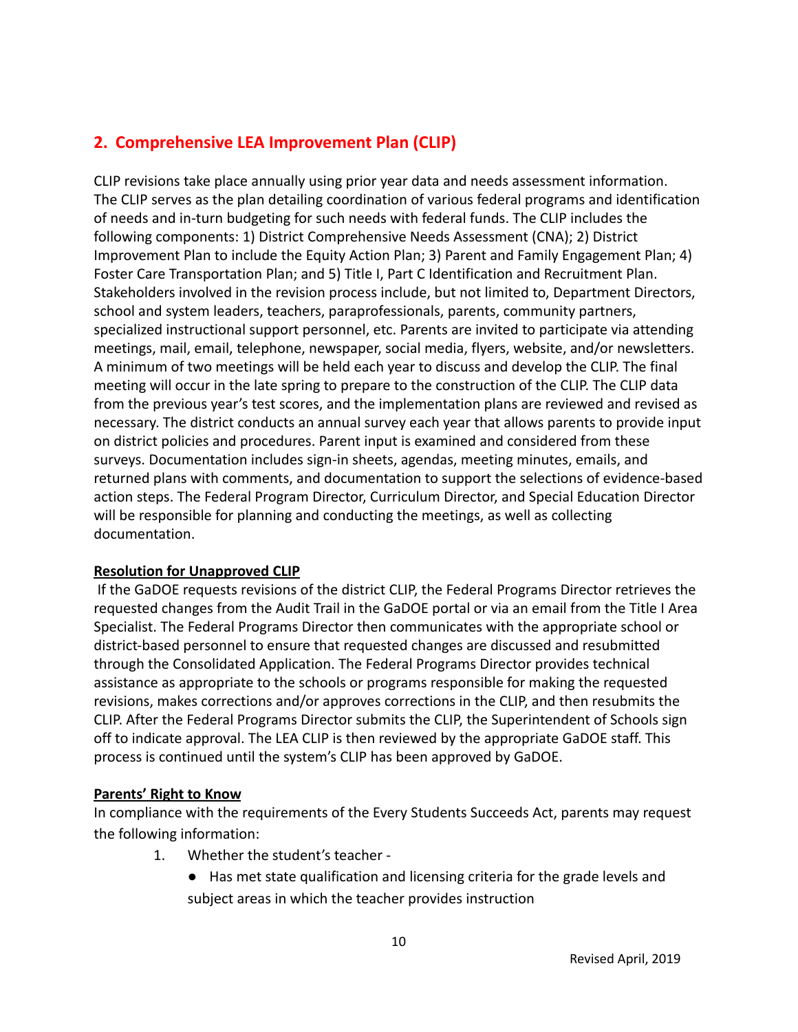## 2. Comprehensive LEA Improvement Plan (CLIP)

CLIP revisions take place annually using prior year data and needs assessment information. The CLIP serves as the plan detailing coordination of various federal programs and identification of needs and in-turn budgeting for such needs with federal funds. The CLIP includes the following components: 1) District Comprehensive Needs Assessment (CNA); 2) District Improvement Plan to include the Equity Action Plan; 3) Parent and Family Engagement Plan; 4) Foster Care Transportation Plan; and 5) Title I, Part C Identification and Recruitment Plan. Stakeholders involved in the revision process include, but not limited to, Department Directors, school and system leaders, teachers, paraprofessionals, parents, community partners, specialized instructional support personnel, etc. Parents are invited to participate via attending meetings, mail, email, telephone, newspaper, social media, flyers, website, and/or newsletters. A minimum of two meetings will be held each year to discuss and develop the CLIP. The final meeting will occur in the late spring to prepare to the construction of the CLIP. The CLIP data from the previous year's test scores, and the implementation plans are reviewed and revised as necessary. The district conducts an annual survey each year that allows parents to provide input on district policies and procedures. Parent input is examined and considered from these surveys. Documentation includes sign-in sheets, agendas, meeting minutes, emails, and returned plans with comments, and documentation to support the selections of evidence-based action steps. The Federal Program Director, Curriculum Director, and Special Education Director will be responsible for planning and conducting the meetings, as well as collecting documentation.

**Resolution for Unapproved CLIP**

If the GaDOE requests revisions of the district CLIP, the Federal Programs Director retrieves the requested changes from the Audit Trail in the GaDOE portal or via an email from the Title I Area Specialist. The Federal Programs Director then communicates with the appropriate school or district-based personnel to ensure that requested changes are discussed and resubmitted through the Consolidated Application. The Federal Programs Director provides technical assistance as appropriate to the schools or programs responsible for making the requested revisions, makes corrections and/or approves corrections in the CLIP, and then resubmits the CLIP. After the Federal Programs Director submits the CLIP, the Superintendent of Schools sign off to indicate approval. The LEA CLIP is then reviewed by the appropriate GaDOE staff. This process is continued until the system's CLIP has been approved by GaDOE.

**Parents' Right to Know**

In compliance with the requirements of the Every Students Succeeds Act, parents may request the following information:

1. Whether the student's teacher -
   - Has met state qualification and licensing criteria for the grade levels and subject areas in which the teacher provides instruction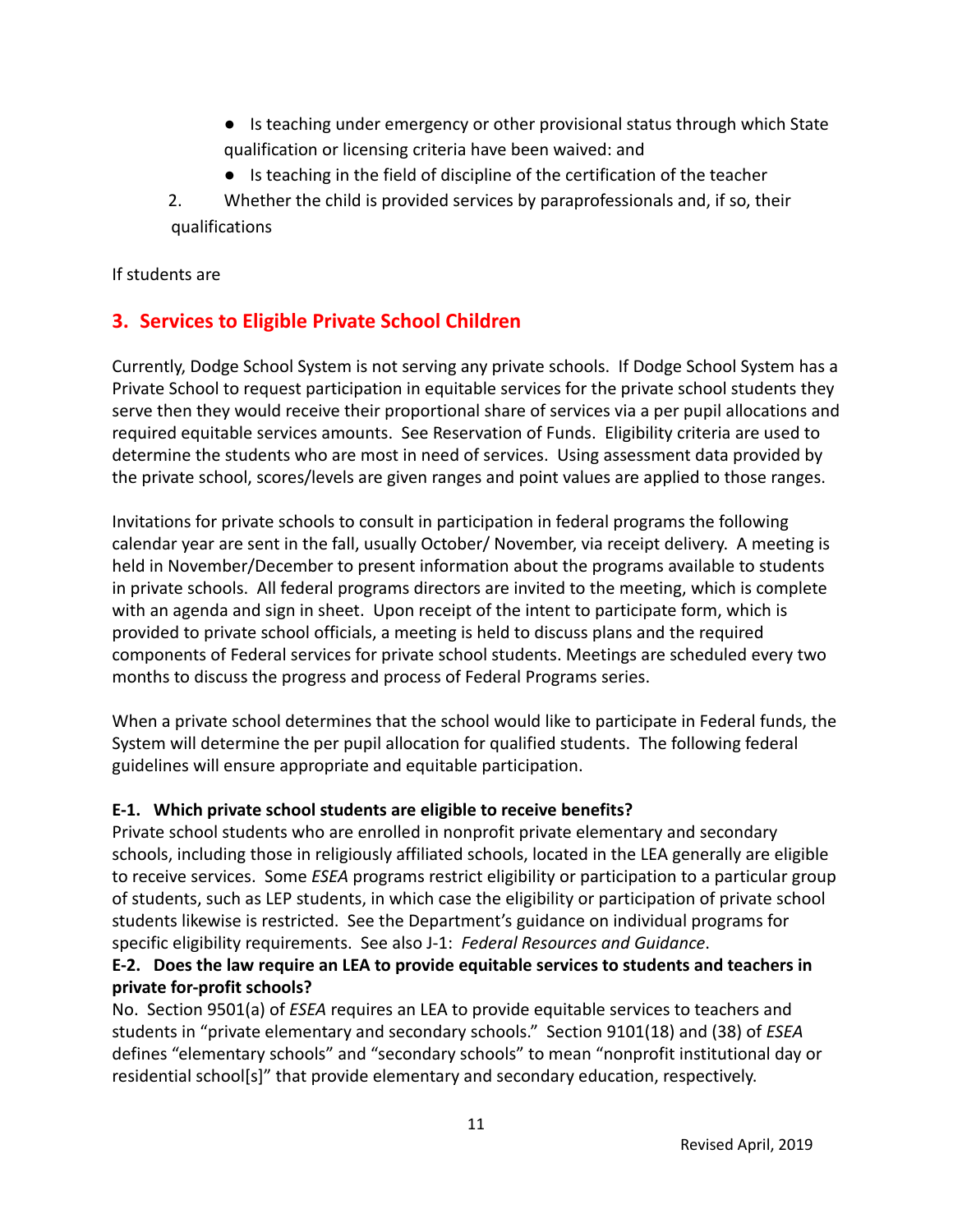- Is teaching under emergency or other provisional status through which State qualification or licensing criteria have been waived: and
- Is teaching in the field of discipline of the certification of the teacher

2. Whether the child is provided services by paraprofessionals and, if so, their qualifications

If students are

## 3. Services to Eligible Private School Children

Currently, Dodge School System is not serving any private schools. If Dodge School System has a Private School to request participation in equitable services for the private school students they serve then they would receive their proportional share of services via a per pupil allocations and required equitable services amounts. See Reservation of Funds. Eligibility criteria are used to determine the students who are most in need of services. Using assessment data provided by the private school, scores/levels are given ranges and point values are applied to those ranges.

Invitations for private schools to consult in participation in federal programs the following calendar year are sent in the fall, usually October/ November, via receipt delivery. A meeting is held in November/December to present information about the programs available to students in private schools. All federal programs directors are invited to the meeting, which is complete with an agenda and sign in sheet. Upon receipt of the intent to participate form, which is provided to private school officials, a meeting is held to discuss plans and the required components of Federal services for private school students. Meetings are scheduled every two months to discuss the progress and process of Federal Programs series.

When a private school determines that the school would like to participate in Federal funds, the System will determine the per pupil allocation for qualified students. The following federal guidelines will ensure appropriate and equitable participation.

**E-1. Which private school students are eligible to receive benefits?**
Private school students who are enrolled in nonprofit private elementary and secondary schools, including those in religiously affiliated schools, located in the LEA generally are eligible to receive services. Some *ESEA* programs restrict eligibility or participation to a particular group of students, such as LEP students, in which case the eligibility or participation of private school students likewise is restricted. See the Department's guidance on individual programs for specific eligibility requirements. See also J-1: *Federal Resources and Guidance*.

**E-2. Does the law require an LEA to provide equitable services to students and teachers in private for-profit schools?**
No. Section 9501(a) of *ESEA* requires an LEA to provide equitable services to teachers and students in "private elementary and secondary schools." Section 9101(18) and (38) of *ESEA* defines "elementary schools" and "secondary schools" to mean "nonprofit institutional day or residential school[s]" that provide elementary and secondary education, respectively.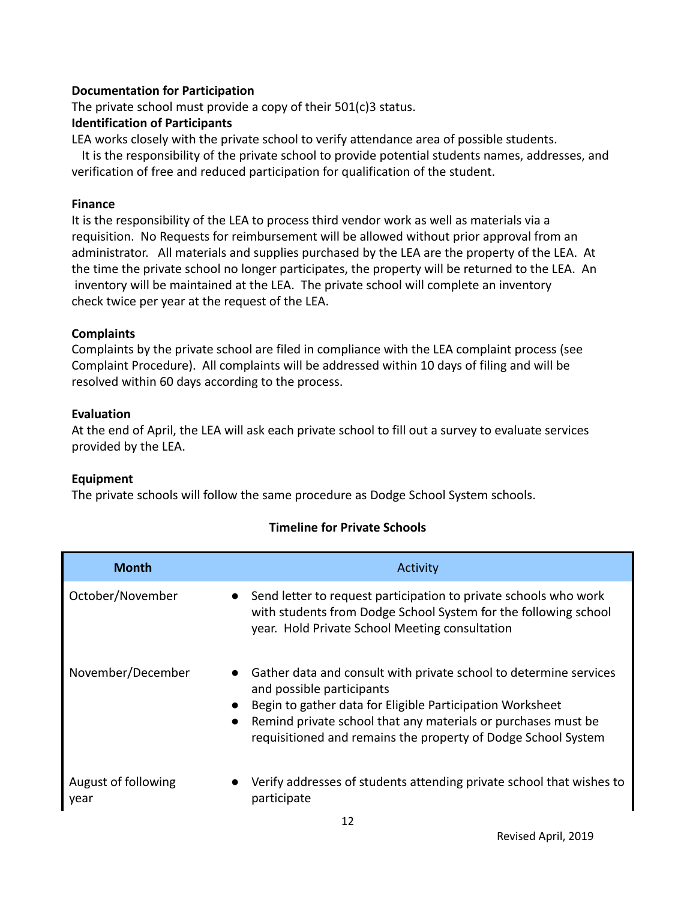**Documentation for Participation**

The private school must provide a copy of their 501(c)3 status.

**Identification of Participants**

LEA works closely with the private school to verify attendance area of possible students. It is the responsibility of the private school to provide potential students names, addresses, and verification of free and reduced participation for qualification of the student.

**Finance**

It is the responsibility of the LEA to process third vendor work as well as materials via a requisition. No Requests for reimbursement will be allowed without prior approval from an administrator. All materials and supplies purchased by the LEA are the property of the LEA. At the time the private school no longer participates, the property will be returned to the LEA. An inventory will be maintained at the LEA. The private school will complete an inventory check twice per year at the request of the LEA.

**Complaints**

Complaints by the private school are filed in compliance with the LEA complaint process (see Complaint Procedure). All complaints will be addressed within 10 days of filing and will be resolved within 60 days according to the process.

**Evaluation**

At the end of April, the LEA will ask each private school to fill out a survey to evaluate services provided by the LEA.

**Equipment**

The private schools will follow the same procedure as Dodge School System schools.

**Timeline for Private Schools**

| **Month** | Activity |
|---|---|
| October/November | • Send letter to request participation to private schools who work with students from Dodge School System for the following school year. Hold Private School Meeting consultation |
| November/December | • Gather data and consult with private school to determine services and possible participants<br>• Begin to gather data for Eligible Participation Worksheet<br>• Remind private school that any materials or purchases must be requisitioned and remains the property of Dodge School System |
| August of following year | • Verify addresses of students attending private school that wishes to participate |

Revised April, 2019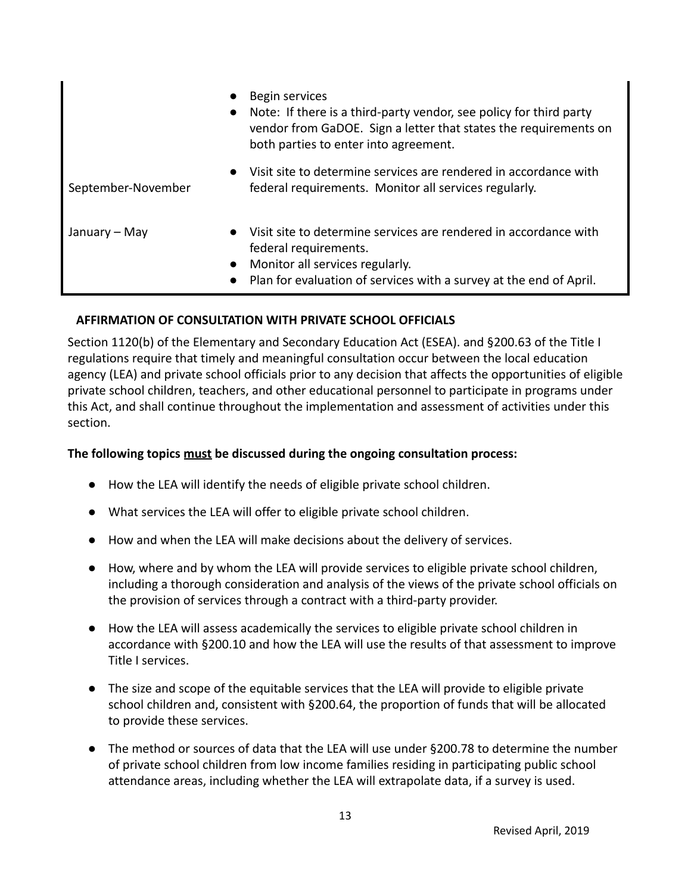| | |
|---|---|
| | • Begin services<br>• Note: If there is a third-party vendor, see policy for third party vendor from GaDOE. Sign a letter that states the requirements on both parties to enter into agreement. |
| September-November | • Visit site to determine services are rendered in accordance with federal requirements. Monitor all services regularly. |
| January – May | • Visit site to determine services are rendered in accordance with federal requirements.<br>• Monitor all services regularly.<br>• Plan for evaluation of services with a survey at the end of April. |

## AFFIRMATION OF CONSULTATION WITH PRIVATE SCHOOL OFFICIALS

Section 1120(b) of the Elementary and Secondary Education Act (ESEA). and §200.63 of the Title I regulations require that timely and meaningful consultation occur between the local education agency (LEA) and private school officials prior to any decision that affects the opportunities of eligible private school children, teachers, and other educational personnel to participate in programs under this Act, and shall continue throughout the implementation and assessment of activities under this section.

**The following topics must be discussed during the ongoing consultation process:**

- How the LEA will identify the needs of eligible private school children.
- What services the LEA will offer to eligible private school children.
- How and when the LEA will make decisions about the delivery of services.
- How, where and by whom the LEA will provide services to eligible private school children, including a thorough consideration and analysis of the views of the private school officials on the provision of services through a contract with a third-party provider.
- How the LEA will assess academically the services to eligible private school children in accordance with §200.10 and how the LEA will use the results of that assessment to improve Title I services.
- The size and scope of the equitable services that the LEA will provide to eligible private school children and, consistent with §200.64, the proportion of funds that will be allocated to provide these services.
- The method or sources of data that the LEA will use under §200.78 to determine the number of private school children from low income families residing in participating public school attendance areas, including whether the LEA will extrapolate data, if a survey is used.

Revised April, 2019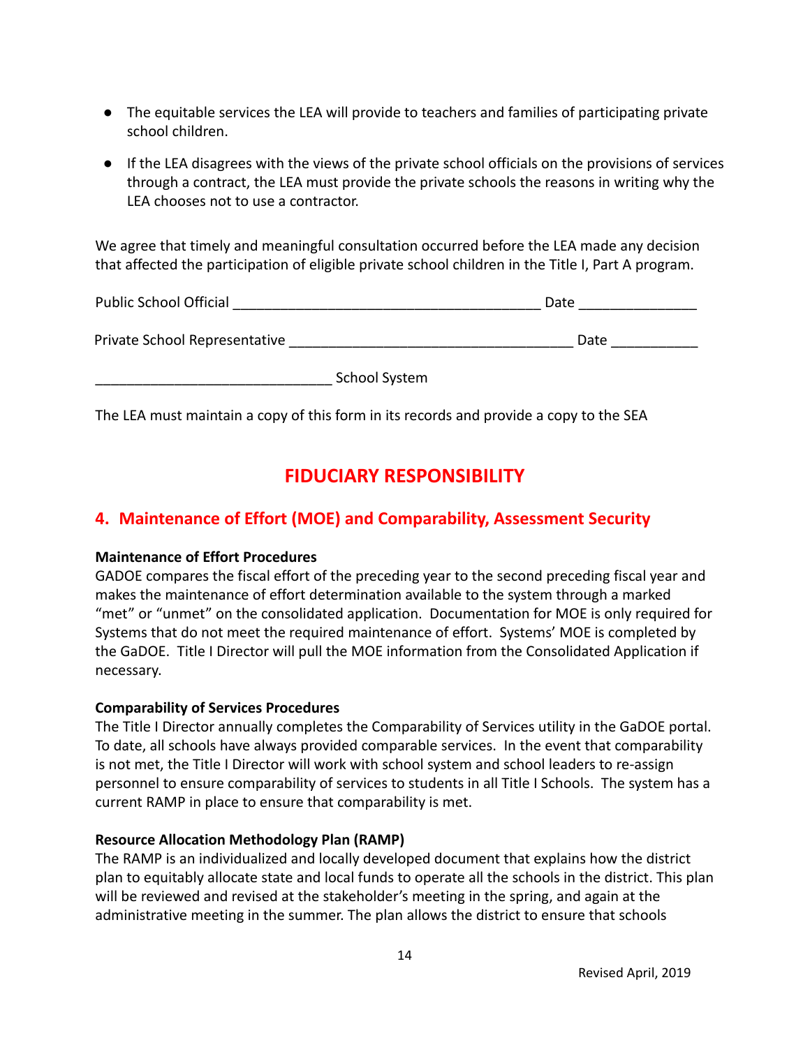- The equitable services the LEA will provide to teachers and families of participating private school children.
- If the LEA disagrees with the views of the private school officials on the provisions of services through a contract, the LEA must provide the private schools the reasons in writing why the LEA chooses not to use a contractor.

We agree that timely and meaningful consultation occurred before the LEA made any decision that affected the participation of eligible private school children in the Title I, Part A program.

Public School Official ________________________________________ Date _______________

Private School Representative ____________________________________ Date ___________

______________________________ School System

The LEA must maintain a copy of this form in its records and provide a copy to the SEA

# FIDUCIARY RESPONSIBILITY

## 4. Maintenance of Effort (MOE) and Comparability, Assessment Security

**Maintenance of Effort Procedures**

GADOE compares the fiscal effort of the preceding year to the second preceding fiscal year and makes the maintenance of effort determination available to the system through a marked "met" or "unmet" on the consolidated application. Documentation for MOE is only required for Systems that do not meet the required maintenance of effort. Systems' MOE is completed by the GaDOE. Title I Director will pull the MOE information from the Consolidated Application if necessary.

**Comparability of Services Procedures**

The Title I Director annually completes the Comparability of Services utility in the GaDOE portal. To date, all schools have always provided comparable services. In the event that comparability is not met, the Title I Director will work with school system and school leaders to re-assign personnel to ensure comparability of services to students in all Title I Schools. The system has a current RAMP in place to ensure that comparability is met.

**Resource Allocation Methodology Plan (RAMP)**

The RAMP is an individualized and locally developed document that explains how the district plan to equitably allocate state and local funds to operate all the schools in the district. This plan will be reviewed and revised at the stakeholder's meeting in the spring, and again at the administrative meeting in the summer. The plan allows the district to ensure that schools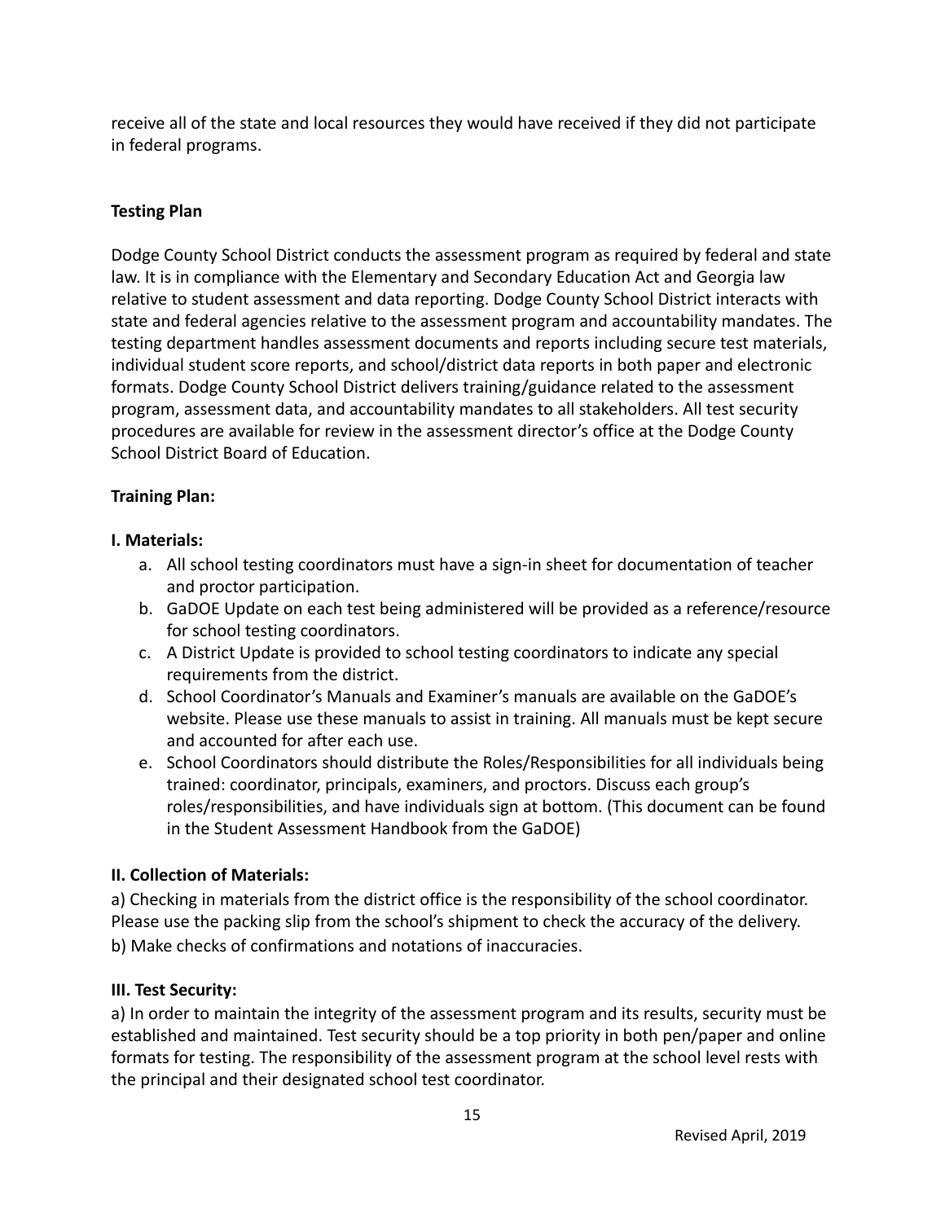receive all of the state and local resources they would have received if they did not participate in federal programs.

**Testing Plan**

Dodge County School District conducts the assessment program as required by federal and state law. It is in compliance with the Elementary and Secondary Education Act and Georgia law relative to student assessment and data reporting. Dodge County School District interacts with state and federal agencies relative to the assessment program and accountability mandates. The testing department handles assessment documents and reports including secure test materials, individual student score reports, and school/district data reports in both paper and electronic formats. Dodge County School District delivers training/guidance related to the assessment program, assessment data, and accountability mandates to all stakeholders. All test security procedures are available for review in the assessment director's office at the Dodge County School District Board of Education.

**Training Plan:**

**I. Materials:**

a. All school testing coordinators must have a sign-in sheet for documentation of teacher and proctor participation.
b. GaDOE Update on each test being administered will be provided as a reference/resource for school testing coordinators.
c. A District Update is provided to school testing coordinators to indicate any special requirements from the district.
d. School Coordinator's Manuals and Examiner's manuals are available on the GaDOE's website. Please use these manuals to assist in training. All manuals must be kept secure and accounted for after each use.
e. School Coordinators should distribute the Roles/Responsibilities for all individuals being trained: coordinator, principals, examiners, and proctors. Discuss each group's roles/responsibilities, and have individuals sign at bottom. (This document can be found in the Student Assessment Handbook from the GaDOE)

**II. Collection of Materials:**

a) Checking in materials from the district office is the responsibility of the school coordinator. Please use the packing slip from the school's shipment to check the accuracy of the delivery.
b) Make checks of confirmations and notations of inaccuracies.

**III. Test Security:**

a) In order to maintain the integrity of the assessment program and its results, security must be established and maintained. Test security should be a top priority in both pen/paper and online formats for testing. The responsibility of the assessment program at the school level rests with the principal and their designated school test coordinator.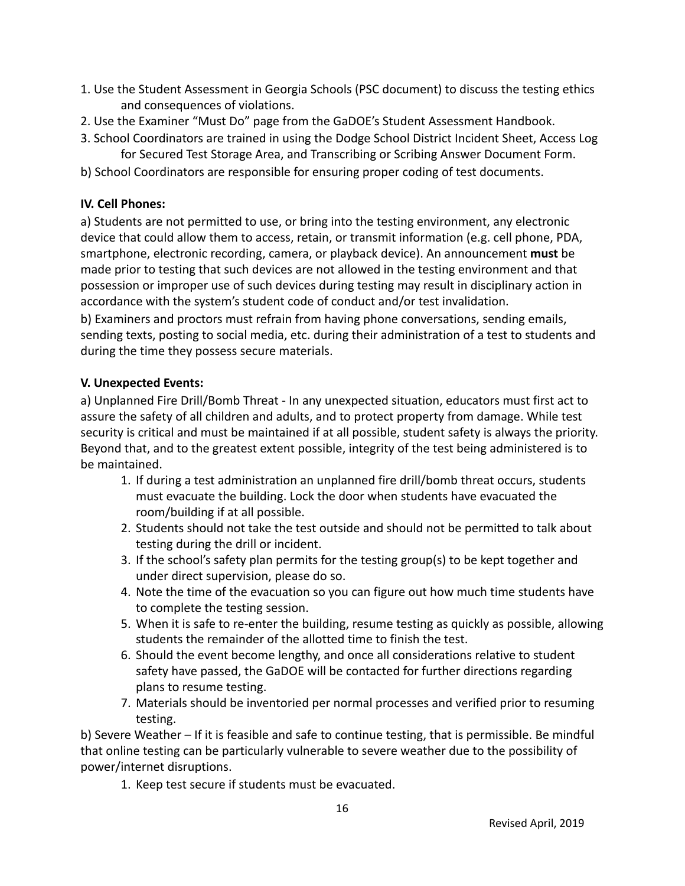1. Use the Student Assessment in Georgia Schools (PSC document) to discuss the testing ethics and consequences of violations.
2. Use the Examiner "Must Do" page from the GaDOE's Student Assessment Handbook.
3. School Coordinators are trained in using the Dodge School District Incident Sheet, Access Log for Secured Test Storage Area, and Transcribing or Scribing Answer Document Form.

b) School Coordinators are responsible for ensuring proper coding of test documents.

**IV. Cell Phones:**

a) Students are not permitted to use, or bring into the testing environment, any electronic device that could allow them to access, retain, or transmit information (e.g. cell phone, PDA, smartphone, electronic recording, camera, or playback device). An announcement **must** be made prior to testing that such devices are not allowed in the testing environment and that possession or improper use of such devices during testing may result in disciplinary action in accordance with the system's student code of conduct and/or test invalidation.

b) Examiners and proctors must refrain from having phone conversations, sending emails, sending texts, posting to social media, etc. during their administration of a test to students and during the time they possess secure materials.

**V. Unexpected Events:**

a) Unplanned Fire Drill/Bomb Threat - In any unexpected situation, educators must first act to assure the safety of all children and adults, and to protect property from damage. While test security is critical and must be maintained if at all possible, student safety is always the priority. Beyond that, and to the greatest extent possible, integrity of the test being administered is to be maintained.

1. If during a test administration an unplanned fire drill/bomb threat occurs, students must evacuate the building. Lock the door when students have evacuated the room/building if at all possible.
2. Students should not take the test outside and should not be permitted to talk about testing during the drill or incident.
3. If the school's safety plan permits for the testing group(s) to be kept together and under direct supervision, please do so.
4. Note the time of the evacuation so you can figure out how much time students have to complete the testing session.
5. When it is safe to re-enter the building, resume testing as quickly as possible, allowing students the remainder of the allotted time to finish the test.
6. Should the event become lengthy, and once all considerations relative to student safety have passed, the GaDOE will be contacted for further directions regarding plans to resume testing.
7. Materials should be inventoried per normal processes and verified prior to resuming testing.

b) Severe Weather – If it is feasible and safe to continue testing, that is permissible. Be mindful that online testing can be particularly vulnerable to severe weather due to the possibility of power/internet disruptions.

1. Keep test secure if students must be evacuated.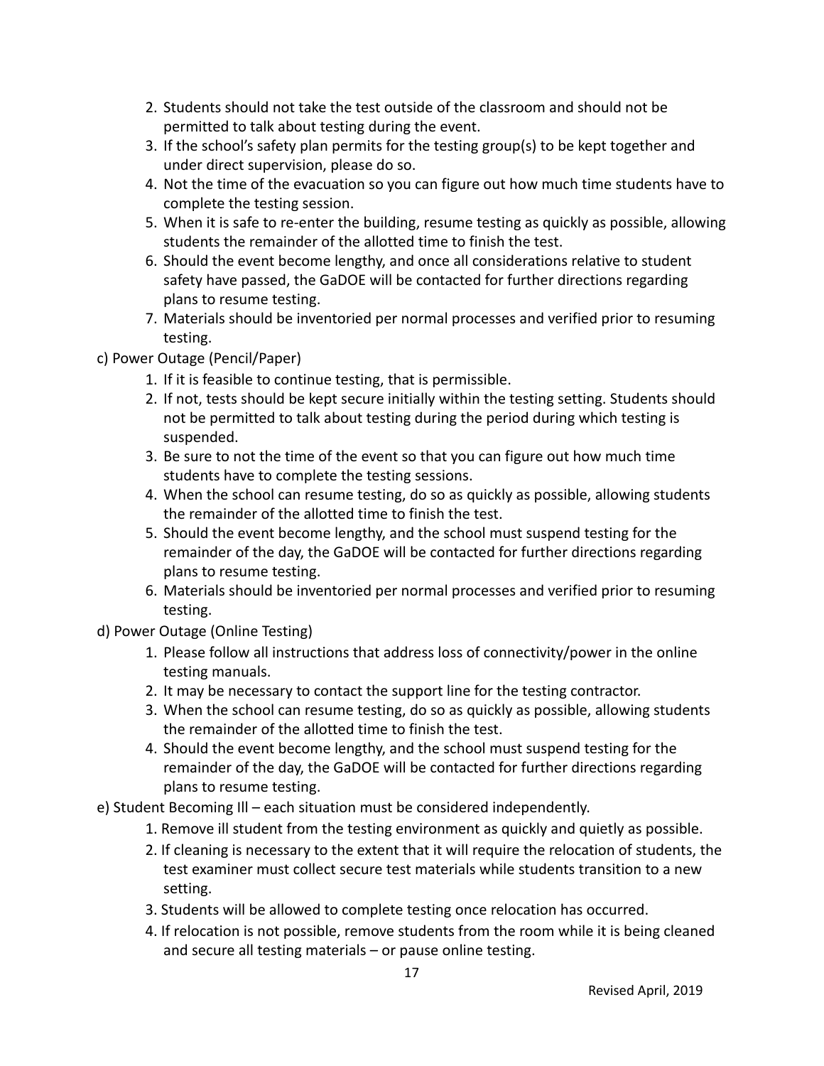2. Students should not take the test outside of the classroom and should not be permitted to talk about testing during the event.
3. If the school's safety plan permits for the testing group(s) to be kept together and under direct supervision, please do so.
4. Not the time of the evacuation so you can figure out how much time students have to complete the testing session.
5. When it is safe to re-enter the building, resume testing as quickly as possible, allowing students the remainder of the allotted time to finish the test.
6. Should the event become lengthy, and once all considerations relative to student safety have passed, the GaDOE will be contacted for further directions regarding plans to resume testing.
7. Materials should be inventoried per normal processes and verified prior to resuming testing.

c) Power Outage (Pencil/Paper)

1. If it is feasible to continue testing, that is permissible.
2. If not, tests should be kept secure initially within the testing setting. Students should not be permitted to talk about testing during the period during which testing is suspended.
3. Be sure to not the time of the event so that you can figure out how much time students have to complete the testing sessions.
4. When the school can resume testing, do so as quickly as possible, allowing students the remainder of the allotted time to finish the test.
5. Should the event become lengthy, and the school must suspend testing for the remainder of the day, the GaDOE will be contacted for further directions regarding plans to resume testing.
6. Materials should be inventoried per normal processes and verified prior to resuming testing.

d) Power Outage (Online Testing)

1. Please follow all instructions that address loss of connectivity/power in the online testing manuals.
2. It may be necessary to contact the support line for the testing contractor.
3. When the school can resume testing, do so as quickly as possible, allowing students the remainder of the allotted time to finish the test.
4. Should the event become lengthy, and the school must suspend testing for the remainder of the day, the GaDOE will be contacted for further directions regarding plans to resume testing.

e) Student Becoming Ill – each situation must be considered independently.

1. Remove ill student from the testing environment as quickly and quietly as possible.
2. If cleaning is necessary to the extent that it will require the relocation of students, the test examiner must collect secure test materials while students transition to a new setting.
3. Students will be allowed to complete testing once relocation has occurred.
4. If relocation is not possible, remove students from the room while it is being cleaned and secure all testing materials – or pause online testing.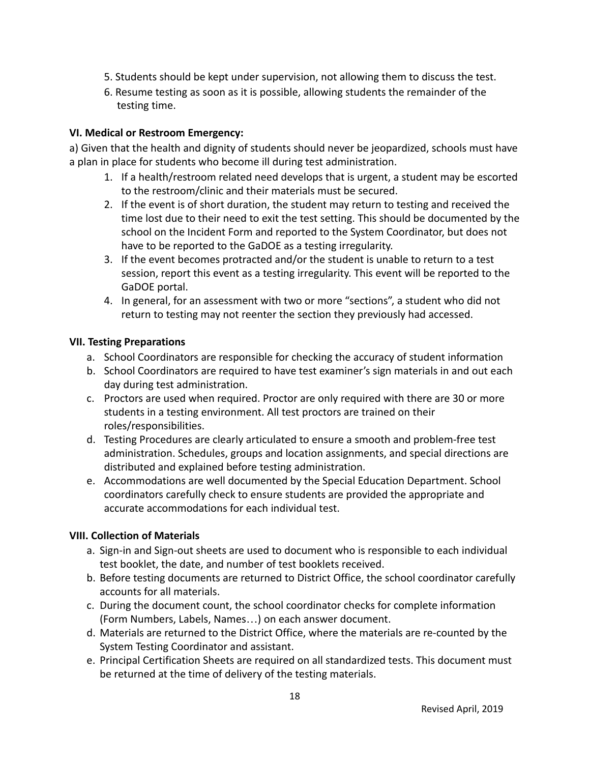5. Students should be kept under supervision, not allowing them to discuss the test.
6. Resume testing as soon as it is possible, allowing students the remainder of the testing time.

**VI. Medical or Restroom Emergency:**

a) Given that the health and dignity of students should never be jeopardized, schools must have a plan in place for students who become ill during test administration.

1. If a health/restroom related need develops that is urgent, a student may be escorted to the restroom/clinic and their materials must be secured.
2. If the event is of short duration, the student may return to testing and received the time lost due to their need to exit the test setting. This should be documented by the school on the Incident Form and reported to the System Coordinator, but does not have to be reported to the GaDOE as a testing irregularity.
3. If the event becomes protracted and/or the student is unable to return to a test session, report this event as a testing irregularity. This event will be reported to the GaDOE portal.
4. In general, for an assessment with two or more "sections", a student who did not return to testing may not reenter the section they previously had accessed.

**VII. Testing Preparations**

a. School Coordinators are responsible for checking the accuracy of student information
b. School Coordinators are required to have test examiner's sign materials in and out each day during test administration.
c. Proctors are used when required. Proctor are only required with there are 30 or more students in a testing environment. All test proctors are trained on their roles/responsibilities.
d. Testing Procedures are clearly articulated to ensure a smooth and problem-free test administration. Schedules, groups and location assignments, and special directions are distributed and explained before testing administration.
e. Accommodations are well documented by the Special Education Department. School coordinators carefully check to ensure students are provided the appropriate and accurate accommodations for each individual test.

**VIII. Collection of Materials**

a. Sign-in and Sign-out sheets are used to document who is responsible to each individual test booklet, the date, and number of test booklets received.
b. Before testing documents are returned to District Office, the school coordinator carefully accounts for all materials.
c. During the document count, the school coordinator checks for complete information (Form Numbers, Labels, Names…) on each answer document.
d. Materials are returned to the District Office, where the materials are re-counted by the System Testing Coordinator and assistant.
e. Principal Certification Sheets are required on all standardized tests. This document must be returned at the time of delivery of the testing materials.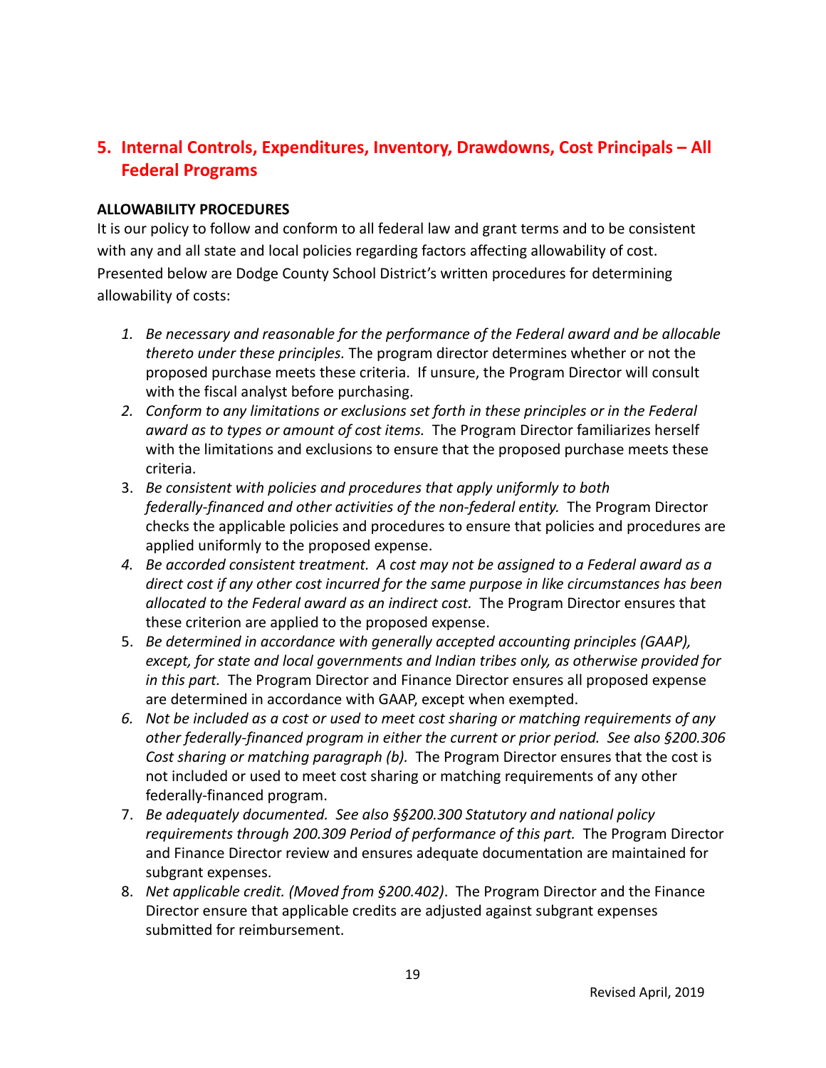## 5. Internal Controls, Expenditures, Inventory, Drawdowns, Cost Principals – All Federal Programs

**ALLOWABILITY PROCEDURES**

It is our policy to follow and conform to all federal law and grant terms and to be consistent with any and all state and local policies regarding factors affecting allowability of cost. Presented below are Dodge County School District's written procedures for determining allowability of costs:

1. *Be necessary and reasonable for the performance of the Federal award and be allocable thereto under these principles.* The program director determines whether or not the proposed purchase meets these criteria. If unsure, the Program Director will consult with the fiscal analyst before purchasing.
2. *Conform to any limitations or exclusions set forth in these principles or in the Federal award as to types or amount of cost items.* The Program Director familiarizes herself with the limitations and exclusions to ensure that the proposed purchase meets these criteria.
3. *Be consistent with policies and procedures that apply uniformly to both federally-financed and other activities of the non-federal entity.* The Program Director checks the applicable policies and procedures to ensure that policies and procedures are applied uniformly to the proposed expense.
4. *Be accorded consistent treatment. A cost may not be assigned to a Federal award as a direct cost if any other cost incurred for the same purpose in like circumstances has been allocated to the Federal award as an indirect cost.* The Program Director ensures that these criterion are applied to the proposed expense.
5. *Be determined in accordance with generally accepted accounting principles (GAAP), except, for state and local governments and Indian tribes only, as otherwise provided for in this part.* The Program Director and Finance Director ensures all proposed expense are determined in accordance with GAAP, except when exempted.
6. *Not be included as a cost or used to meet cost sharing or matching requirements of any other federally-financed program in either the current or prior period. See also §200.306 Cost sharing or matching paragraph (b).* The Program Director ensures that the cost is not included or used to meet cost sharing or matching requirements of any other federally-financed program.
7. *Be adequately documented. See also §§200.300 Statutory and national policy requirements through 200.309 Period of performance of this part.* The Program Director and Finance Director review and ensures adequate documentation are maintained for subgrant expenses.
8. *Net applicable credit. (Moved from §200.402)*. The Program Director and the Finance Director ensure that applicable credits are adjusted against subgrant expenses submitted for reimbursement.

Revised April, 2019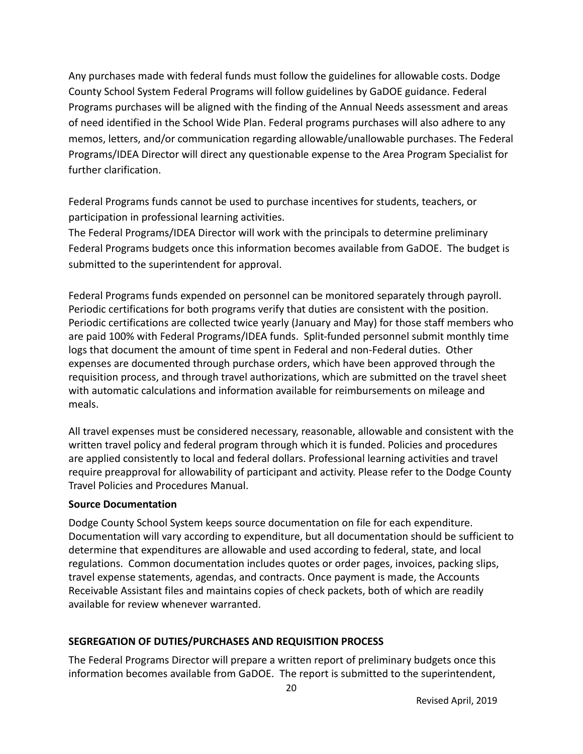Any purchases made with federal funds must follow the guidelines for allowable costs. Dodge County School System Federal Programs will follow guidelines by GaDOE guidance. Federal Programs purchases will be aligned with the finding of the Annual Needs assessment and areas of need identified in the School Wide Plan. Federal programs purchases will also adhere to any memos, letters, and/or communication regarding allowable/unallowable purchases. The Federal Programs/IDEA Director will direct any questionable expense to the Area Program Specialist for further clarification.

Federal Programs funds cannot be used to purchase incentives for students, teachers, or participation in professional learning activities.
The Federal Programs/IDEA Director will work with the principals to determine preliminary Federal Programs budgets once this information becomes available from GaDOE. The budget is submitted to the superintendent for approval.

Federal Programs funds expended on personnel can be monitored separately through payroll. Periodic certifications for both programs verify that duties are consistent with the position. Periodic certifications are collected twice yearly (January and May) for those staff members who are paid 100% with Federal Programs/IDEA funds. Split-funded personnel submit monthly time logs that document the amount of time spent in Federal and non-Federal duties. Other expenses are documented through purchase orders, which have been approved through the requisition process, and through travel authorizations, which are submitted on the travel sheet with automatic calculations and information available for reimbursements on mileage and meals.

All travel expenses must be considered necessary, reasonable, allowable and consistent with the written travel policy and federal program through which it is funded. Policies and procedures are applied consistently to local and federal dollars. Professional learning activities and travel require preapproval for allowability of participant and activity. Please refer to the Dodge County Travel Policies and Procedures Manual.

**Source Documentation**

Dodge County School System keeps source documentation on file for each expenditure. Documentation will vary according to expenditure, but all documentation should be sufficient to determine that expenditures are allowable and used according to federal, state, and local regulations. Common documentation includes quotes or order pages, invoices, packing slips, travel expense statements, agendas, and contracts. Once payment is made, the Accounts Receivable Assistant files and maintains copies of check packets, both of which are readily available for review whenever warranted.

## SEGREGATION OF DUTIES/PURCHASES AND REQUISITION PROCESS

The Federal Programs Director will prepare a written report of preliminary budgets once this information becomes available from GaDOE. The report is submitted to the superintendent,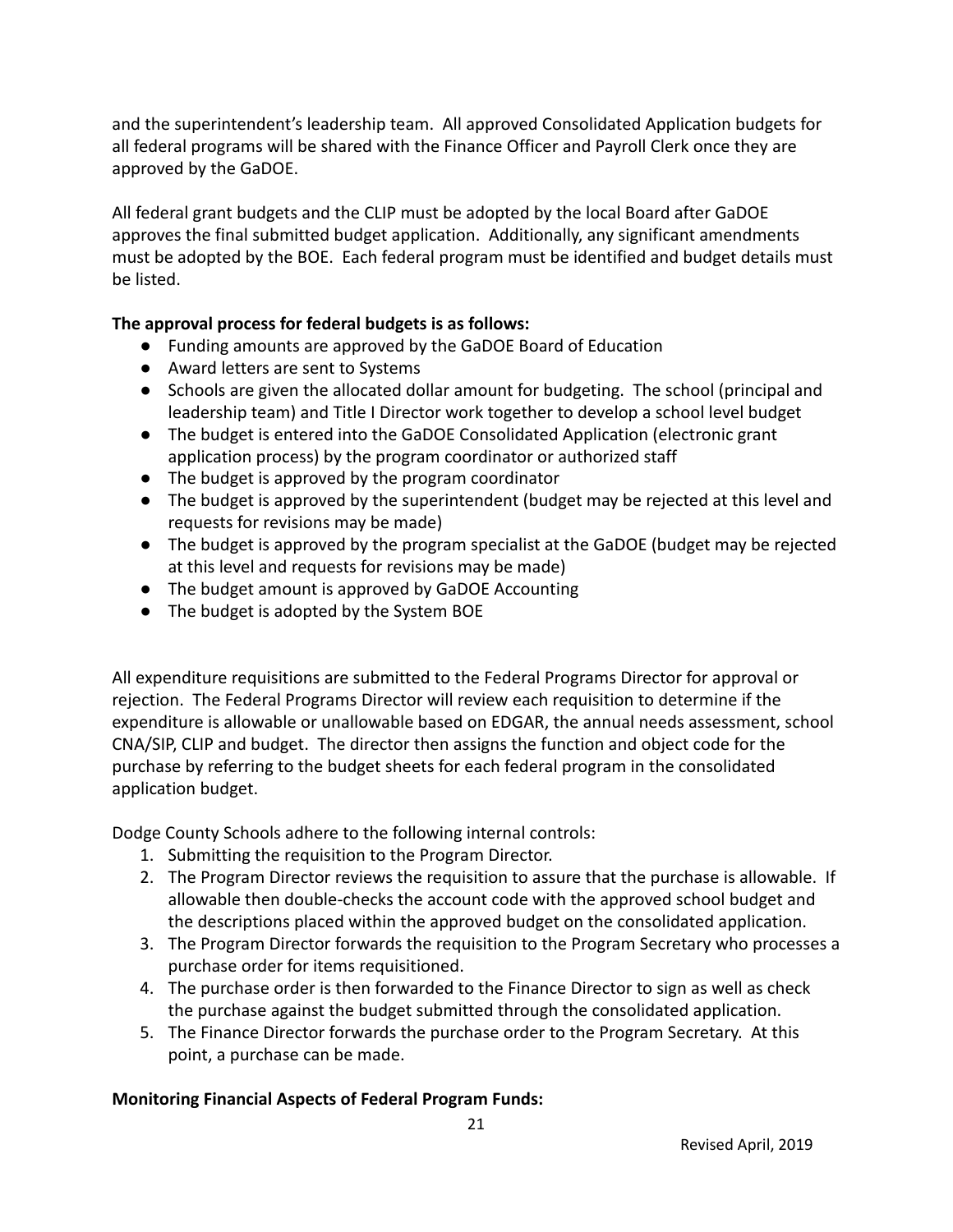and the superintendent's leadership team. All approved Consolidated Application budgets for all federal programs will be shared with the Finance Officer and Payroll Clerk once they are approved by the GaDOE.

All federal grant budgets and the CLIP must be adopted by the local Board after GaDOE approves the final submitted budget application. Additionally, any significant amendments must be adopted by the BOE. Each federal program must be identified and budget details must be listed.

**The approval process for federal budgets is as follows:**

- Funding amounts are approved by the GaDOE Board of Education
- Award letters are sent to Systems
- Schools are given the allocated dollar amount for budgeting. The school (principal and leadership team) and Title I Director work together to develop a school level budget
- The budget is entered into the GaDOE Consolidated Application (electronic grant application process) by the program coordinator or authorized staff
- The budget is approved by the program coordinator
- The budget is approved by the superintendent (budget may be rejected at this level and requests for revisions may be made)
- The budget is approved by the program specialist at the GaDOE (budget may be rejected at this level and requests for revisions may be made)
- The budget amount is approved by GaDOE Accounting
- The budget is adopted by the System BOE

All expenditure requisitions are submitted to the Federal Programs Director for approval or rejection. The Federal Programs Director will review each requisition to determine if the expenditure is allowable or unallowable based on EDGAR, the annual needs assessment, school CNA/SIP, CLIP and budget. The director then assigns the function and object code for the purchase by referring to the budget sheets for each federal program in the consolidated application budget.

Dodge County Schools adhere to the following internal controls:

1. Submitting the requisition to the Program Director.
2. The Program Director reviews the requisition to assure that the purchase is allowable. If allowable then double-checks the account code with the approved school budget and the descriptions placed within the approved budget on the consolidated application.
3. The Program Director forwards the requisition to the Program Secretary who processes a purchase order for items requisitioned.
4. The purchase order is then forwarded to the Finance Director to sign as well as check the purchase against the budget submitted through the consolidated application.
5. The Finance Director forwards the purchase order to the Program Secretary. At this point, a purchase can be made.

**Monitoring Financial Aspects of Federal Program Funds:**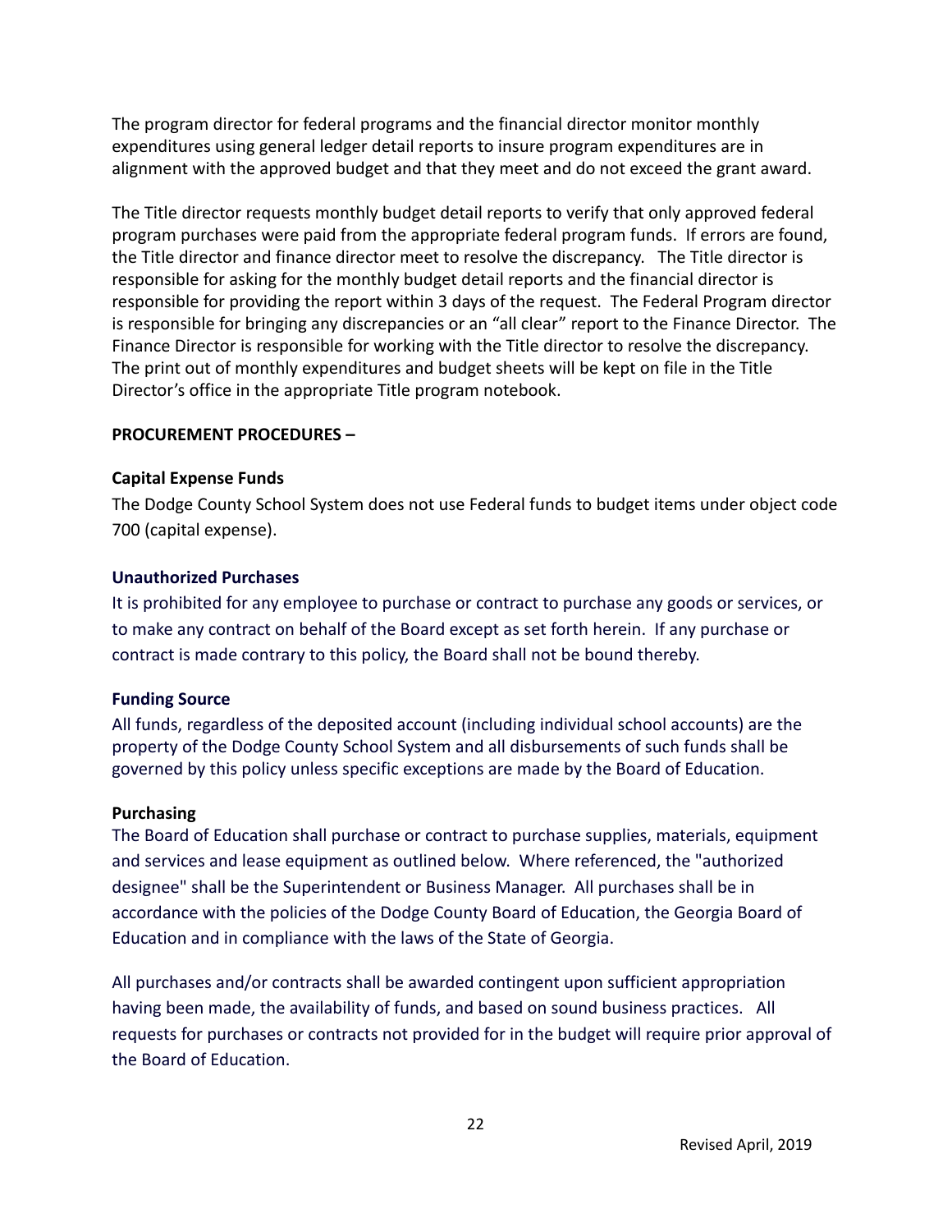The program director for federal programs and the financial director monitor monthly expenditures using general ledger detail reports to insure program expenditures are in alignment with the approved budget and that they meet and do not exceed the grant award.

The Title director requests monthly budget detail reports to verify that only approved federal program purchases were paid from the appropriate federal program funds. If errors are found, the Title director and finance director meet to resolve the discrepancy. The Title director is responsible for asking for the monthly budget detail reports and the financial director is responsible for providing the report within 3 days of the request. The Federal Program director is responsible for bringing any discrepancies or an "all clear" report to the Finance Director. The Finance Director is responsible for working with the Title director to resolve the discrepancy. The print out of monthly expenditures and budget sheets will be kept on file in the Title Director's office in the appropriate Title program notebook.

**PROCUREMENT PROCEDURES –**

**Capital Expense Funds**

The Dodge County School System does not use Federal funds to budget items under object code 700 (capital expense).

**Unauthorized Purchases**

It is prohibited for any employee to purchase or contract to purchase any goods or services, or to make any contract on behalf of the Board except as set forth herein. If any purchase or contract is made contrary to this policy, the Board shall not be bound thereby.

**Funding Source**

All funds, regardless of the deposited account (including individual school accounts) are the property of the Dodge County School System and all disbursements of such funds shall be governed by this policy unless specific exceptions are made by the Board of Education.

**Purchasing**

The Board of Education shall purchase or contract to purchase supplies, materials, equipment and services and lease equipment as outlined below. Where referenced, the "authorized designee" shall be the Superintendent or Business Manager. All purchases shall be in accordance with the policies of the Dodge County Board of Education, the Georgia Board of Education and in compliance with the laws of the State of Georgia.

All purchases and/or contracts shall be awarded contingent upon sufficient appropriation having been made, the availability of funds, and based on sound business practices. All requests for purchases or contracts not provided for in the budget will require prior approval of the Board of Education.

Revised April, 2019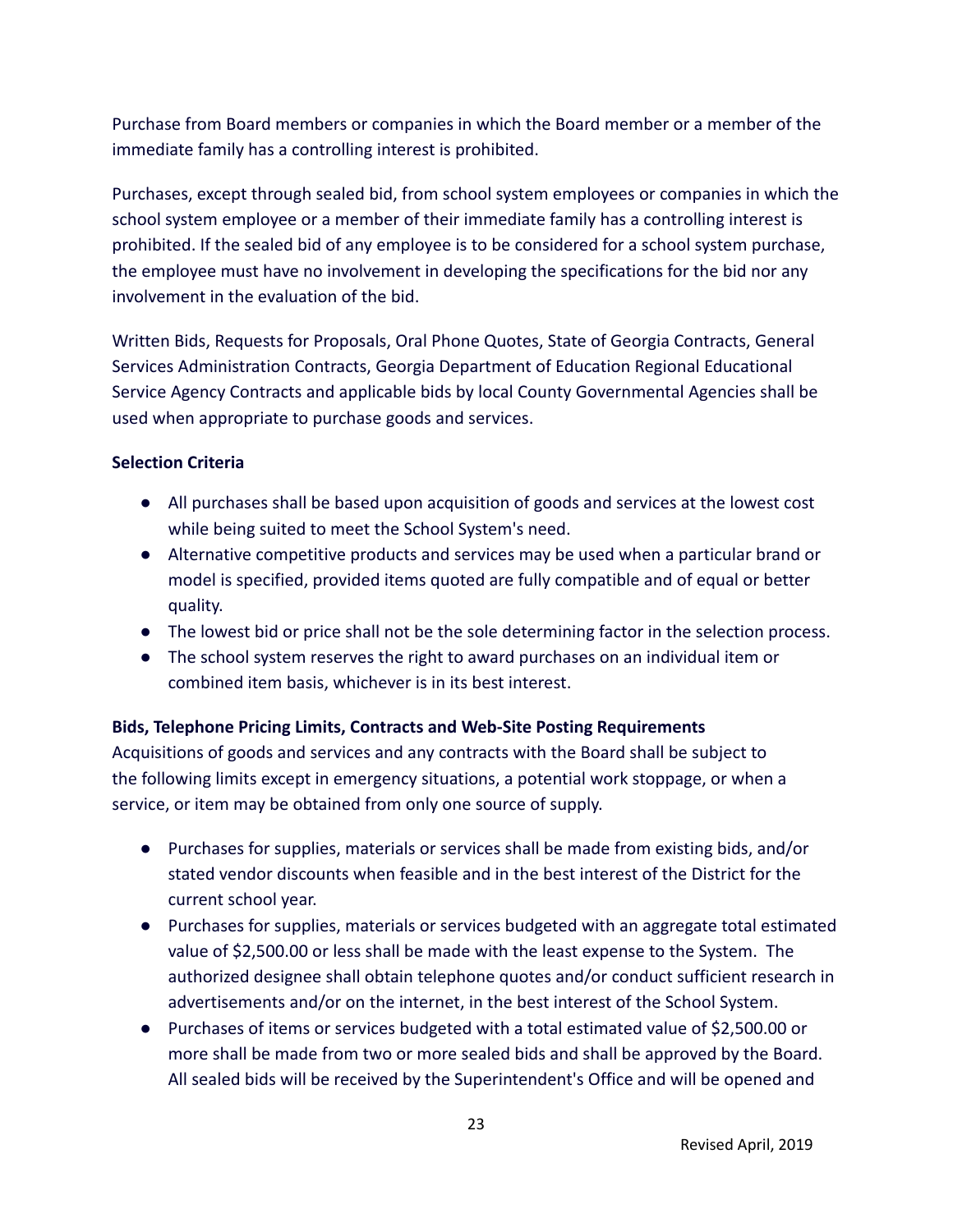Purchase from Board members or companies in which the Board member or a member of the immediate family has a controlling interest is prohibited.

Purchases, except through sealed bid, from school system employees or companies in which the school system employee or a member of their immediate family has a controlling interest is prohibited. If the sealed bid of any employee is to be considered for a school system purchase, the employee must have no involvement in developing the specifications for the bid nor any involvement in the evaluation of the bid.

Written Bids, Requests for Proposals, Oral Phone Quotes, State of Georgia Contracts, General Services Administration Contracts, Georgia Department of Education Regional Educational Service Agency Contracts and applicable bids by local County Governmental Agencies shall be used when appropriate to purchase goods and services.

**Selection Criteria**

- All purchases shall be based upon acquisition of goods and services at the lowest cost while being suited to meet the School System's need.
- Alternative competitive products and services may be used when a particular brand or model is specified, provided items quoted are fully compatible and of equal or better quality.
- The lowest bid or price shall not be the sole determining factor in the selection process.
- The school system reserves the right to award purchases on an individual item or combined item basis, whichever is in its best interest.

**Bids, Telephone Pricing Limits, Contracts and Web-Site Posting Requirements**

Acquisitions of goods and services and any contracts with the Board shall be subject to the following limits except in emergency situations, a potential work stoppage, or when a service, or item may be obtained from only one source of supply.

- Purchases for supplies, materials or services shall be made from existing bids, and/or stated vendor discounts when feasible and in the best interest of the District for the current school year.
- Purchases for supplies, materials or services budgeted with an aggregate total estimated value of $2,500.00 or less shall be made with the least expense to the System. The authorized designee shall obtain telephone quotes and/or conduct sufficient research in advertisements and/or on the internet, in the best interest of the School System.
- Purchases of items or services budgeted with a total estimated value of $2,500.00 or more shall be made from two or more sealed bids and shall be approved by the Board. All sealed bids will be received by the Superintendent's Office and will be opened and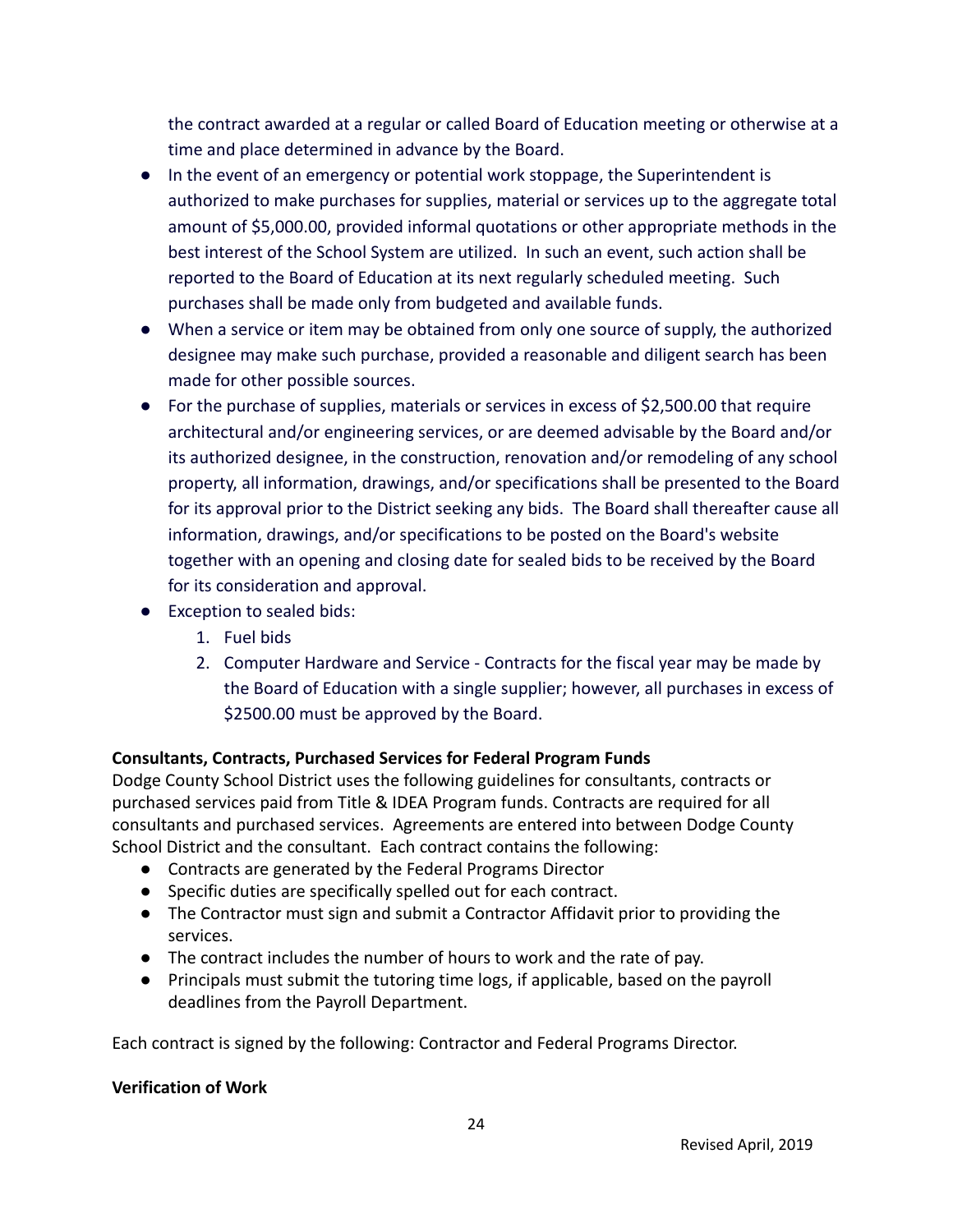the contract awarded at a regular or called Board of Education meeting or otherwise at a time and place determined in advance by the Board.

- In the event of an emergency or potential work stoppage, the Superintendent is authorized to make purchases for supplies, material or services up to the aggregate total amount of $5,000.00, provided informal quotations or other appropriate methods in the best interest of the School System are utilized. In such an event, such action shall be reported to the Board of Education at its next regularly scheduled meeting. Such purchases shall be made only from budgeted and available funds.
- When a service or item may be obtained from only one source of supply, the authorized designee may make such purchase, provided a reasonable and diligent search has been made for other possible sources.
- For the purchase of supplies, materials or services in excess of $2,500.00 that require architectural and/or engineering services, or are deemed advisable by the Board and/or its authorized designee, in the construction, renovation and/or remodeling of any school property, all information, drawings, and/or specifications shall be presented to the Board for its approval prior to the District seeking any bids. The Board shall thereafter cause all information, drawings, and/or specifications to be posted on the Board's website together with an opening and closing date for sealed bids to be received by the Board for its consideration and approval.
- Exception to sealed bids:
    1. Fuel bids
    2. Computer Hardware and Service - Contracts for the fiscal year may be made by the Board of Education with a single supplier; however, all purchases in excess of $2500.00 must be approved by the Board.

**Consultants, Contracts, Purchased Services for Federal Program Funds**

Dodge County School District uses the following guidelines for consultants, contracts or purchased services paid from Title & IDEA Program funds. Contracts are required for all consultants and purchased services. Agreements are entered into between Dodge County School District and the consultant. Each contract contains the following:

- Contracts are generated by the Federal Programs Director
- Specific duties are specifically spelled out for each contract.
- The Contractor must sign and submit a Contractor Affidavit prior to providing the services.
- The contract includes the number of hours to work and the rate of pay.
- Principals must submit the tutoring time logs, if applicable, based on the payroll deadlines from the Payroll Department.

Each contract is signed by the following: Contractor and Federal Programs Director.

**Verification of Work**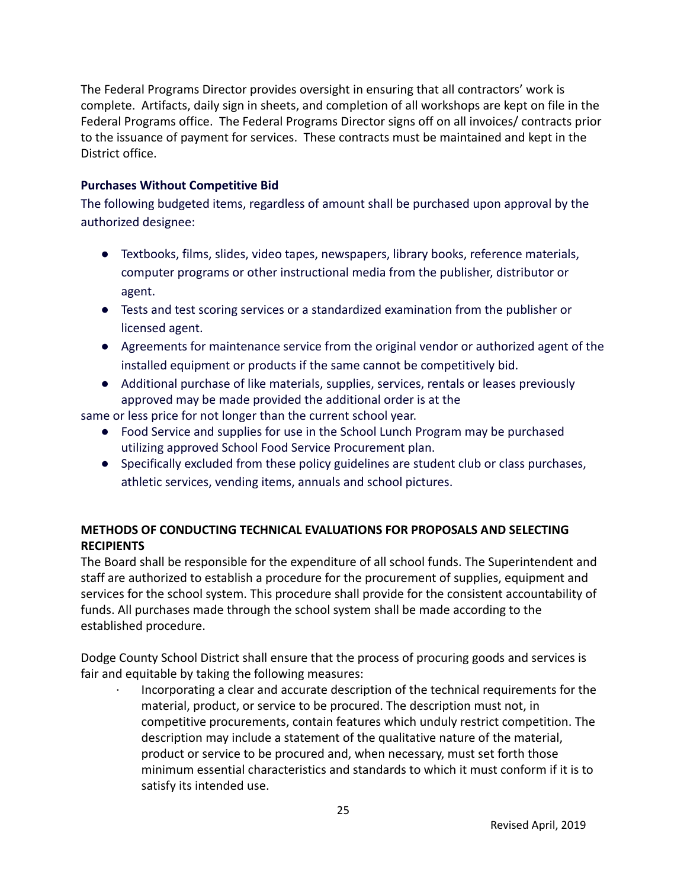The Federal Programs Director provides oversight in ensuring that all contractors' work is complete. Artifacts, daily sign in sheets, and completion of all workshops are kept on file in the Federal Programs office. The Federal Programs Director signs off on all invoices/ contracts prior to the issuance of payment for services. These contracts must be maintained and kept in the District office.

**Purchases Without Competitive Bid**

The following budgeted items, regardless of amount shall be purchased upon approval by the authorized designee:

- Textbooks, films, slides, video tapes, newspapers, library books, reference materials, computer programs or other instructional media from the publisher, distributor or agent.
- Tests and test scoring services or a standardized examination from the publisher or licensed agent.
- Agreements for maintenance service from the original vendor or authorized agent of the installed equipment or products if the same cannot be competitively bid.
- Additional purchase of like materials, supplies, services, rentals or leases previously approved may be made provided the additional order is at the

same or less price for not longer than the current school year.

- Food Service and supplies for use in the School Lunch Program may be purchased utilizing approved School Food Service Procurement plan.
- Specifically excluded from these policy guidelines are student club or class purchases, athletic services, vending items, annuals and school pictures.

**METHODS OF CONDUCTING TECHNICAL EVALUATIONS FOR PROPOSALS AND SELECTING RECIPIENTS**

The Board shall be responsible for the expenditure of all school funds. The Superintendent and staff are authorized to establish a procedure for the procurement of supplies, equipment and services for the school system. This procedure shall provide for the consistent accountability of funds. All purchases made through the school system shall be made according to the established procedure.

Dodge County School District shall ensure that the process of procuring goods and services is fair and equitable by taking the following measures:

- Incorporating a clear and accurate description of the technical requirements for the material, product, or service to be procured. The description must not, in competitive procurements, contain features which unduly restrict competition. The description may include a statement of the qualitative nature of the material, product or service to be procured and, when necessary, must set forth those minimum essential characteristics and standards to which it must conform if it is to satisfy its intended use.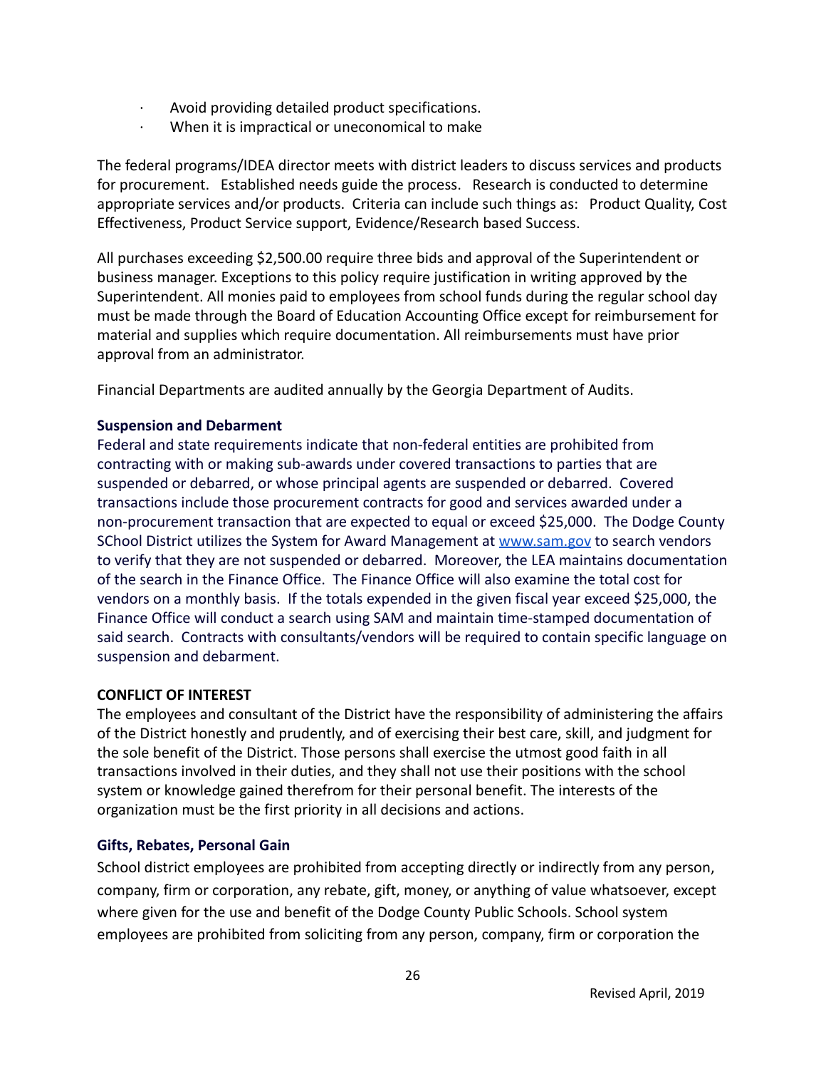- Avoid providing detailed product specifications.
- When it is impractical or uneconomical to make

The federal programs/IDEA director meets with district leaders to discuss services and products for procurement. Established needs guide the process. Research is conducted to determine appropriate services and/or products. Criteria can include such things as: Product Quality, Cost Effectiveness, Product Service support, Evidence/Research based Success.

All purchases exceeding $2,500.00 require three bids and approval of the Superintendent or business manager. Exceptions to this policy require justification in writing approved by the Superintendent. All monies paid to employees from school funds during the regular school day must be made through the Board of Education Accounting Office except for reimbursement for material and supplies which require documentation. All reimbursements must have prior approval from an administrator.

Financial Departments are audited annually by the Georgia Department of Audits.

**Suspension and Debarment**

Federal and state requirements indicate that non-federal entities are prohibited from contracting with or making sub-awards under covered transactions to parties that are suspended or debarred, or whose principal agents are suspended or debarred. Covered transactions include those procurement contracts for good and services awarded under a non-procurement transaction that are expected to equal or exceed $25,000. The Dodge County SChool District utilizes the System for Award Management at [www.sam.gov](http://www.sam.gov) to search vendors to verify that they are not suspended or debarred. Moreover, the LEA maintains documentation of the search in the Finance Office. The Finance Office will also examine the total cost for vendors on a monthly basis. If the totals expended in the given fiscal year exceed $25,000, the Finance Office will conduct a search using SAM and maintain time-stamped documentation of said search. Contracts with consultants/vendors will be required to contain specific language on suspension and debarment.

**CONFLICT OF INTEREST**

The employees and consultant of the District have the responsibility of administering the affairs of the District honestly and prudently, and of exercising their best care, skill, and judgment for the sole benefit of the District. Those persons shall exercise the utmost good faith in all transactions involved in their duties, and they shall not use their positions with the school system or knowledge gained therefrom for their personal benefit. The interests of the organization must be the first priority in all decisions and actions.

**Gifts, Rebates, Personal Gain**

School district employees are prohibited from accepting directly or indirectly from any person, company, firm or corporation, any rebate, gift, money, or anything of value whatsoever, except where given for the use and benefit of the Dodge County Public Schools. School system employees are prohibited from soliciting from any person, company, firm or corporation the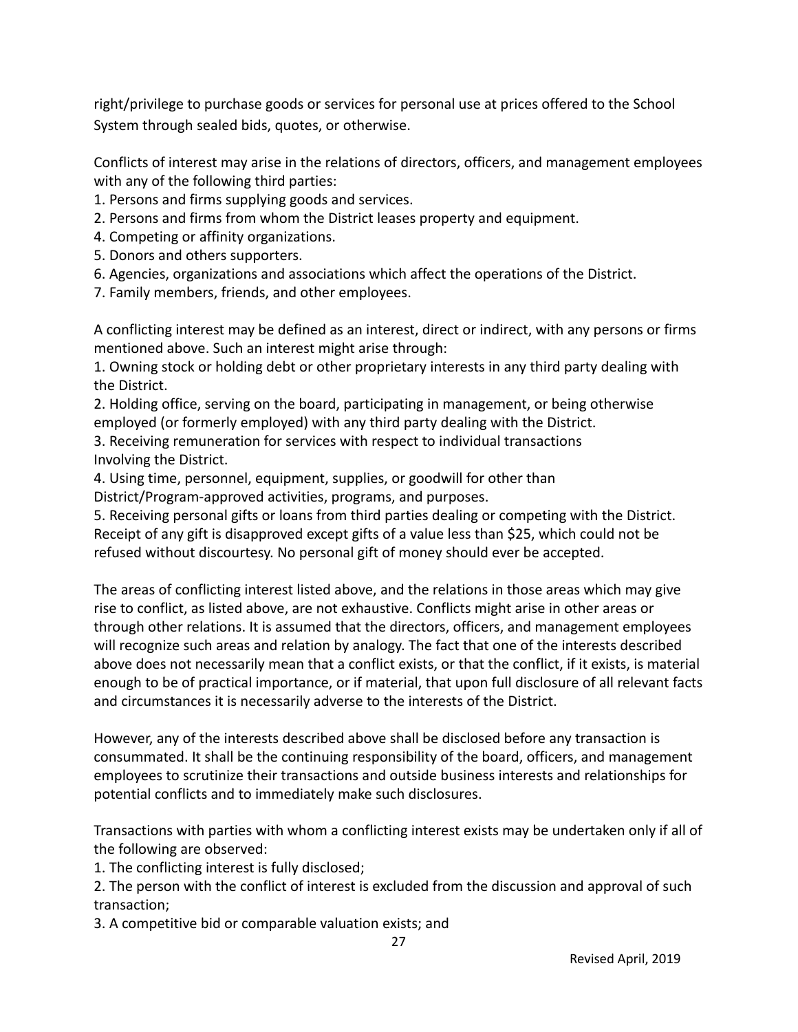right/privilege to purchase goods or services for personal use at prices offered to the School System through sealed bids, quotes, or otherwise.

Conflicts of interest may arise in the relations of directors, officers, and management employees with any of the following third parties:

1. Persons and firms supplying goods and services.
2. Persons and firms from whom the District leases property and equipment.
4. Competing or affinity organizations.
5. Donors and others supporters.
6. Agencies, organizations and associations which affect the operations of the District.
7. Family members, friends, and other employees.

A conflicting interest may be defined as an interest, direct or indirect, with any persons or firms mentioned above. Such an interest might arise through:

1. Owning stock or holding debt or other proprietary interests in any third party dealing with the District.
2. Holding office, serving on the board, participating in management, or being otherwise employed (or formerly employed) with any third party dealing with the District.
3. Receiving remuneration for services with respect to individual transactions Involving the District.
4. Using time, personnel, equipment, supplies, or goodwill for other than District/Program-approved activities, programs, and purposes.
5. Receiving personal gifts or loans from third parties dealing or competing with the District. Receipt of any gift is disapproved except gifts of a value less than $25, which could not be refused without discourtesy. No personal gift of money should ever be accepted.

The areas of conflicting interest listed above, and the relations in those areas which may give rise to conflict, as listed above, are not exhaustive. Conflicts might arise in other areas or through other relations. It is assumed that the directors, officers, and management employees will recognize such areas and relation by analogy. The fact that one of the interests described above does not necessarily mean that a conflict exists, or that the conflict, if it exists, is material enough to be of practical importance, or if material, that upon full disclosure of all relevant facts and circumstances it is necessarily adverse to the interests of the District.

However, any of the interests described above shall be disclosed before any transaction is consummated. It shall be the continuing responsibility of the board, officers, and management employees to scrutinize their transactions and outside business interests and relationships for potential conflicts and to immediately make such disclosures.

Transactions with parties with whom a conflicting interest exists may be undertaken only if all of the following are observed:

1. The conflicting interest is fully disclosed;
2. The person with the conflict of interest is excluded from the discussion and approval of such transaction;
3. A competitive bid or comparable valuation exists; and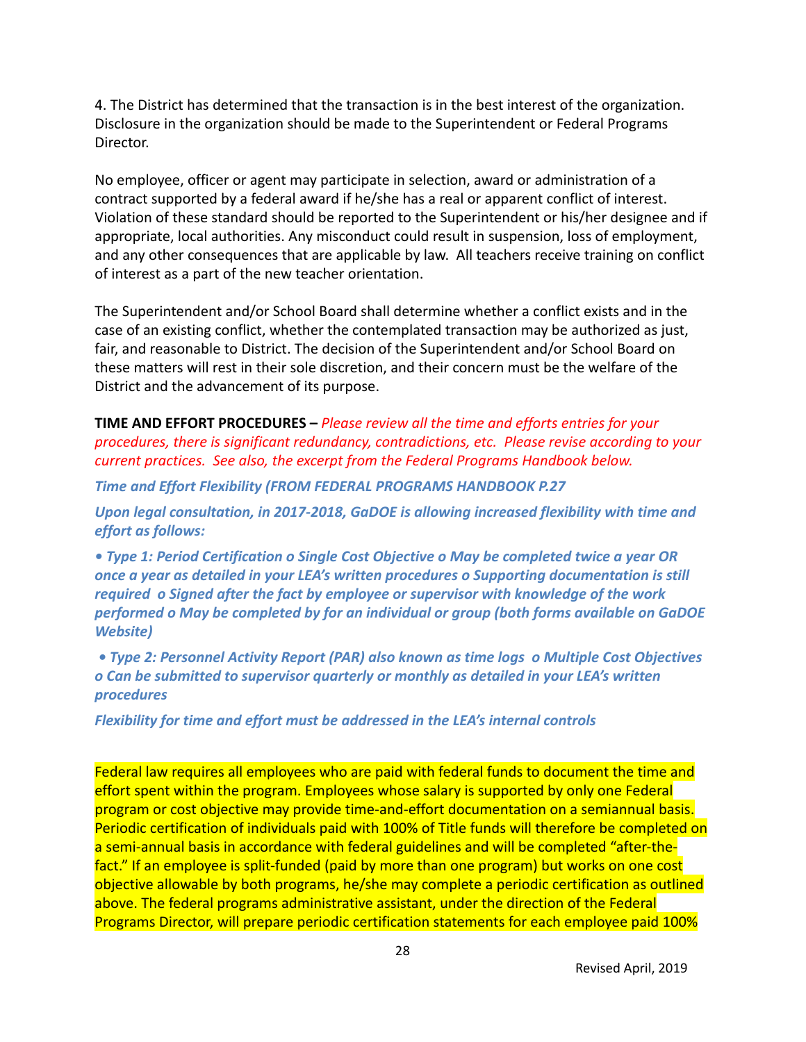4. The District has determined that the transaction is in the best interest of the organization. Disclosure in the organization should be made to the Superintendent or Federal Programs Director.

No employee, officer or agent may participate in selection, award or administration of a contract supported by a federal award if he/she has a real or apparent conflict of interest. Violation of these standard should be reported to the Superintendent or his/her designee and if appropriate, local authorities. Any misconduct could result in suspension, loss of employment, and any other consequences that are applicable by law. All teachers receive training on conflict of interest as a part of the new teacher orientation.

The Superintendent and/or School Board shall determine whether a conflict exists and in the case of an existing conflict, whether the contemplated transaction may be authorized as just, fair, and reasonable to District. The decision of the Superintendent and/or School Board on these matters will rest in their sole discretion, and their concern must be the welfare of the District and the advancement of its purpose.

**TIME AND EFFORT PROCEDURES –** *Please review all the time and efforts entries for your procedures, there is significant redundancy, contradictions, etc. Please revise according to your current practices. See also, the excerpt from the Federal Programs Handbook below.*

***Time and Effort Flexibility (FROM FEDERAL PROGRAMS HANDBOOK P.27***

***Upon legal consultation, in 2017-2018, GaDOE is allowing increased flexibility with time and effort as follows:***

***• Type 1: Period Certification o Single Cost Objective o May be completed twice a year OR once a year as detailed in your LEA's written procedures o Supporting documentation is still required o Signed after the fact by employee or supervisor with knowledge of the work performed o May be completed by for an individual or group (both forms available on GaDOE Website)***

***• Type 2: Personnel Activity Report (PAR) also known as time logs o Multiple Cost Objectives o Can be submitted to supervisor quarterly or monthly as detailed in your LEA's written procedures***

***Flexibility for time and effort must be addressed in the LEA's internal controls***

Federal law requires all employees who are paid with federal funds to document the time and effort spent within the program. Employees whose salary is supported by only one Federal program or cost objective may provide time-and-effort documentation on a semiannual basis. Periodic certification of individuals paid with 100% of Title funds will therefore be completed on a semi-annual basis in accordance with federal guidelines and will be completed "after-the-fact." If an employee is split-funded (paid by more than one program) but works on one cost objective allowable by both programs, he/she may complete a periodic certification as outlined above. The federal programs administrative assistant, under the direction of the Federal Programs Director, will prepare periodic certification statements for each employee paid 100%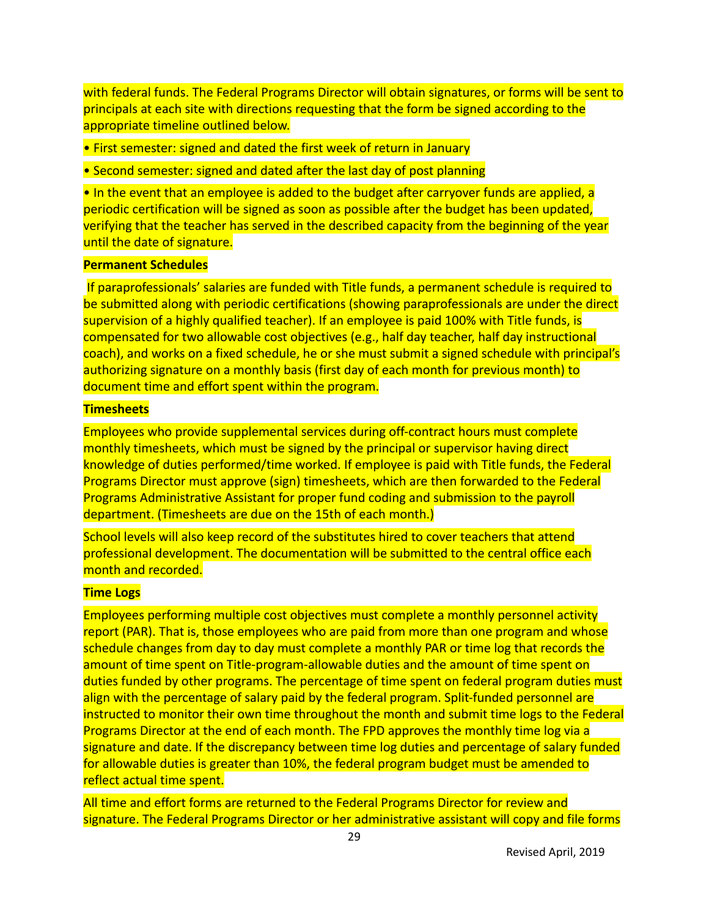with federal funds. The Federal Programs Director will obtain signatures, or forms will be sent to principals at each site with directions requesting that the form be signed according to the appropriate timeline outlined below.

- First semester: signed and dated the first week of return in January
- Second semester: signed and dated after the last day of post planning
- In the event that an employee is added to the budget after carryover funds are applied, a periodic certification will be signed as soon as possible after the budget has been updated, verifying that the teacher has served in the described capacity from the beginning of the year until the date of signature.

**Permanent Schedules**

If paraprofessionals' salaries are funded with Title funds, a permanent schedule is required to be submitted along with periodic certifications (showing paraprofessionals are under the direct supervision of a highly qualified teacher). If an employee is paid 100% with Title funds, is compensated for two allowable cost objectives (e.g., half day teacher, half day instructional coach), and works on a fixed schedule, he or she must submit a signed schedule with principal's authorizing signature on a monthly basis (first day of each month for previous month) to document time and effort spent within the program.

**Timesheets**

Employees who provide supplemental services during off-contract hours must complete monthly timesheets, which must be signed by the principal or supervisor having direct knowledge of duties performed/time worked. If employee is paid with Title funds, the Federal Programs Director must approve (sign) timesheets, which are then forwarded to the Federal Programs Administrative Assistant for proper fund coding and submission to the payroll department. (Timesheets are due on the 15th of each month.)

School levels will also keep record of the substitutes hired to cover teachers that attend professional development. The documentation will be submitted to the central office each month and recorded.

**Time Logs**

Employees performing multiple cost objectives must complete a monthly personnel activity report (PAR). That is, those employees who are paid from more than one program and whose schedule changes from day to day must complete a monthly PAR or time log that records the amount of time spent on Title-program-allowable duties and the amount of time spent on duties funded by other programs. The percentage of time spent on federal program duties must align with the percentage of salary paid by the federal program. Split-funded personnel are instructed to monitor their own time throughout the month and submit time logs to the Federal Programs Director at the end of each month. The FPD approves the monthly time log via a signature and date. If the discrepancy between time log duties and percentage of salary funded for allowable duties is greater than 10%, the federal program budget must be amended to reflect actual time spent.

All time and effort forms are returned to the Federal Programs Director for review and signature. The Federal Programs Director or her administrative assistant will copy and file forms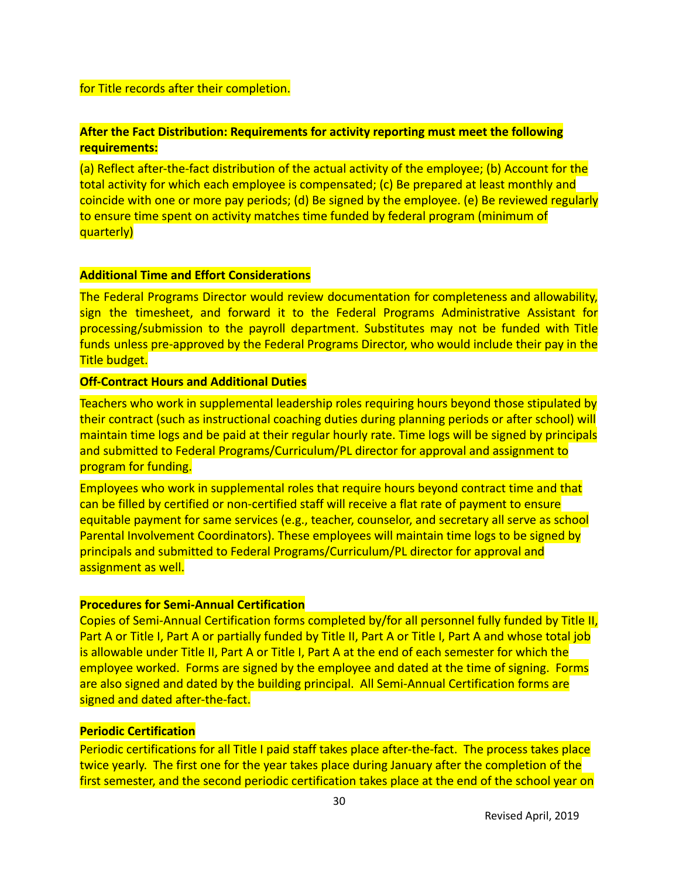for Title records after their completion.

**After the Fact Distribution: Requirements for activity reporting must meet the following requirements:**

(a) Reflect after-the-fact distribution of the actual activity of the employee; (b) Account for the total activity for which each employee is compensated; (c) Be prepared at least monthly and coincide with one or more pay periods; (d) Be signed by the employee. (e) Be reviewed regularly to ensure time spent on activity matches time funded by federal program (minimum of quarterly)

**Additional Time and Effort Considerations**

The Federal Programs Director would review documentation for completeness and allowability, sign the timesheet, and forward it to the Federal Programs Administrative Assistant for processing/submission to the payroll department. Substitutes may not be funded with Title funds unless pre-approved by the Federal Programs Director, who would include their pay in the Title budget.

**Off-Contract Hours and Additional Duties**

Teachers who work in supplemental leadership roles requiring hours beyond those stipulated by their contract (such as instructional coaching duties during planning periods or after school) will maintain time logs and be paid at their regular hourly rate. Time logs will be signed by principals and submitted to Federal Programs/Curriculum/PL director for approval and assignment to program for funding.

Employees who work in supplemental roles that require hours beyond contract time and that can be filled by certified or non-certified staff will receive a flat rate of payment to ensure equitable payment for same services (e.g., teacher, counselor, and secretary all serve as school Parental Involvement Coordinators). These employees will maintain time logs to be signed by principals and submitted to Federal Programs/Curriculum/PL director for approval and assignment as well.

**Procedures for Semi-Annual Certification**

Copies of Semi-Annual Certification forms completed by/for all personnel fully funded by Title II, Part A or Title I, Part A or partially funded by Title II, Part A or Title I, Part A and whose total job is allowable under Title II, Part A or Title I, Part A at the end of each semester for which the employee worked. Forms are signed by the employee and dated at the time of signing. Forms are also signed and dated by the building principal. All Semi-Annual Certification forms are signed and dated after-the-fact.

**Periodic Certification**

Periodic certifications for all Title I paid staff takes place after-the-fact. The process takes place twice yearly. The first one for the year takes place during January after the completion of the first semester, and the second periodic certification takes place at the end of the school year on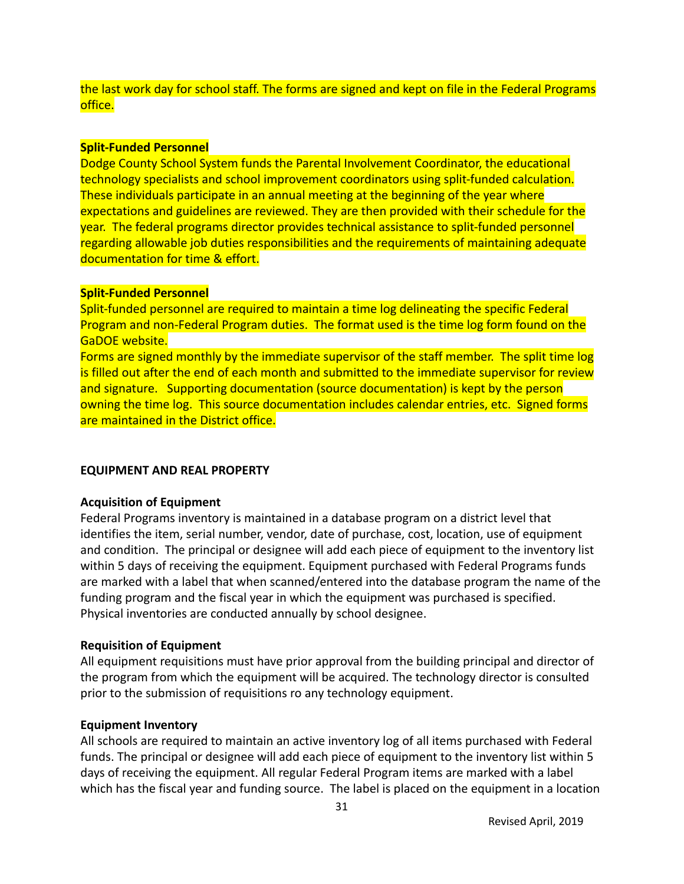the last work day for school staff. The forms are signed and kept on file in the Federal Programs office.

**Split-Funded Personnel**
Dodge County School System funds the Parental Involvement Coordinator, the educational technology specialists and school improvement coordinators using split-funded calculation. These individuals participate in an annual meeting at the beginning of the year where expectations and guidelines are reviewed. They are then provided with their schedule for the year. The federal programs director provides technical assistance to split-funded personnel regarding allowable job duties responsibilities and the requirements of maintaining adequate documentation for time & effort.

**Split-Funded Personnel**
Split-funded personnel are required to maintain a time log delineating the specific Federal Program and non-Federal Program duties. The format used is the time log form found on the GaDOE website.
Forms are signed monthly by the immediate supervisor of the staff member. The split time log is filled out after the end of each month and submitted to the immediate supervisor for review and signature. Supporting documentation (source documentation) is kept by the person owning the time log. This source documentation includes calendar entries, etc. Signed forms are maintained in the District office.

## EQUIPMENT AND REAL PROPERTY

**Acquisition of Equipment**
Federal Programs inventory is maintained in a database program on a district level that identifies the item, serial number, vendor, date of purchase, cost, location, use of equipment and condition. The principal or designee will add each piece of equipment to the inventory list within 5 days of receiving the equipment. Equipment purchased with Federal Programs funds are marked with a label that when scanned/entered into the database program the name of the funding program and the fiscal year in which the equipment was purchased is specified. Physical inventories are conducted annually by school designee.

**Requisition of Equipment**
All equipment requisitions must have prior approval from the building principal and director of the program from which the equipment will be acquired. The technology director is consulted prior to the submission of requisitions ro any technology equipment.

**Equipment Inventory**
All schools are required to maintain an active inventory log of all items purchased with Federal funds. The principal or designee will add each piece of equipment to the inventory list within 5 days of receiving the equipment. All regular Federal Program items are marked with a label which has the fiscal year and funding source. The label is placed on the equipment in a location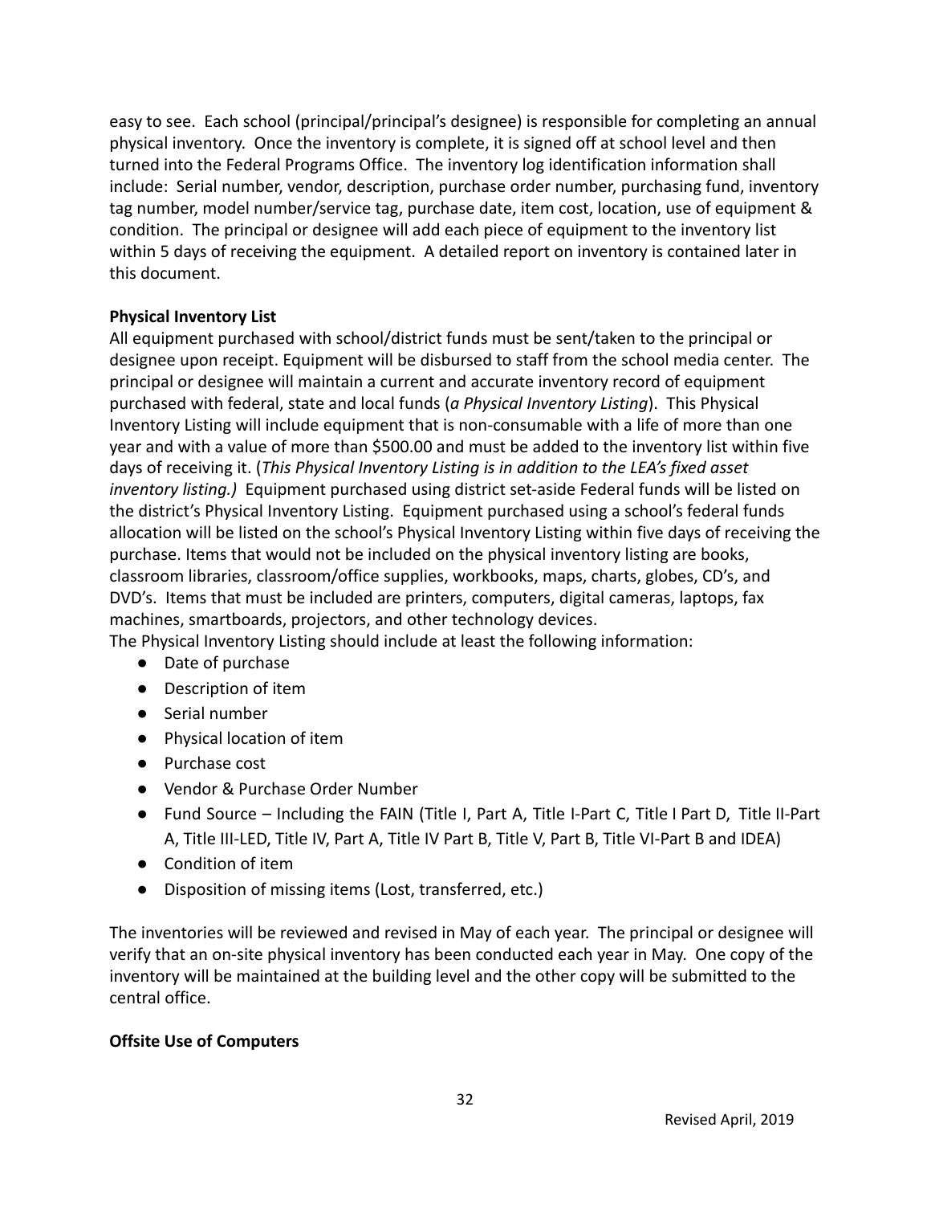easy to see. Each school (principal/principal's designee) is responsible for completing an annual physical inventory. Once the inventory is complete, it is signed off at school level and then turned into the Federal Programs Office. The inventory log identification information shall include: Serial number, vendor, description, purchase order number, purchasing fund, inventory tag number, model number/service tag, purchase date, item cost, location, use of equipment & condition. The principal or designee will add each piece of equipment to the inventory list within 5 days of receiving the equipment. A detailed report on inventory is contained later in this document.

**Physical Inventory List**

All equipment purchased with school/district funds must be sent/taken to the principal or designee upon receipt. Equipment will be disbursed to staff from the school media center. The principal or designee will maintain a current and accurate inventory record of equipment purchased with federal, state and local funds (*a Physical Inventory Listing*). This Physical Inventory Listing will include equipment that is non-consumable with a life of more than one year and with a value of more than $500.00 and must be added to the inventory list within five days of receiving it. (*This Physical Inventory Listing is in addition to the LEA's fixed asset inventory listing.)* Equipment purchased using district set-aside Federal funds will be listed on the district's Physical Inventory Listing. Equipment purchased using a school's federal funds allocation will be listed on the school's Physical Inventory Listing within five days of receiving the purchase. Items that would not be included on the physical inventory listing are books, classroom libraries, classroom/office supplies, workbooks, maps, charts, globes, CD's, and DVD's. Items that must be included are printers, computers, digital cameras, laptops, fax machines, smartboards, projectors, and other technology devices.

The Physical Inventory Listing should include at least the following information:

- Date of purchase
- Description of item
- Serial number
- Physical location of item
- Purchase cost
- Vendor & Purchase Order Number
- Fund Source – Including the FAIN (Title I, Part A, Title I-Part C, Title I Part D, Title II-Part A, Title III-LED, Title IV, Part A, Title IV Part B, Title V, Part B, Title VI-Part B and IDEA)
- Condition of item
- Disposition of missing items (Lost, transferred, etc.)

The inventories will be reviewed and revised in May of each year. The principal or designee will verify that an on-site physical inventory has been conducted each year in May. One copy of the inventory will be maintained at the building level and the other copy will be submitted to the central office.

**Offsite Use of Computers**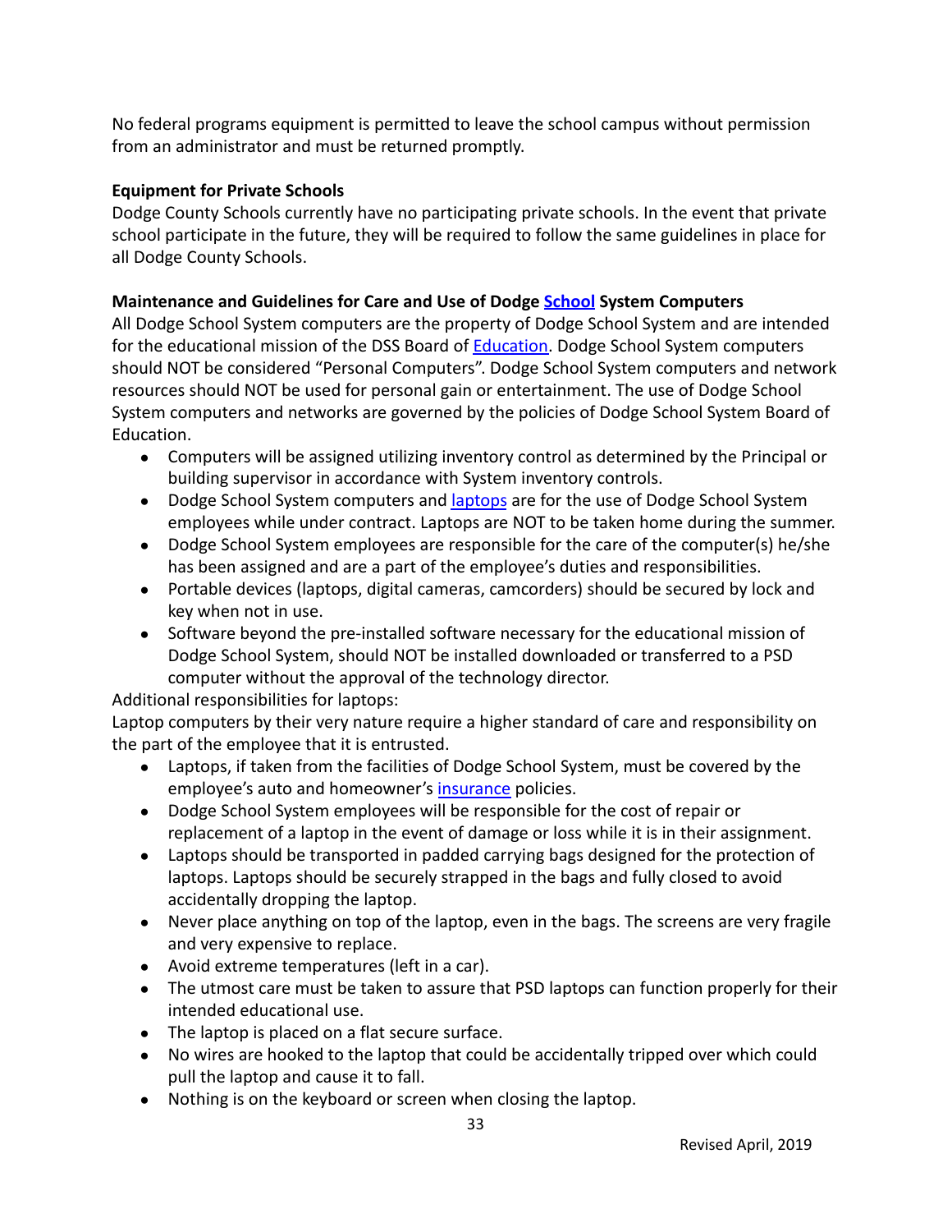No federal programs equipment is permitted to leave the school campus without permission from an administrator and must be returned promptly.

**Equipment for Private Schools**

Dodge County Schools currently have no participating private schools. In the event that private school participate in the future, they will be required to follow the same guidelines in place for all Dodge County Schools.

**Maintenance and Guidelines for Care and Use of Dodge School System Computers**

All Dodge School System computers are the property of Dodge School System and are intended for the educational mission of the DSS Board of Education. Dodge School System computers should NOT be considered "Personal Computers". Dodge School System computers and network resources should NOT be used for personal gain or entertainment. The use of Dodge School System computers and networks are governed by the policies of Dodge School System Board of Education.

- Computers will be assigned utilizing inventory control as determined by the Principal or building supervisor in accordance with System inventory controls.
- Dodge School System computers and laptops are for the use of Dodge School System employees while under contract. Laptops are NOT to be taken home during the summer.
- Dodge School System employees are responsible for the care of the computer(s) he/she has been assigned and are a part of the employee's duties and responsibilities.
- Portable devices (laptops, digital cameras, camcorders) should be secured by lock and key when not in use.
- Software beyond the pre-installed software necessary for the educational mission of Dodge School System, should NOT be installed downloaded or transferred to a PSD computer without the approval of the technology director.

Additional responsibilities for laptops:

Laptop computers by their very nature require a higher standard of care and responsibility on the part of the employee that it is entrusted.

- Laptops, if taken from the facilities of Dodge School System, must be covered by the employee's auto and homeowner's insurance policies.
- Dodge School System employees will be responsible for the cost of repair or replacement of a laptop in the event of damage or loss while it is in their assignment.
- Laptops should be transported in padded carrying bags designed for the protection of laptops. Laptops should be securely strapped in the bags and fully closed to avoid accidentally dropping the laptop.
- Never place anything on top of the laptop, even in the bags. The screens are very fragile and very expensive to replace.
- Avoid extreme temperatures (left in a car).
- The utmost care must be taken to assure that PSD laptops can function properly for their intended educational use.
- The laptop is placed on a flat secure surface.
- No wires are hooked to the laptop that could be accidentally tripped over which could pull the laptop and cause it to fall.
- Nothing is on the keyboard or screen when closing the laptop.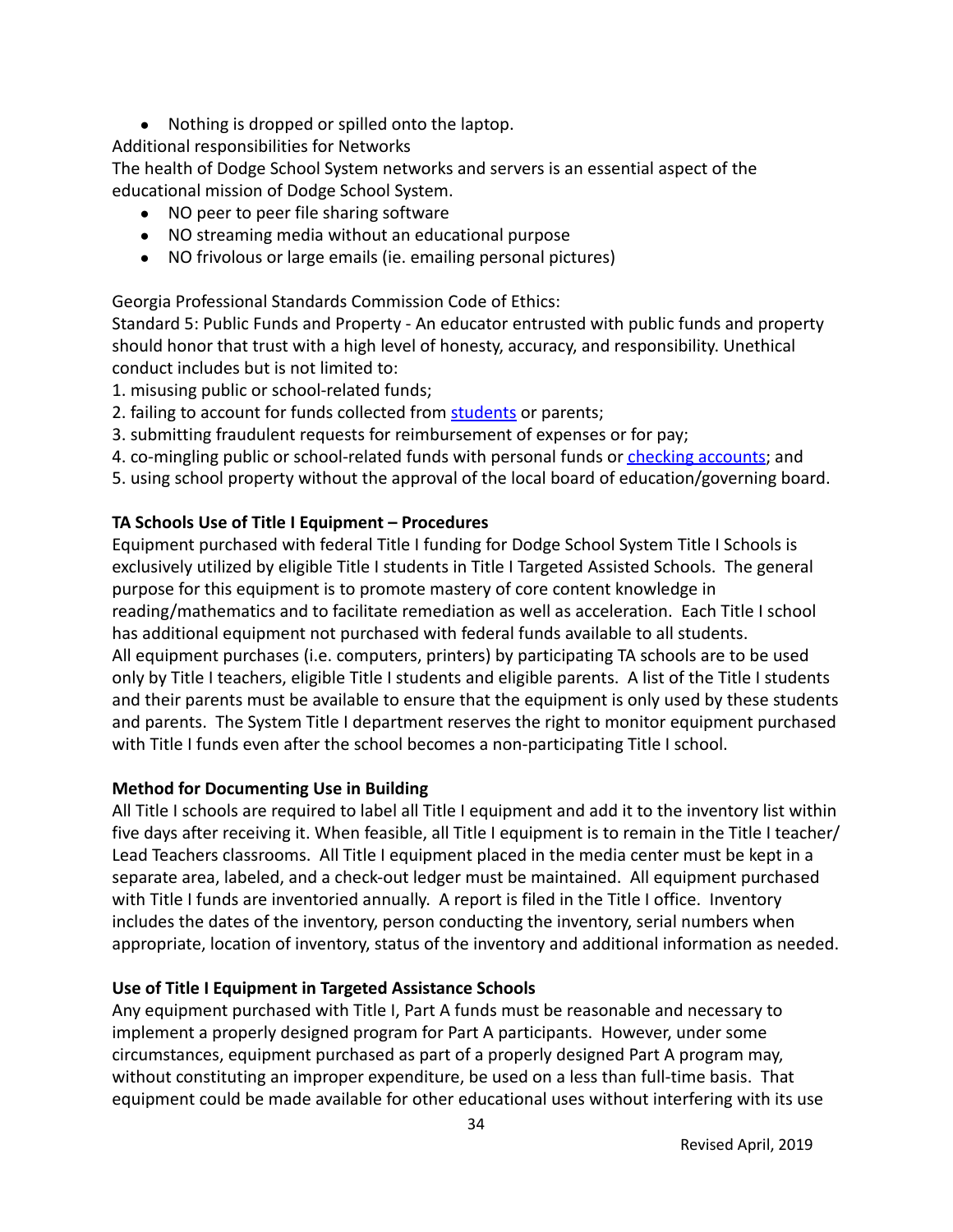- Nothing is dropped or spilled onto the laptop.

Additional responsibilities for Networks

The health of Dodge School System networks and servers is an essential aspect of the educational mission of Dodge School System.

- NO peer to peer file sharing software
- NO streaming media without an educational purpose
- NO frivolous or large emails (ie. emailing personal pictures)

Georgia Professional Standards Commission Code of Ethics:

Standard 5: Public Funds and Property - An educator entrusted with public funds and property should honor that trust with a high level of honesty, accuracy, and responsibility. Unethical conduct includes but is not limited to:

1. misusing public or school-related funds;
2. failing to account for funds collected from students or parents;
3. submitting fraudulent requests for reimbursement of expenses or for pay;
4. co-mingling public or school-related funds with personal funds or checking accounts; and
5. using school property without the approval of the local board of education/governing board.

**TA Schools Use of Title I Equipment – Procedures**

Equipment purchased with federal Title I funding for Dodge School System Title I Schools is exclusively utilized by eligible Title I students in Title I Targeted Assisted Schools. The general purpose for this equipment is to promote mastery of core content knowledge in reading/mathematics and to facilitate remediation as well as acceleration. Each Title I school has additional equipment not purchased with federal funds available to all students.

All equipment purchases (i.e. computers, printers) by participating TA schools are to be used only by Title I teachers, eligible Title I students and eligible parents. A list of the Title I students and their parents must be available to ensure that the equipment is only used by these students and parents. The System Title I department reserves the right to monitor equipment purchased with Title I funds even after the school becomes a non-participating Title I school.

**Method for Documenting Use in Building**

All Title I schools are required to label all Title I equipment and add it to the inventory list within five days after receiving it. When feasible, all Title I equipment is to remain in the Title I teacher/ Lead Teachers classrooms. All Title I equipment placed in the media center must be kept in a separate area, labeled, and a check-out ledger must be maintained. All equipment purchased with Title I funds are inventoried annually. A report is filed in the Title I office. Inventory includes the dates of the inventory, person conducting the inventory, serial numbers when appropriate, location of inventory, status of the inventory and additional information as needed.

**Use of Title I Equipment in Targeted Assistance Schools**

Any equipment purchased with Title I, Part A funds must be reasonable and necessary to implement a properly designed program for Part A participants. However, under some circumstances, equipment purchased as part of a properly designed Part A program may, without constituting an improper expenditure, be used on a less than full-time basis. That equipment could be made available for other educational uses without interfering with its use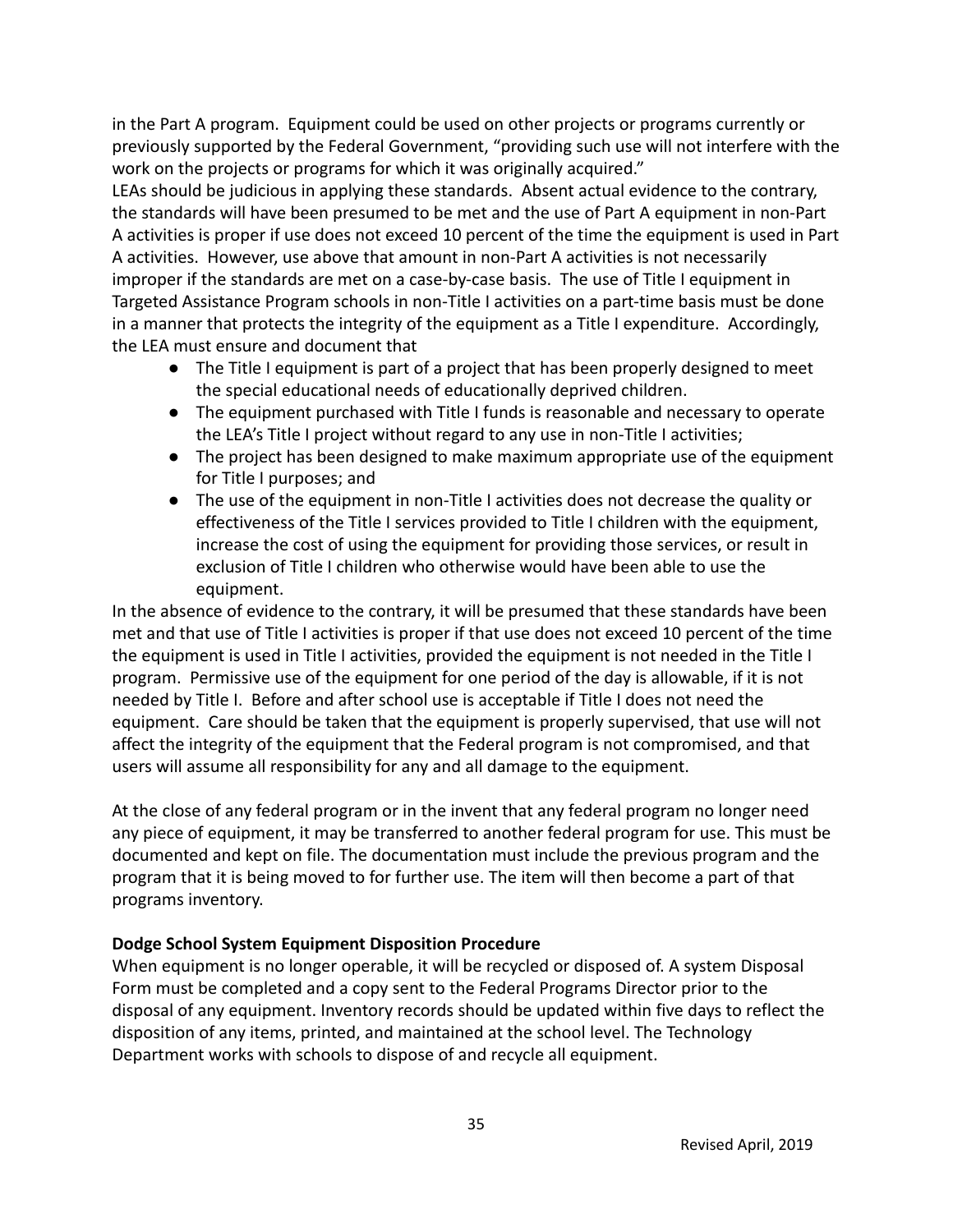in the Part A program. Equipment could be used on other projects or programs currently or previously supported by the Federal Government, "providing such use will not interfere with the work on the projects or programs for which it was originally acquired."
LEAs should be judicious in applying these standards. Absent actual evidence to the contrary, the standards will have been presumed to be met and the use of Part A equipment in non-Part A activities is proper if use does not exceed 10 percent of the time the equipment is used in Part A activities. However, use above that amount in non-Part A activities is not necessarily improper if the standards are met on a case-by-case basis. The use of Title I equipment in Targeted Assistance Program schools in non-Title I activities on a part-time basis must be done in a manner that protects the integrity of the equipment as a Title I expenditure. Accordingly, the LEA must ensure and document that

- The Title I equipment is part of a project that has been properly designed to meet the special educational needs of educationally deprived children.
- The equipment purchased with Title I funds is reasonable and necessary to operate the LEA's Title I project without regard to any use in non-Title I activities;
- The project has been designed to make maximum appropriate use of the equipment for Title I purposes; and
- The use of the equipment in non-Title I activities does not decrease the quality or effectiveness of the Title I services provided to Title I children with the equipment, increase the cost of using the equipment for providing those services, or result in exclusion of Title I children who otherwise would have been able to use the equipment.

In the absence of evidence to the contrary, it will be presumed that these standards have been met and that use of Title I activities is proper if that use does not exceed 10 percent of the time the equipment is used in Title I activities, provided the equipment is not needed in the Title I program. Permissive use of the equipment for one period of the day is allowable, if it is not needed by Title I. Before and after school use is acceptable if Title I does not need the equipment. Care should be taken that the equipment is properly supervised, that use will not affect the integrity of the equipment that the Federal program is not compromised, and that users will assume all responsibility for any and all damage to the equipment.

At the close of any federal program or in the invent that any federal program no longer need any piece of equipment, it may be transferred to another federal program for use. This must be documented and kept on file. The documentation must include the previous program and the program that it is being moved to for further use. The item will then become a part of that programs inventory.

**Dodge School System Equipment Disposition Procedure**
When equipment is no longer operable, it will be recycled or disposed of. A system Disposal Form must be completed and a copy sent to the Federal Programs Director prior to the disposal of any equipment. Inventory records should be updated within five days to reflect the disposition of any items, printed, and maintained at the school level. The Technology Department works with schools to dispose of and recycle all equipment.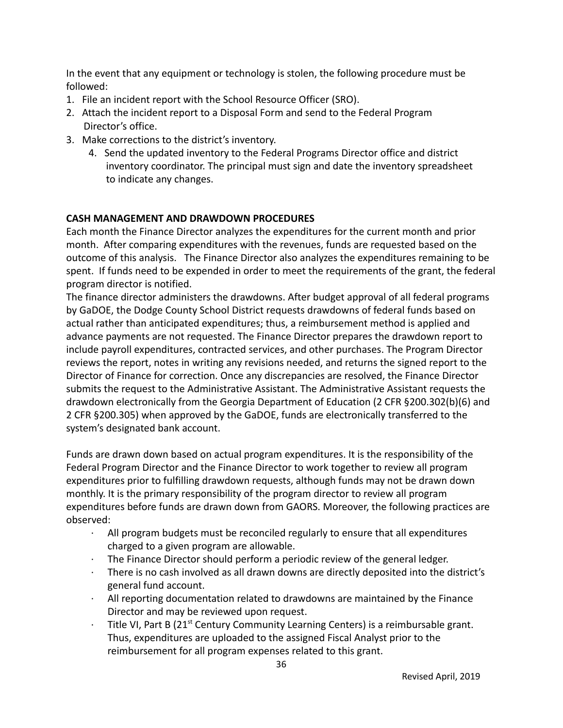In the event that any equipment or technology is stolen, the following procedure must be followed:

1. File an incident report with the School Resource Officer (SRO).
2. Attach the incident report to a Disposal Form and send to the Federal Program Director's office.
3. Make corrections to the district's inventory.
4. Send the updated inventory to the Federal Programs Director office and district inventory coordinator. The principal must sign and date the inventory spreadsheet to indicate any changes.

**CASH MANAGEMENT AND DRAWDOWN PROCEDURES**

Each month the Finance Director analyzes the expenditures for the current month and prior month. After comparing expenditures with the revenues, funds are requested based on the outcome of this analysis. The Finance Director also analyzes the expenditures remaining to be spent. If funds need to be expended in order to meet the requirements of the grant, the federal program director is notified.

The finance director administers the drawdowns. After budget approval of all federal programs by GaDOE, the Dodge County School District requests drawdowns of federal funds based on actual rather than anticipated expenditures; thus, a reimbursement method is applied and advance payments are not requested. The Finance Director prepares the drawdown report to include payroll expenditures, contracted services, and other purchases. The Program Director reviews the report, notes in writing any revisions needed, and returns the signed report to the Director of Finance for correction. Once any discrepancies are resolved, the Finance Director submits the request to the Administrative Assistant. The Administrative Assistant requests the drawdown electronically from the Georgia Department of Education (2 CFR §200.302(b)(6) and 2 CFR §200.305) when approved by the GaDOE, funds are electronically transferred to the system's designated bank account.

Funds are drawn down based on actual program expenditures. It is the responsibility of the Federal Program Director and the Finance Director to work together to review all program expenditures prior to fulfilling drawdown requests, although funds may not be drawn down monthly. It is the primary responsibility of the program director to review all program expenditures before funds are drawn down from GAORS. Moreover, the following practices are observed:

- All program budgets must be reconciled regularly to ensure that all expenditures charged to a given program are allowable.
- The Finance Director should perform a periodic review of the general ledger.
- There is no cash involved as all drawn downs are directly deposited into the district's general fund account.
- All reporting documentation related to drawdowns are maintained by the Finance Director and may be reviewed upon request.
- Title VI, Part B (21st Century Community Learning Centers) is a reimbursable grant. Thus, expenditures are uploaded to the assigned Fiscal Analyst prior to the reimbursement for all program expenses related to this grant.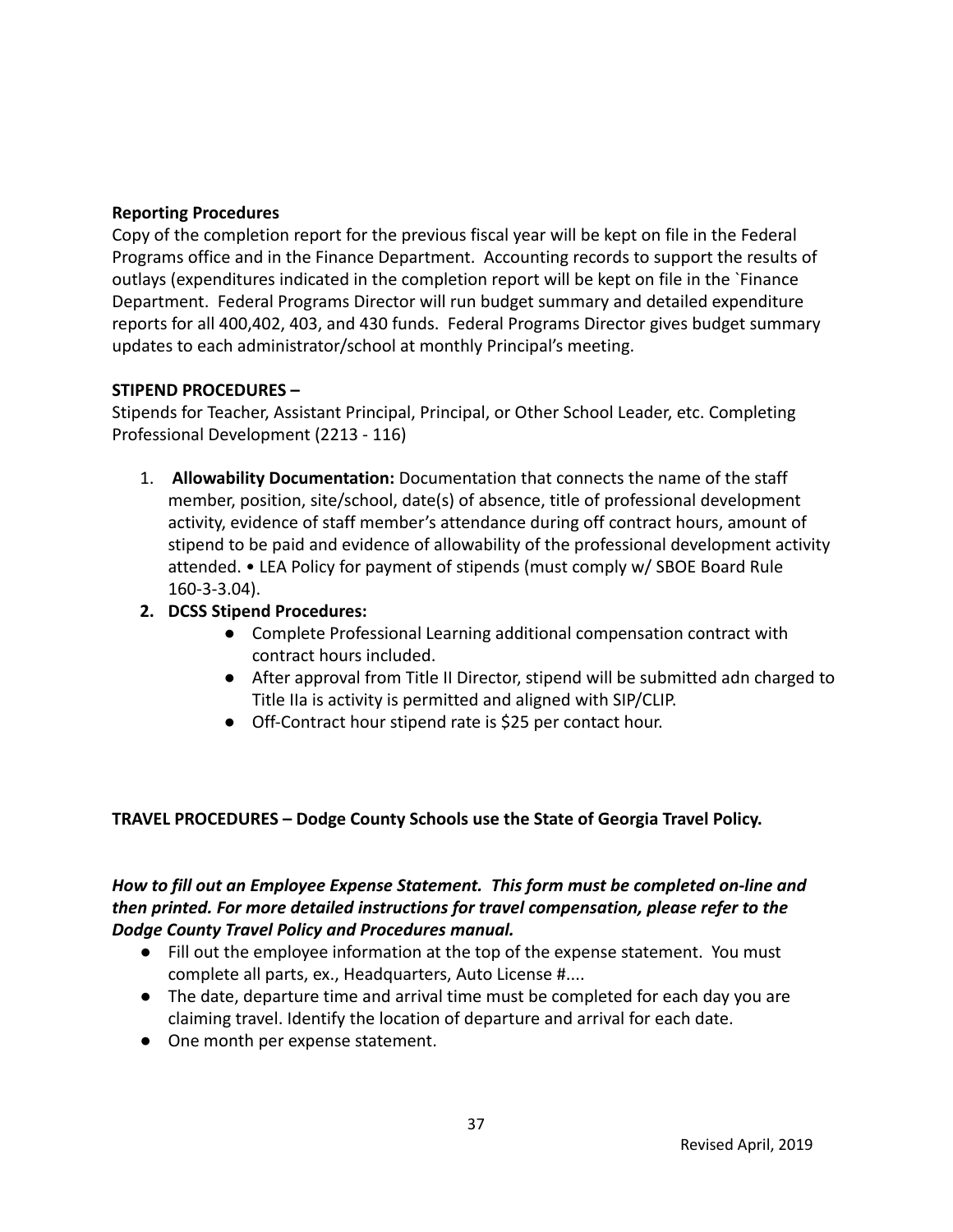**Reporting Procedures**

Copy of the completion report for the previous fiscal year will be kept on file in the Federal Programs office and in the Finance Department. Accounting records to support the results of outlays (expenditures indicated in the completion report will be kept on file in the `Finance Department. Federal Programs Director will run budget summary and detailed expenditure reports for all 400,402, 403, and 430 funds. Federal Programs Director gives budget summary updates to each administrator/school at monthly Principal's meeting.

**STIPEND PROCEDURES –**

Stipends for Teacher, Assistant Principal, Principal, or Other School Leader, etc. Completing Professional Development (2213 - 116)

1. **Allowability Documentation:** Documentation that connects the name of the staff member, position, site/school, date(s) of absence, title of professional development activity, evidence of staff member's attendance during off contract hours, amount of stipend to be paid and evidence of allowability of the professional development activity attended. • LEA Policy for payment of stipends (must comply w/ SBOE Board Rule 160-3-3.04).
2. **DCSS Stipend Procedures:**
    - Complete Professional Learning additional compensation contract with contract hours included.
    - After approval from Title II Director, stipend will be submitted adn charged to Title IIa is activity is permitted and aligned with SIP/CLIP.
    - Off-Contract hour stipend rate is $25 per contact hour.

**TRAVEL PROCEDURES – Dodge County Schools use the State of Georgia Travel Policy.**

***How to fill out an Employee Expense Statement. This form must be completed on-line and then printed. For more detailed instructions for travel compensation, please refer to the Dodge County Travel Policy and Procedures manual.***

- Fill out the employee information at the top of the expense statement. You must complete all parts, ex., Headquarters, Auto License #....
- The date, departure time and arrival time must be completed for each day you are claiming travel. Identify the location of departure and arrival for each date.
- One month per expense statement.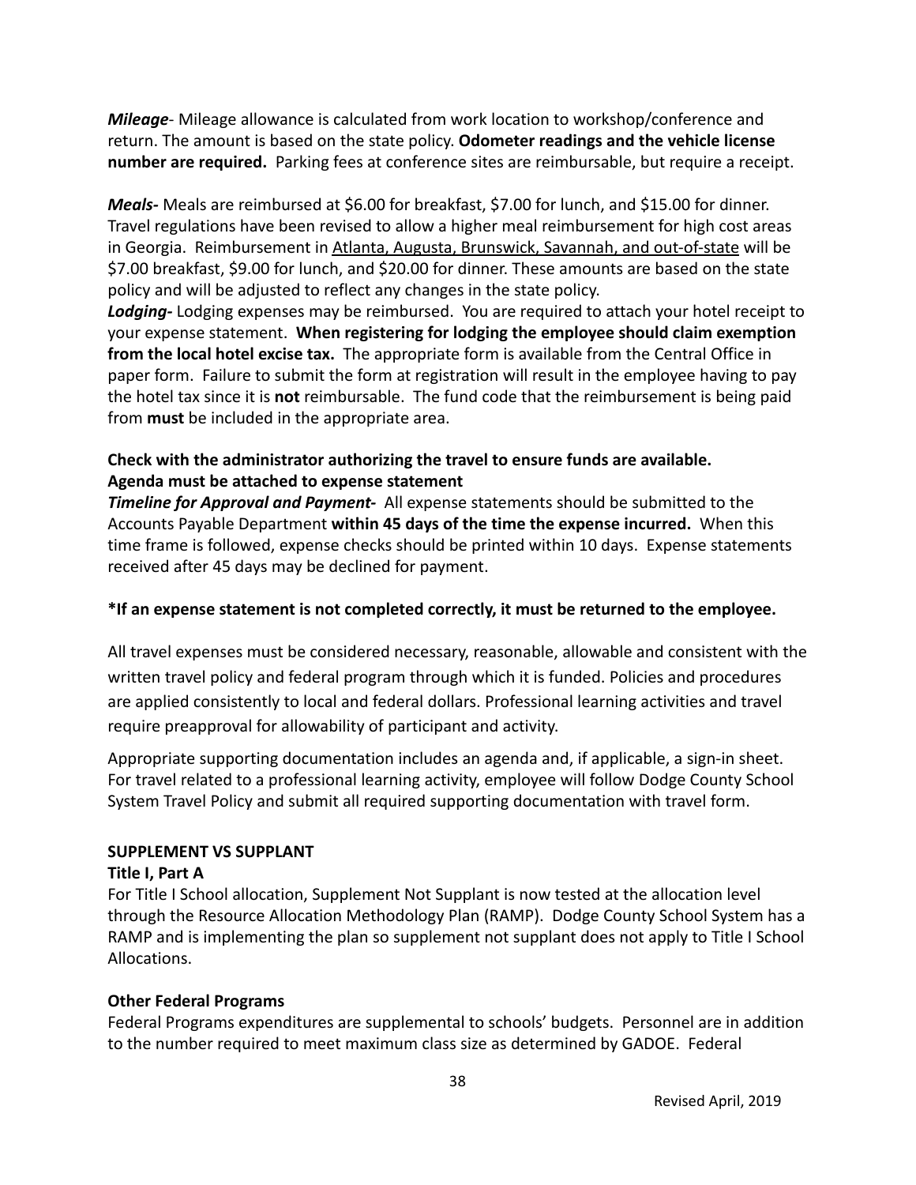***Mileage***- Mileage allowance is calculated from work location to workshop/conference and return. The amount is based on the state policy. **Odometer readings and the vehicle license number are required.** Parking fees at conference sites are reimbursable, but require a receipt.

***Meals-*** Meals are reimbursed at $6.00 for breakfast, $7.00 for lunch, and $15.00 for dinner. Travel regulations have been revised to allow a higher meal reimbursement for high cost areas in Georgia. Reimbursement in Atlanta, Augusta, Brunswick, Savannah, and out-of-state will be $7.00 breakfast, $9.00 for lunch, and $20.00 for dinner. These amounts are based on the state policy and will be adjusted to reflect any changes in the state policy.

***Lodging-*** Lodging expenses may be reimbursed. You are required to attach your hotel receipt to your expense statement. **When registering for lodging the employee should claim exemption from the local hotel excise tax.** The appropriate form is available from the Central Office in paper form. Failure to submit the form at registration will result in the employee having to pay the hotel tax since it is **not** reimbursable. The fund code that the reimbursement is being paid from **must** be included in the appropriate area.

**Check with the administrator authorizing the travel to ensure funds are available.**
**Agenda must be attached to expense statement**

***Timeline for Approval and Payment-*** All expense statements should be submitted to the Accounts Payable Department **within 45 days of the time the expense incurred.** When this time frame is followed, expense checks should be printed within 10 days. Expense statements received after 45 days may be declined for payment.

**\*If an expense statement is not completed correctly, it must be returned to the employee.**

All travel expenses must be considered necessary, reasonable, allowable and consistent with the written travel policy and federal program through which it is funded. Policies and procedures are applied consistently to local and federal dollars. Professional learning activities and travel require preapproval for allowability of participant and activity.

Appropriate supporting documentation includes an agenda and, if applicable, a sign-in sheet. For travel related to a professional learning activity, employee will follow Dodge County School System Travel Policy and submit all required supporting documentation with travel form.

**SUPPLEMENT VS SUPPLANT**

**Title I, Part A**

For Title I School allocation, Supplement Not Supplant is now tested at the allocation level through the Resource Allocation Methodology Plan (RAMP). Dodge County School System has a RAMP and is implementing the plan so supplement not supplant does not apply to Title I School Allocations.

**Other Federal Programs**

Federal Programs expenditures are supplemental to schools' budgets. Personnel are in addition to the number required to meet maximum class size as determined by GADOE. Federal

Revised April, 2019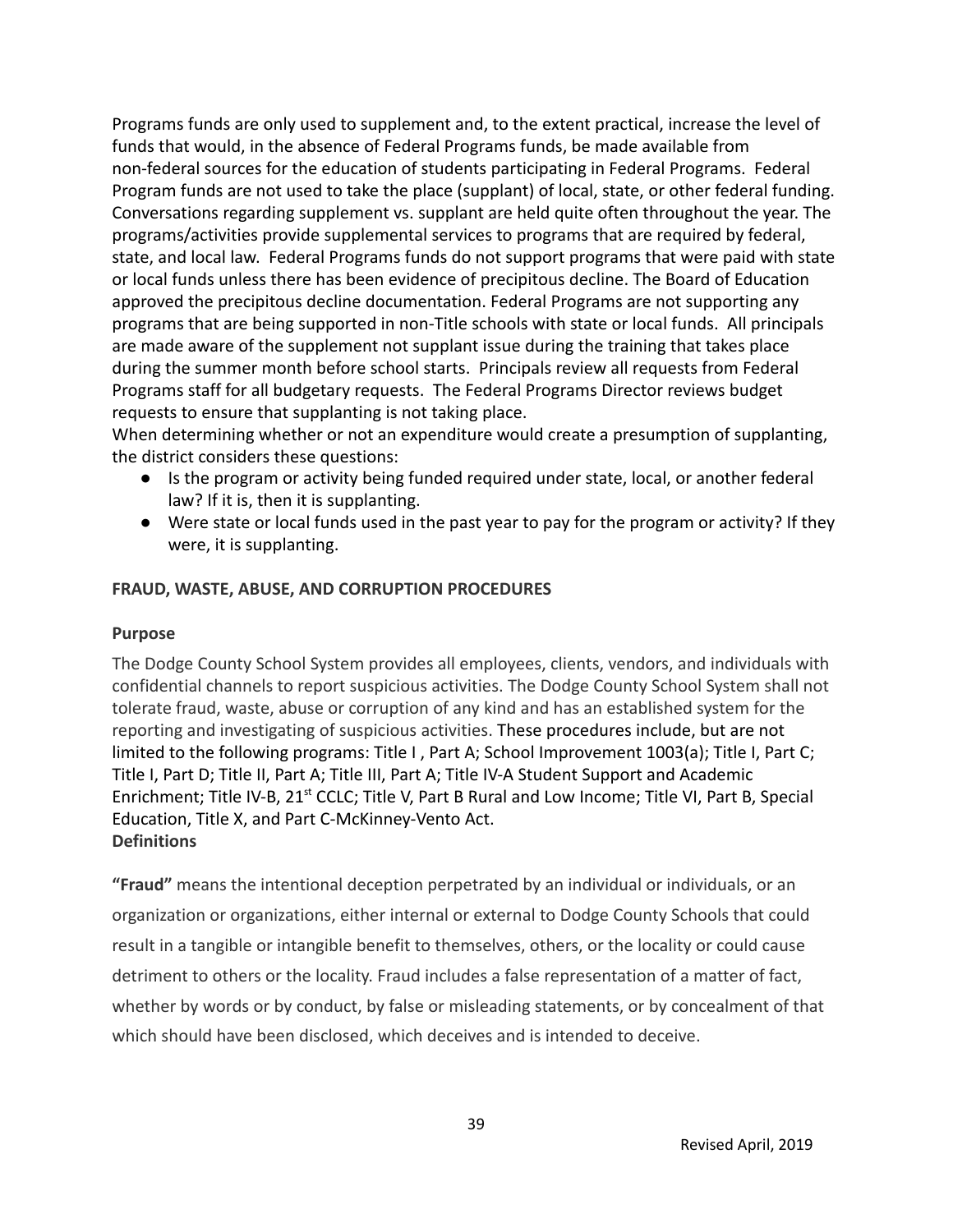Programs funds are only used to supplement and, to the extent practical, increase the level of funds that would, in the absence of Federal Programs funds, be made available from non-federal sources for the education of students participating in Federal Programs. Federal Program funds are not used to take the place (supplant) of local, state, or other federal funding. Conversations regarding supplement vs. supplant are held quite often throughout the year. The programs/activities provide supplemental services to programs that are required by federal, state, and local law. Federal Programs funds do not support programs that were paid with state or local funds unless there has been evidence of precipitous decline. The Board of Education approved the precipitous decline documentation. Federal Programs are not supporting any programs that are being supported in non-Title schools with state or local funds. All principals are made aware of the supplement not supplant issue during the training that takes place during the summer month before school starts. Principals review all requests from Federal Programs staff for all budgetary requests. The Federal Programs Director reviews budget requests to ensure that supplanting is not taking place.
When determining whether or not an expenditure would create a presumption of supplanting, the district considers these questions:

- Is the program or activity being funded required under state, local, or another federal law? If it is, then it is supplanting.
- Were state or local funds used in the past year to pay for the program or activity? If they were, it is supplanting.

**FRAUD, WASTE, ABUSE, AND CORRUPTION PROCEDURES**

**Purpose**

The Dodge County School System provides all employees, clients, vendors, and individuals with confidential channels to report suspicious activities. The Dodge County School System shall not tolerate fraud, waste, abuse or corruption of any kind and has an established system for the reporting and investigating of suspicious activities. These procedures include, but are not limited to the following programs: Title I , Part A; School Improvement 1003(a); Title I, Part C; Title I, Part D; Title II, Part A; Title III, Part A; Title IV-A Student Support and Academic Enrichment; Title IV-B, 21st CCLC; Title V, Part B Rural and Low Income; Title VI, Part B, Special Education, Title X, and Part C-McKinney-Vento Act.
**Definitions**

**"Fraud"** means the intentional deception perpetrated by an individual or individuals, or an organization or organizations, either internal or external to Dodge County Schools that could result in a tangible or intangible benefit to themselves, others, or the locality or could cause detriment to others or the locality. Fraud includes a false representation of a matter of fact, whether by words or by conduct, by false or misleading statements, or by concealment of that which should have been disclosed, which deceives and is intended to deceive.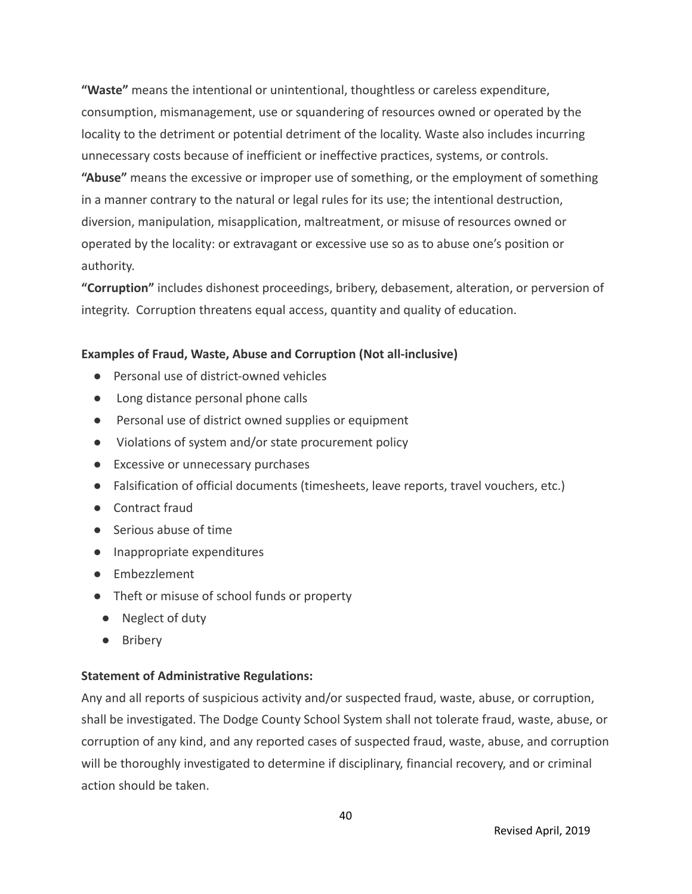**"Waste"** means the intentional or unintentional, thoughtless or careless expenditure, consumption, mismanagement, use or squandering of resources owned or operated by the locality to the detriment or potential detriment of the locality. Waste also includes incurring unnecessary costs because of inefficient or ineffective practices, systems, or controls.
**"Abuse"** means the excessive or improper use of something, or the employment of something in a manner contrary to the natural or legal rules for its use; the intentional destruction, diversion, manipulation, misapplication, maltreatment, or misuse of resources owned or operated by the locality: or extravagant or excessive use so as to abuse one's position or authority.
**"Corruption"** includes dishonest proceedings, bribery, debasement, alteration, or perversion of integrity. Corruption threatens equal access, quantity and quality of education.

**Examples of Fraud, Waste, Abuse and Corruption (Not all-inclusive)**

- Personal use of district-owned vehicles
- Long distance personal phone calls
- Personal use of district owned supplies or equipment
- Violations of system and/or state procurement policy
- Excessive or unnecessary purchases
- Falsification of official documents (timesheets, leave reports, travel vouchers, etc.)
- Contract fraud
- Serious abuse of time
- Inappropriate expenditures
- Embezzlement
- Theft or misuse of school funds or property
- Neglect of duty
- Bribery

**Statement of Administrative Regulations:**

Any and all reports of suspicious activity and/or suspected fraud, waste, abuse, or corruption, shall be investigated. The Dodge County School System shall not tolerate fraud, waste, abuse, or corruption of any kind, and any reported cases of suspected fraud, waste, abuse, and corruption will be thoroughly investigated to determine if disciplinary, financial recovery, and or criminal action should be taken.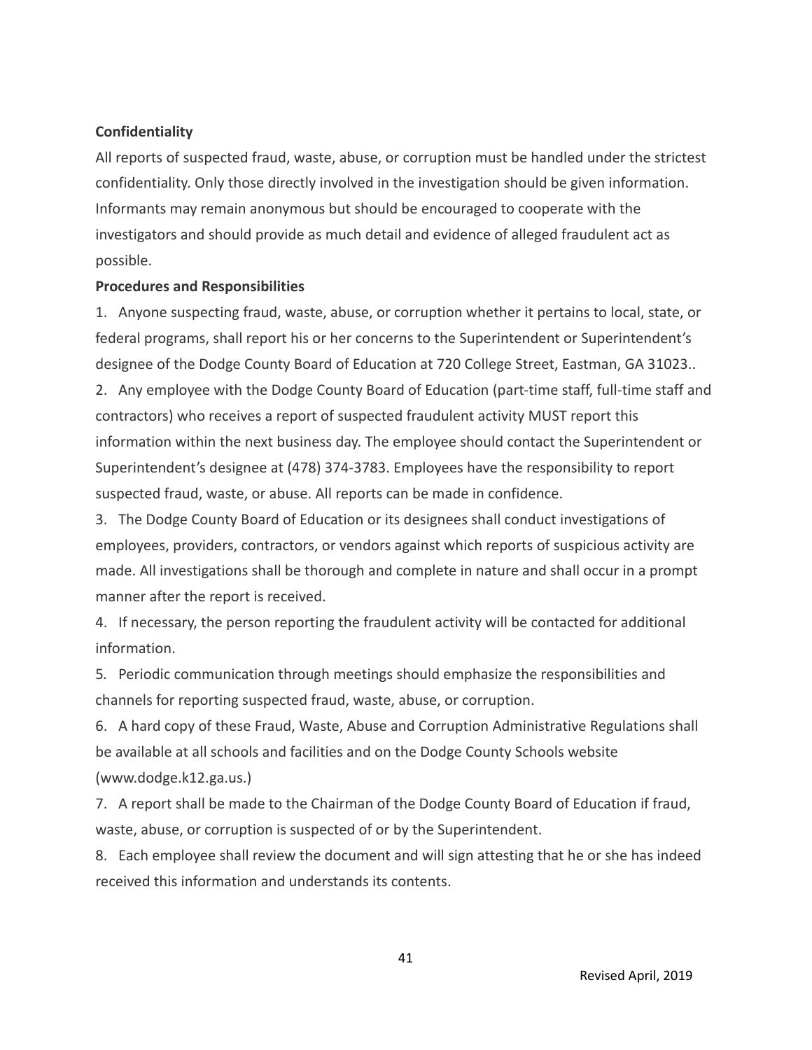**Confidentiality**

All reports of suspected fraud, waste, abuse, or corruption must be handled under the strictest confidentiality. Only those directly involved in the investigation should be given information. Informants may remain anonymous but should be encouraged to cooperate with the investigators and should provide as much detail and evidence of alleged fraudulent act as possible.

**Procedures and Responsibilities**

1. Anyone suspecting fraud, waste, abuse, or corruption whether it pertains to local, state, or federal programs, shall report his or her concerns to the Superintendent or Superintendent's designee of the Dodge County Board of Education at 720 College Street, Eastman, GA 31023..
2. Any employee with the Dodge County Board of Education (part-time staff, full-time staff and contractors) who receives a report of suspected fraudulent activity MUST report this information within the next business day. The employee should contact the Superintendent or Superintendent's designee at (478) 374-3783. Employees have the responsibility to report suspected fraud, waste, or abuse. All reports can be made in confidence.
3. The Dodge County Board of Education or its designees shall conduct investigations of employees, providers, contractors, or vendors against which reports of suspicious activity are made. All investigations shall be thorough and complete in nature and shall occur in a prompt manner after the report is received.
4. If necessary, the person reporting the fraudulent activity will be contacted for additional information.
5. Periodic communication through meetings should emphasize the responsibilities and channels for reporting suspected fraud, waste, abuse, or corruption.
6. A hard copy of these Fraud, Waste, Abuse and Corruption Administrative Regulations shall be available at all schools and facilities and on the Dodge County Schools website (www.dodge.k12.ga.us.)
7. A report shall be made to the Chairman of the Dodge County Board of Education if fraud, waste, abuse, or corruption is suspected of or by the Superintendent.
8. Each employee shall review the document and will sign attesting that he or she has indeed received this information and understands its contents.

Revised April, 2019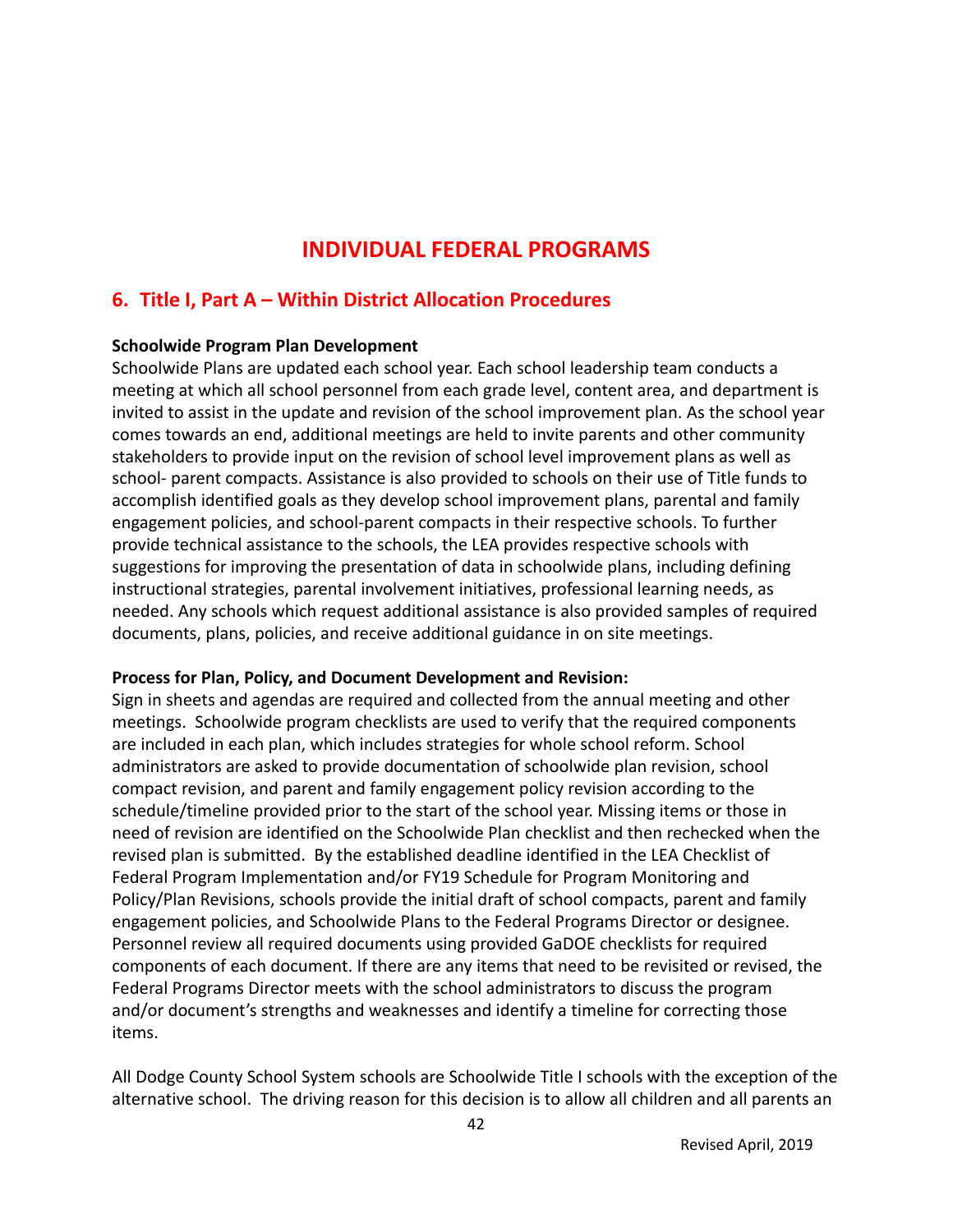# INDIVIDUAL FEDERAL PROGRAMS

## 6. Title I, Part A – Within District Allocation Procedures

**Schoolwide Program Plan Development**
Schoolwide Plans are updated each school year. Each school leadership team conducts a meeting at which all school personnel from each grade level, content area, and department is invited to assist in the update and revision of the school improvement plan. As the school year comes towards an end, additional meetings are held to invite parents and other community stakeholders to provide input on the revision of school level improvement plans as well as school- parent compacts. Assistance is also provided to schools on their use of Title funds to accomplish identified goals as they develop school improvement plans, parental and family engagement policies, and school-parent compacts in their respective schools. To further provide technical assistance to the schools, the LEA provides respective schools with suggestions for improving the presentation of data in schoolwide plans, including defining instructional strategies, parental involvement initiatives, professional learning needs, as needed. Any schools which request additional assistance is also provided samples of required documents, plans, policies, and receive additional guidance in on site meetings.

**Process for Plan, Policy, and Document Development and Revision:**
Sign in sheets and agendas are required and collected from the annual meeting and other meetings. Schoolwide program checklists are used to verify that the required components are included in each plan, which includes strategies for whole school reform. School administrators are asked to provide documentation of schoolwide plan revision, school compact revision, and parent and family engagement policy revision according to the schedule/timeline provided prior to the start of the school year. Missing items or those in need of revision are identified on the Schoolwide Plan checklist and then rechecked when the revised plan is submitted. By the established deadline identified in the LEA Checklist of Federal Program Implementation and/or FY19 Schedule for Program Monitoring and Policy/Plan Revisions, schools provide the initial draft of school compacts, parent and family engagement policies, and Schoolwide Plans to the Federal Programs Director or designee. Personnel review all required documents using provided GaDOE checklists for required components of each document. If there are any items that need to be revisited or revised, the Federal Programs Director meets with the school administrators to discuss the program and/or document's strengths and weaknesses and identify a timeline for correcting those items.

All Dodge County School System schools are Schoolwide Title I schools with the exception of the alternative school. The driving reason for this decision is to allow all children and all parents an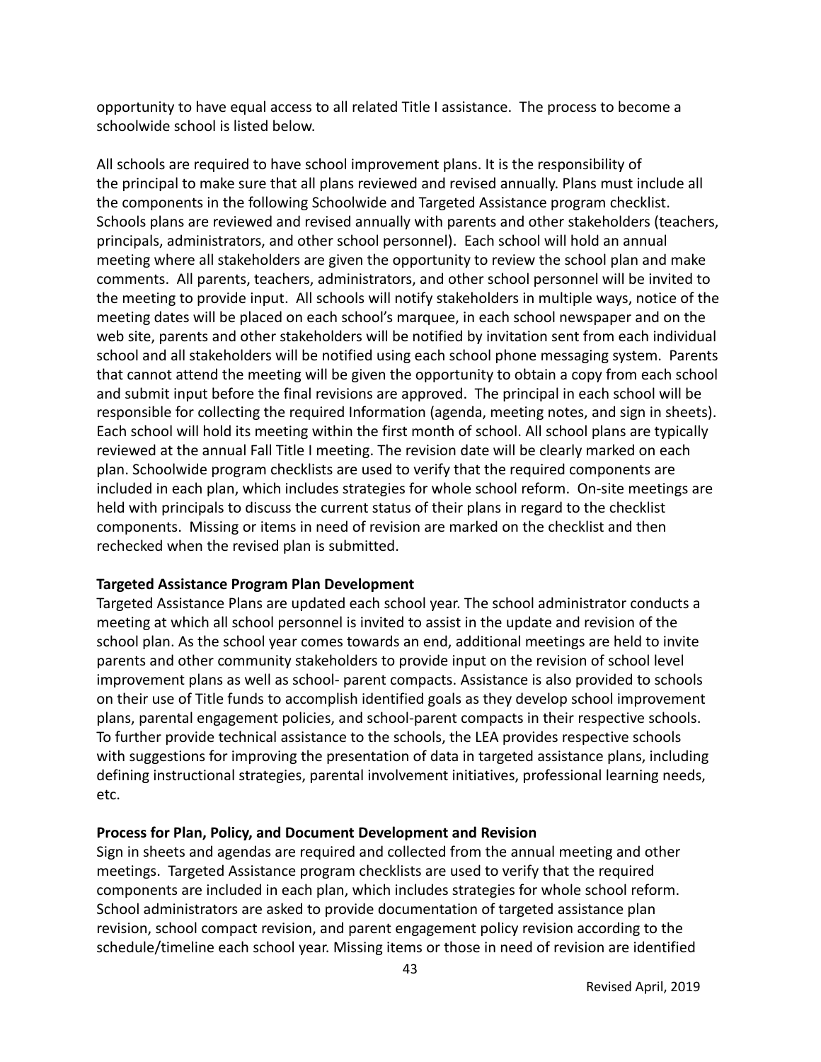opportunity to have equal access to all related Title I assistance. The process to become a schoolwide school is listed below.

All schools are required to have school improvement plans. It is the responsibility of the principal to make sure that all plans reviewed and revised annually. Plans must include all the components in the following Schoolwide and Targeted Assistance program checklist. Schools plans are reviewed and revised annually with parents and other stakeholders (teachers, principals, administrators, and other school personnel). Each school will hold an annual meeting where all stakeholders are given the opportunity to review the school plan and make comments. All parents, teachers, administrators, and other school personnel will be invited to the meeting to provide input. All schools will notify stakeholders in multiple ways, notice of the meeting dates will be placed on each school's marquee, in each school newspaper and on the web site, parents and other stakeholders will be notified by invitation sent from each individual school and all stakeholders will be notified using each school phone messaging system. Parents that cannot attend the meeting will be given the opportunity to obtain a copy from each school and submit input before the final revisions are approved. The principal in each school will be responsible for collecting the required Information (agenda, meeting notes, and sign in sheets). Each school will hold its meeting within the first month of school. All school plans are typically reviewed at the annual Fall Title I meeting. The revision date will be clearly marked on each plan. Schoolwide program checklists are used to verify that the required components are included in each plan, which includes strategies for whole school reform. On-site meetings are held with principals to discuss the current status of their plans in regard to the checklist components. Missing or items in need of revision are marked on the checklist and then rechecked when the revised plan is submitted.

**Targeted Assistance Program Plan Development**

Targeted Assistance Plans are updated each school year. The school administrator conducts a meeting at which all school personnel is invited to assist in the update and revision of the school plan. As the school year comes towards an end, additional meetings are held to invite parents and other community stakeholders to provide input on the revision of school level improvement plans as well as school- parent compacts. Assistance is also provided to schools on their use of Title funds to accomplish identified goals as they develop school improvement plans, parental engagement policies, and school-parent compacts in their respective schools. To further provide technical assistance to the schools, the LEA provides respective schools with suggestions for improving the presentation of data in targeted assistance plans, including defining instructional strategies, parental involvement initiatives, professional learning needs, etc.

**Process for Plan, Policy, and Document Development and Revision**

Sign in sheets and agendas are required and collected from the annual meeting and other meetings. Targeted Assistance program checklists are used to verify that the required components are included in each plan, which includes strategies for whole school reform. School administrators are asked to provide documentation of targeted assistance plan revision, school compact revision, and parent engagement policy revision according to the schedule/timeline each school year. Missing items or those in need of revision are identified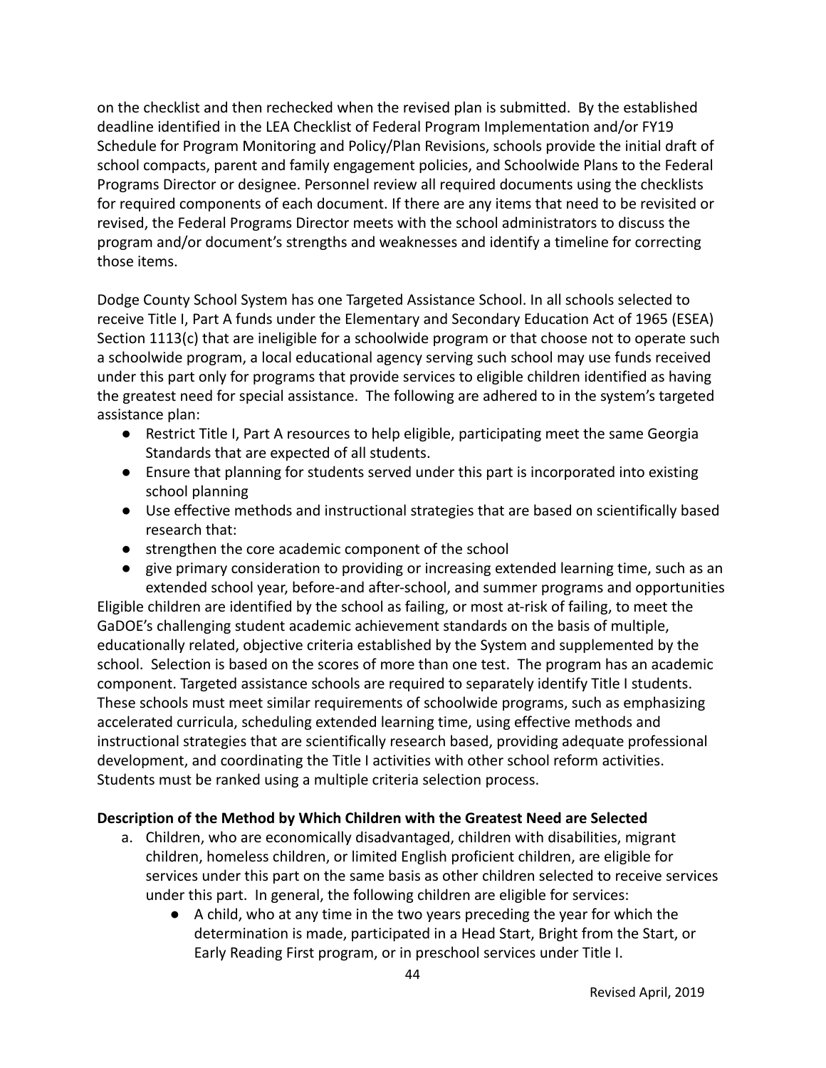on the checklist and then rechecked when the revised plan is submitted. By the established deadline identified in the LEA Checklist of Federal Program Implementation and/or FY19 Schedule for Program Monitoring and Policy/Plan Revisions, schools provide the initial draft of school compacts, parent and family engagement policies, and Schoolwide Plans to the Federal Programs Director or designee. Personnel review all required documents using the checklists for required components of each document. If there are any items that need to be revisited or revised, the Federal Programs Director meets with the school administrators to discuss the program and/or document's strengths and weaknesses and identify a timeline for correcting those items.

Dodge County School System has one Targeted Assistance School. In all schools selected to receive Title I, Part A funds under the Elementary and Secondary Education Act of 1965 (ESEA) Section 1113(c) that are ineligible for a schoolwide program or that choose not to operate such a schoolwide program, a local educational agency serving such school may use funds received under this part only for programs that provide services to eligible children identified as having the greatest need for special assistance. The following are adhered to in the system's targeted assistance plan:

- Restrict Title I, Part A resources to help eligible, participating meet the same Georgia Standards that are expected of all students.
- Ensure that planning for students served under this part is incorporated into existing school planning
- Use effective methods and instructional strategies that are based on scientifically based research that:
- strengthen the core academic component of the school
- give primary consideration to providing or increasing extended learning time, such as an extended school year, before-and after-school, and summer programs and opportunities

Eligible children are identified by the school as failing, or most at-risk of failing, to meet the GaDOE's challenging student academic achievement standards on the basis of multiple, educationally related, objective criteria established by the System and supplemented by the school. Selection is based on the scores of more than one test. The program has an academic component. Targeted assistance schools are required to separately identify Title I students. These schools must meet similar requirements of schoolwide programs, such as emphasizing accelerated curricula, scheduling extended learning time, using effective methods and instructional strategies that are scientifically research based, providing adequate professional development, and coordinating the Title I activities with other school reform activities. Students must be ranked using a multiple criteria selection process.

**Description of the Method by Which Children with the Greatest Need are Selected**

a. Children, who are economically disadvantaged, children with disabilities, migrant children, homeless children, or limited English proficient children, are eligible for services under this part on the same basis as other children selected to receive services under this part. In general, the following children are eligible for services:
    - A child, who at any time in the two years preceding the year for which the determination is made, participated in a Head Start, Bright from the Start, or Early Reading First program, or in preschool services under Title I.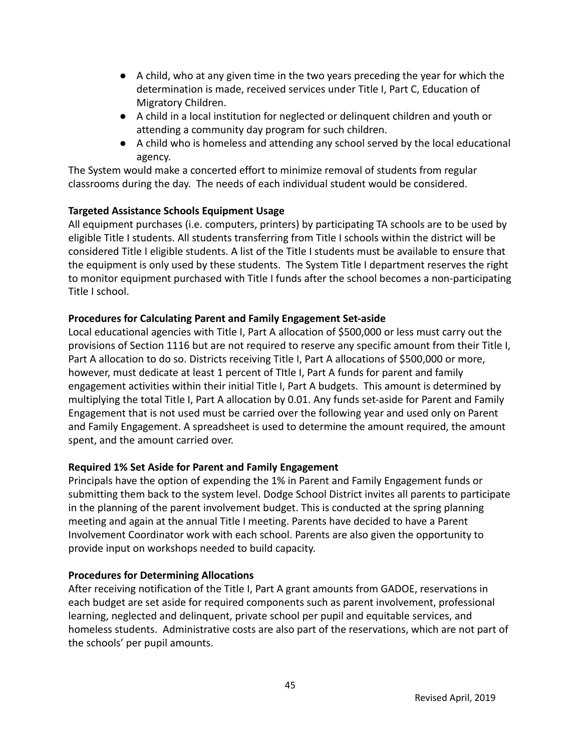- A child, who at any given time in the two years preceding the year for which the determination is made, received services under Title I, Part C, Education of Migratory Children.
- A child in a local institution for neglected or delinquent children and youth or attending a community day program for such children.
- A child who is homeless and attending any school served by the local educational agency.

The System would make a concerted effort to minimize removal of students from regular classrooms during the day. The needs of each individual student would be considered.

**Targeted Assistance Schools Equipment Usage**

All equipment purchases (i.e. computers, printers) by participating TA schools are to be used by eligible Title I students. All students transferring from Title I schools within the district will be considered Title I eligible students. A list of the Title I students must be available to ensure that the equipment is only used by these students. The System Title I department reserves the right to monitor equipment purchased with Title I funds after the school becomes a non-participating Title I school.

**Procedures for Calculating Parent and Family Engagement Set-aside**

Local educational agencies with Title I, Part A allocation of $500,000 or less must carry out the provisions of Section 1116 but are not required to reserve any specific amount from their Title I, Part A allocation to do so. Districts receiving Title I, Part A allocations of $500,000 or more, however, must dedicate at least 1 percent of TItle I, Part A funds for parent and family engagement activities within their initial Title I, Part A budgets. This amount is determined by multiplying the total Title I, Part A allocation by 0.01. Any funds set-aside for Parent and Family Engagement that is not used must be carried over the following year and used only on Parent and Family Engagement. A spreadsheet is used to determine the amount required, the amount spent, and the amount carried over.

**Required 1% Set Aside for Parent and Family Engagement**

Principals have the option of expending the 1% in Parent and Family Engagement funds or submitting them back to the system level. Dodge School District invites all parents to participate in the planning of the parent involvement budget. This is conducted at the spring planning meeting and again at the annual Title I meeting. Parents have decided to have a Parent Involvement Coordinator work with each school. Parents are also given the opportunity to provide input on workshops needed to build capacity.

**Procedures for Determining Allocations**

After receiving notification of the Title I, Part A grant amounts from GADOE, reservations in each budget are set aside for required components such as parent involvement, professional learning, neglected and delinquent, private school per pupil and equitable services, and homeless students. Administrative costs are also part of the reservations, which are not part of the schools' per pupil amounts.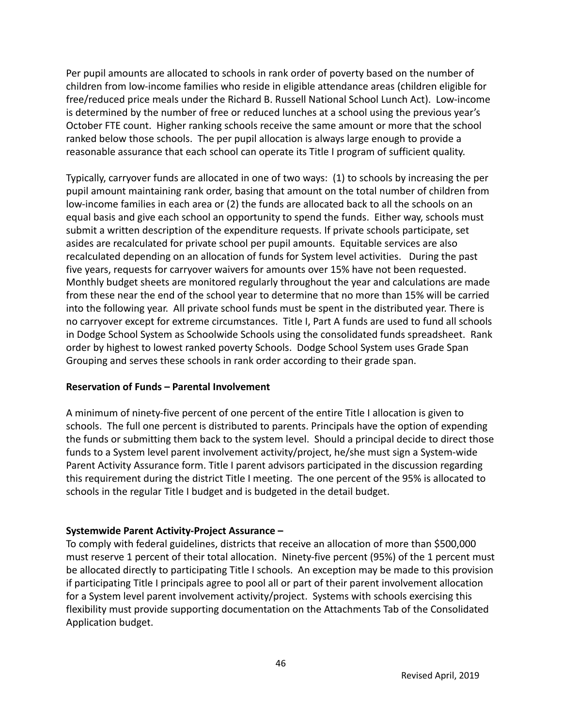Per pupil amounts are allocated to schools in rank order of poverty based on the number of children from low-income families who reside in eligible attendance areas (children eligible for free/reduced price meals under the Richard B. Russell National School Lunch Act). Low-income is determined by the number of free or reduced lunches at a school using the previous year's October FTE count. Higher ranking schools receive the same amount or more that the school ranked below those schools. The per pupil allocation is always large enough to provide a reasonable assurance that each school can operate its Title I program of sufficient quality.

Typically, carryover funds are allocated in one of two ways: (1) to schools by increasing the per pupil amount maintaining rank order, basing that amount on the total number of children from low-income families in each area or (2) the funds are allocated back to all the schools on an equal basis and give each school an opportunity to spend the funds. Either way, schools must submit a written description of the expenditure requests. If private schools participate, set asides are recalculated for private school per pupil amounts. Equitable services are also recalculated depending on an allocation of funds for System level activities. During the past five years, requests for carryover waivers for amounts over 15% have not been requested. Monthly budget sheets are monitored regularly throughout the year and calculations are made from these near the end of the school year to determine that no more than 15% will be carried into the following year. All private school funds must be spent in the distributed year. There is no carryover except for extreme circumstances. Title I, Part A funds are used to fund all schools in Dodge School System as Schoolwide Schools using the consolidated funds spreadsheet. Rank order by highest to lowest ranked poverty Schools. Dodge School System uses Grade Span Grouping and serves these schools in rank order according to their grade span.

**Reservation of Funds – Parental Involvement**

A minimum of ninety-five percent of one percent of the entire Title I allocation is given to schools. The full one percent is distributed to parents. Principals have the option of expending the funds or submitting them back to the system level. Should a principal decide to direct those funds to a System level parent involvement activity/project, he/she must sign a System-wide Parent Activity Assurance form. Title I parent advisors participated in the discussion regarding this requirement during the district Title I meeting. The one percent of the 95% is allocated to schools in the regular Title I budget and is budgeted in the detail budget.

**Systemwide Parent Activity-Project Assurance –**

To comply with federal guidelines, districts that receive an allocation of more than $500,000 must reserve 1 percent of their total allocation. Ninety-five percent (95%) of the 1 percent must be allocated directly to participating Title I schools. An exception may be made to this provision if participating Title I principals agree to pool all or part of their parent involvement allocation for a System level parent involvement activity/project. Systems with schools exercising this flexibility must provide supporting documentation on the Attachments Tab of the Consolidated Application budget.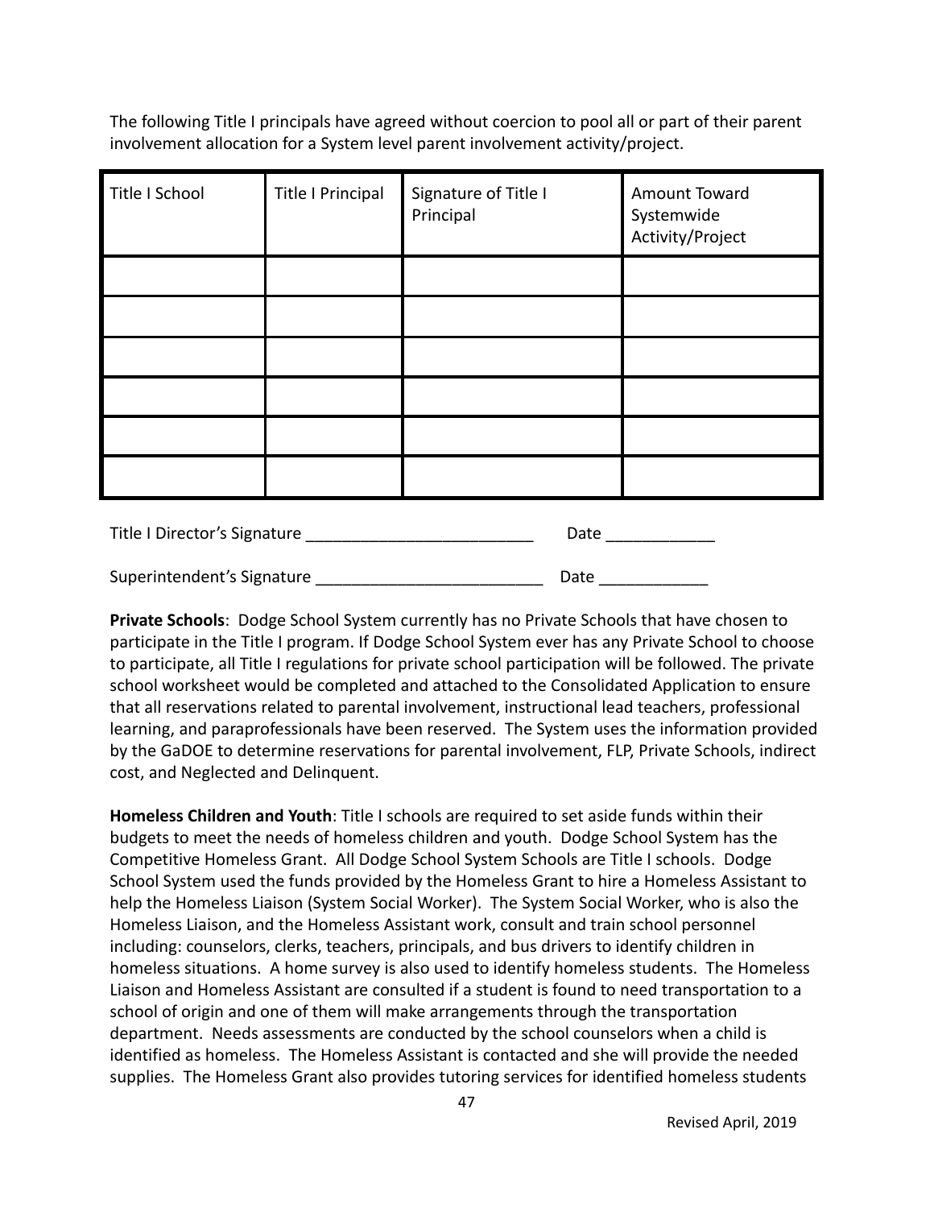The following Title I principals have agreed without coercion to pool all or part of their parent involvement allocation for a System level parent involvement activity/project.

| Title I School | Title I Principal | Signature of Title I Principal | Amount Toward Systemwide Activity/Project |
| --- | --- | --- | --- |
| | | | |
| | | | |
| | | | |
| | | | |
| | | | |
| | | | |

Title I Director's Signature _________________________ Date ____________

Superintendent's Signature _________________________ Date ____________

**Private Schools**: Dodge School System currently has no Private Schools that have chosen to participate in the Title I program. If Dodge School System ever has any Private School to choose to participate, all Title I regulations for private school participation will be followed. The private school worksheet would be completed and attached to the Consolidated Application to ensure that all reservations related to parental involvement, instructional lead teachers, professional learning, and paraprofessionals have been reserved. The System uses the information provided by the GaDOE to determine reservations for parental involvement, FLP, Private Schools, indirect cost, and Neglected and Delinquent.

**Homeless Children and Youth**: Title I schools are required to set aside funds within their budgets to meet the needs of homeless children and youth. Dodge School System has the Competitive Homeless Grant. All Dodge School System Schools are Title I schools. Dodge School System used the funds provided by the Homeless Grant to hire a Homeless Assistant to help the Homeless Liaison (System Social Worker). The System Social Worker, who is also the Homeless Liaison, and the Homeless Assistant work, consult and train school personnel including: counselors, clerks, teachers, principals, and bus drivers to identify children in homeless situations. A home survey is also used to identify homeless students. The Homeless Liaison and Homeless Assistant are consulted if a student is found to need transportation to a school of origin and one of them will make arrangements through the transportation department. Needs assessments are conducted by the school counselors when a child is identified as homeless. The Homeless Assistant is contacted and she will provide the needed supplies. The Homeless Grant also provides tutoring services for identified homeless students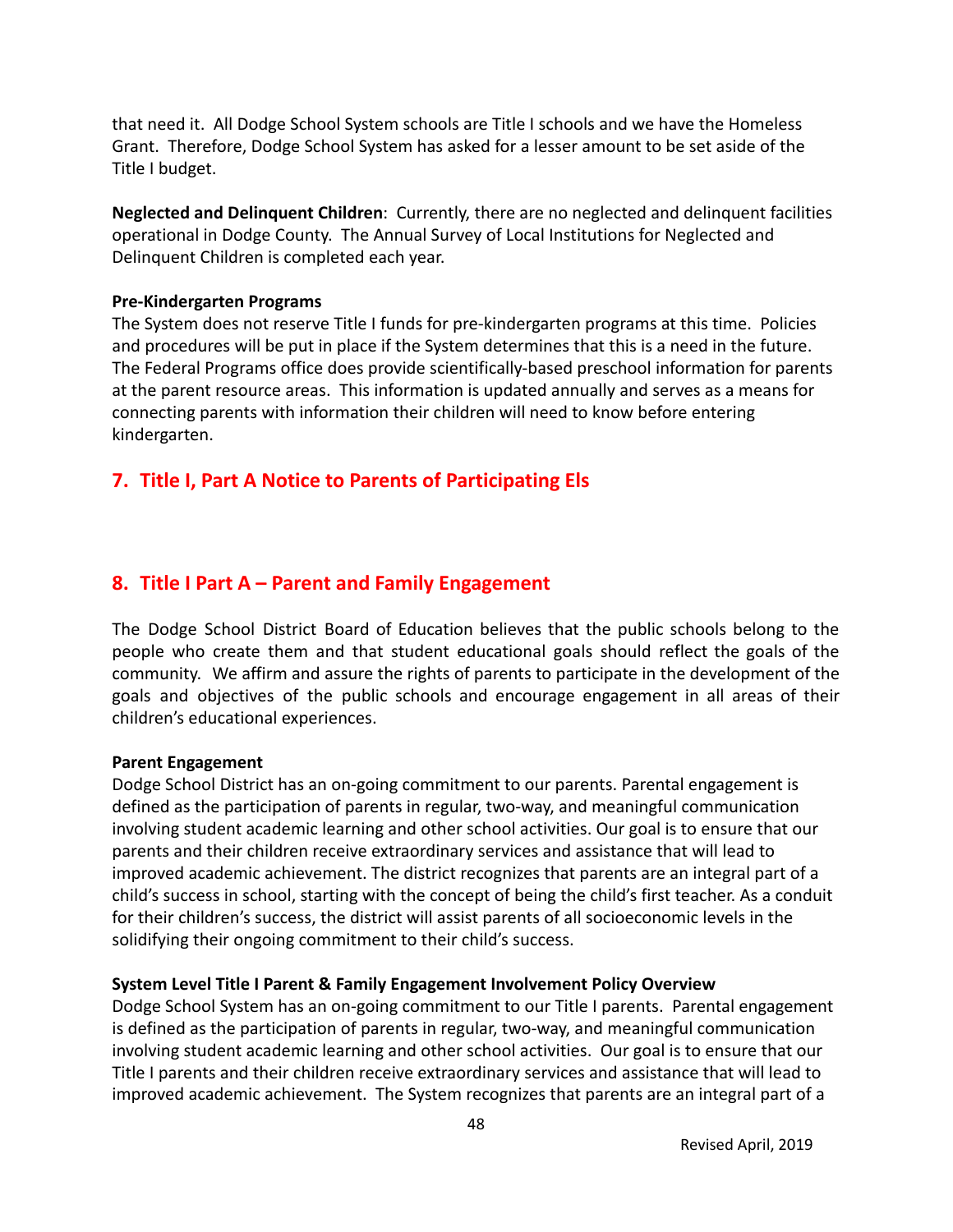that need it. All Dodge School System schools are Title I schools and we have the Homeless Grant. Therefore, Dodge School System has asked for a lesser amount to be set aside of the Title I budget.

**Neglected and Delinquent Children**: Currently, there are no neglected and delinquent facilities operational in Dodge County. The Annual Survey of Local Institutions for Neglected and Delinquent Children is completed each year.

**Pre-Kindergarten Programs**
The System does not reserve Title I funds for pre-kindergarten programs at this time. Policies and procedures will be put in place if the System determines that this is a need in the future. The Federal Programs office does provide scientifically-based preschool information for parents at the parent resource areas. This information is updated annually and serves as a means for connecting parents with information their children will need to know before entering kindergarten.

## 7. Title I, Part A Notice to Parents of Participating Els

## 8. Title I Part A – Parent and Family Engagement

The Dodge School District Board of Education believes that the public schools belong to the people who create them and that student educational goals should reflect the goals of the community. We affirm and assure the rights of parents to participate in the development of the goals and objectives of the public schools and encourage engagement in all areas of their children's educational experiences.

**Parent Engagement**
Dodge School District has an on-going commitment to our parents. Parental engagement is defined as the participation of parents in regular, two-way, and meaningful communication involving student academic learning and other school activities. Our goal is to ensure that our parents and their children receive extraordinary services and assistance that will lead to improved academic achievement. The district recognizes that parents are an integral part of a child's success in school, starting with the concept of being the child's first teacher. As a conduit for their children's success, the district will assist parents of all socioeconomic levels in the solidifying their ongoing commitment to their child's success.

**System Level Title I Parent & Family Engagement Involvement Policy Overview**
Dodge School System has an on-going commitment to our Title I parents. Parental engagement is defined as the participation of parents in regular, two-way, and meaningful communication involving student academic learning and other school activities. Our goal is to ensure that our Title I parents and their children receive extraordinary services and assistance that will lead to improved academic achievement. The System recognizes that parents are an integral part of a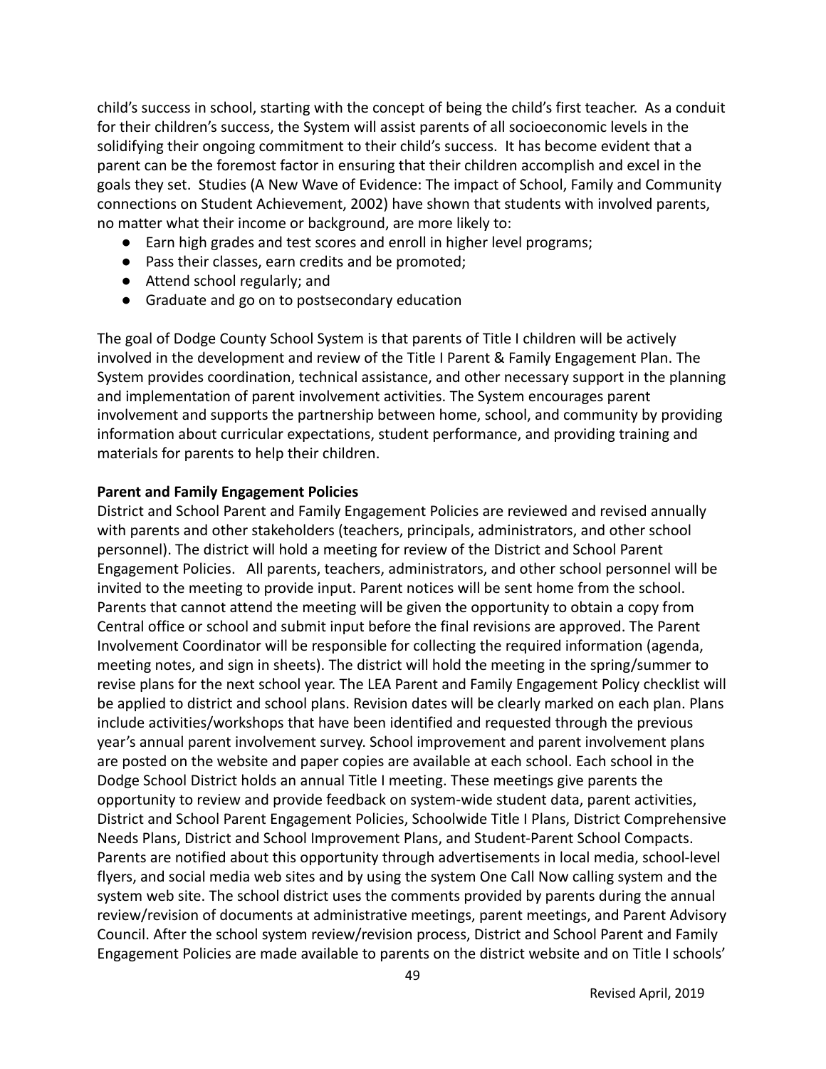child's success in school, starting with the concept of being the child's first teacher. As a conduit for their children's success, the System will assist parents of all socioeconomic levels in the solidifying their ongoing commitment to their child's success. It has become evident that a parent can be the foremost factor in ensuring that their children accomplish and excel in the goals they set. Studies (A New Wave of Evidence: The impact of School, Family and Community connections on Student Achievement, 2002) have shown that students with involved parents, no matter what their income or background, are more likely to:

- Earn high grades and test scores and enroll in higher level programs;
- Pass their classes, earn credits and be promoted;
- Attend school regularly; and
- Graduate and go on to postsecondary education

The goal of Dodge County School System is that parents of Title I children will be actively involved in the development and review of the Title I Parent & Family Engagement Plan. The System provides coordination, technical assistance, and other necessary support in the planning and implementation of parent involvement activities. The System encourages parent involvement and supports the partnership between home, school, and community by providing information about curricular expectations, student performance, and providing training and materials for parents to help their children.

**Parent and Family Engagement Policies**

District and School Parent and Family Engagement Policies are reviewed and revised annually with parents and other stakeholders (teachers, principals, administrators, and other school personnel). The district will hold a meeting for review of the District and School Parent Engagement Policies. All parents, teachers, administrators, and other school personnel will be invited to the meeting to provide input. Parent notices will be sent home from the school. Parents that cannot attend the meeting will be given the opportunity to obtain a copy from Central office or school and submit input before the final revisions are approved. The Parent Involvement Coordinator will be responsible for collecting the required information (agenda, meeting notes, and sign in sheets). The district will hold the meeting in the spring/summer to revise plans for the next school year. The LEA Parent and Family Engagement Policy checklist will be applied to district and school plans. Revision dates will be clearly marked on each plan. Plans include activities/workshops that have been identified and requested through the previous year's annual parent involvement survey. School improvement and parent involvement plans are posted on the website and paper copies are available at each school. Each school in the Dodge School District holds an annual Title I meeting. These meetings give parents the opportunity to review and provide feedback on system-wide student data, parent activities, District and School Parent Engagement Policies, Schoolwide Title I Plans, District Comprehensive Needs Plans, District and School Improvement Plans, and Student-Parent School Compacts. Parents are notified about this opportunity through advertisements in local media, school-level flyers, and social media web sites and by using the system One Call Now calling system and the system web site. The school district uses the comments provided by parents during the annual review/revision of documents at administrative meetings, parent meetings, and Parent Advisory Council. After the school system review/revision process, District and School Parent and Family Engagement Policies are made available to parents on the district website and on Title I schools'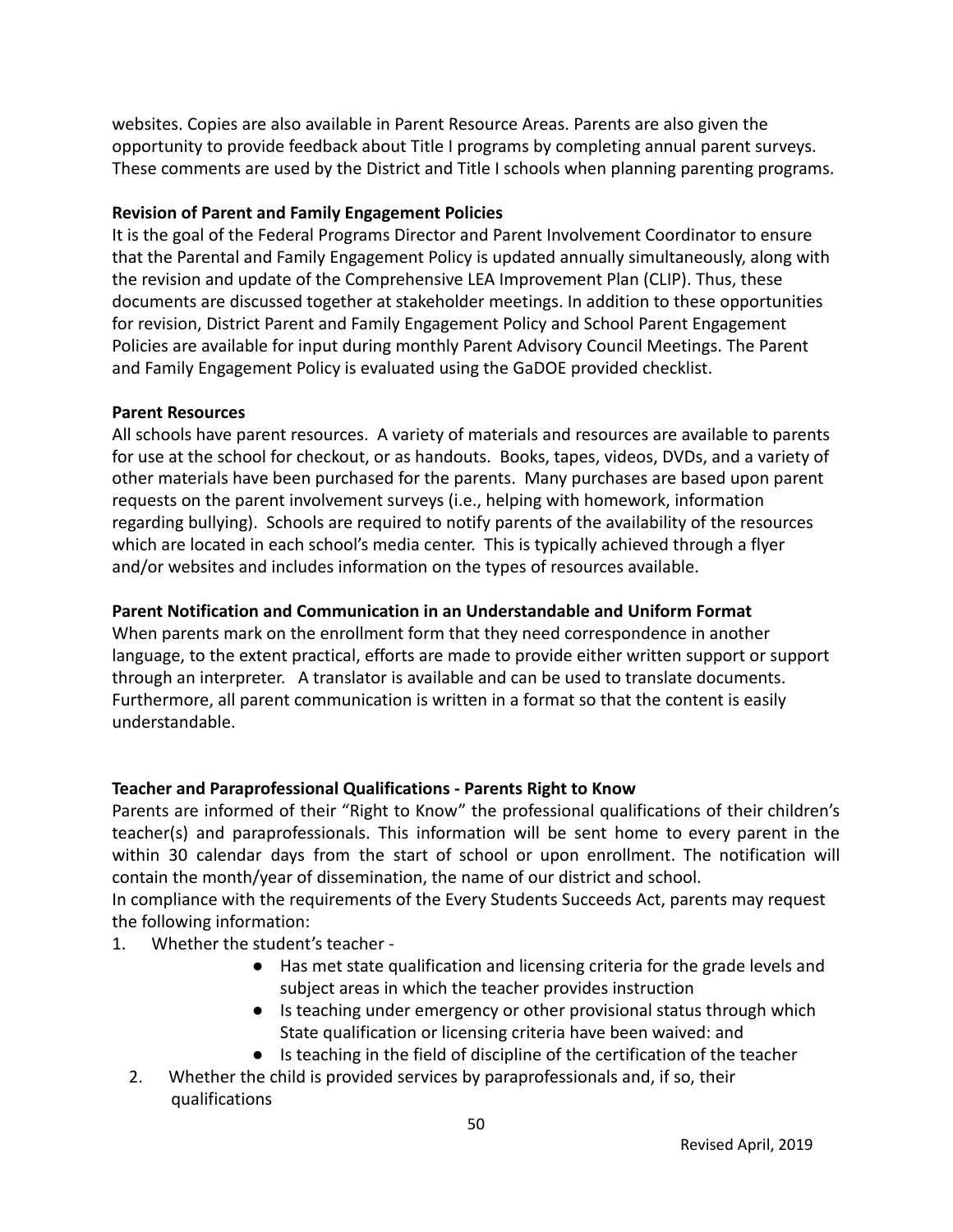websites. Copies are also available in Parent Resource Areas. Parents are also given the opportunity to provide feedback about Title I programs by completing annual parent surveys. These comments are used by the District and Title I schools when planning parenting programs.

**Revision of Parent and Family Engagement Policies**

It is the goal of the Federal Programs Director and Parent Involvement Coordinator to ensure that the Parental and Family Engagement Policy is updated annually simultaneously, along with the revision and update of the Comprehensive LEA Improvement Plan (CLIP). Thus, these documents are discussed together at stakeholder meetings. In addition to these opportunities for revision, District Parent and Family Engagement Policy and School Parent Engagement Policies are available for input during monthly Parent Advisory Council Meetings. The Parent and Family Engagement Policy is evaluated using the GaDOE provided checklist.

**Parent Resources**

All schools have parent resources. A variety of materials and resources are available to parents for use at the school for checkout, or as handouts. Books, tapes, videos, DVDs, and a variety of other materials have been purchased for the parents. Many purchases are based upon parent requests on the parent involvement surveys (i.e., helping with homework, information regarding bullying). Schools are required to notify parents of the availability of the resources which are located in each school's media center. This is typically achieved through a flyer and/or websites and includes information on the types of resources available.

**Parent Notification and Communication in an Understandable and Uniform Format**

When parents mark on the enrollment form that they need correspondence in another language, to the extent practical, efforts are made to provide either written support or support through an interpreter. A translator is available and can be used to translate documents. Furthermore, all parent communication is written in a format so that the content is easily understandable.

**Teacher and Paraprofessional Qualifications - Parents Right to Know**

Parents are informed of their "Right to Know" the professional qualifications of their children's teacher(s) and paraprofessionals. This information will be sent home to every parent in the within 30 calendar days from the start of school or upon enrollment. The notification will contain the month/year of dissemination, the name of our district and school.

In compliance with the requirements of the Every Students Succeeds Act, parents may request the following information:

1. Whether the student's teacher -
   - Has met state qualification and licensing criteria for the grade levels and subject areas in which the teacher provides instruction
   - Is teaching under emergency or other provisional status through which State qualification or licensing criteria have been waived: and
   - Is teaching in the field of discipline of the certification of the teacher
2. Whether the child is provided services by paraprofessionals and, if so, their qualifications

Revised April, 2019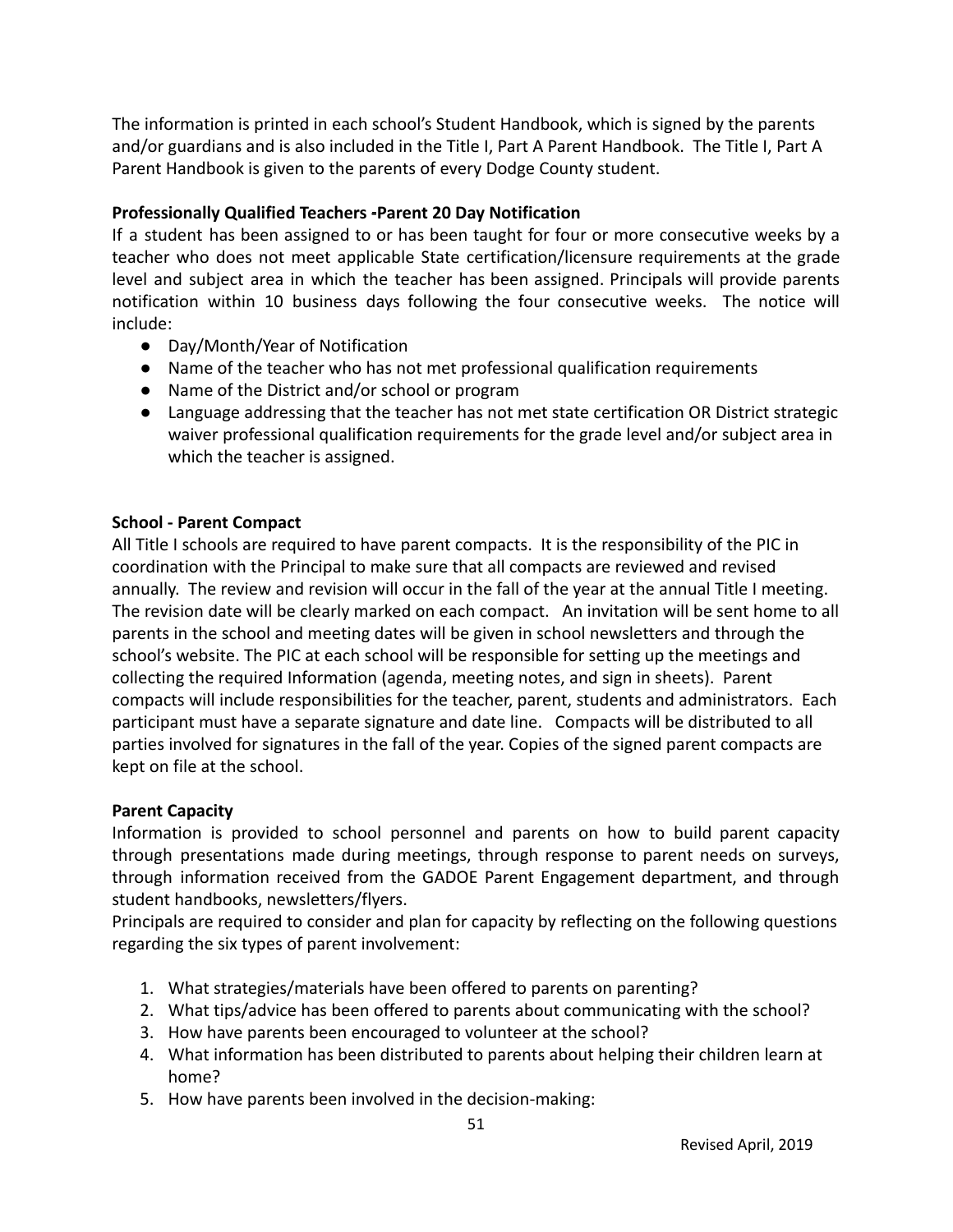The information is printed in each school's Student Handbook, which is signed by the parents and/or guardians and is also included in the Title I, Part A Parent Handbook. The Title I, Part A Parent Handbook is given to the parents of every Dodge County student.

**Professionally Qualified Teachers -Parent 20 Day Notification**

If a student has been assigned to or has been taught for four or more consecutive weeks by a teacher who does not meet applicable State certification/licensure requirements at the grade level and subject area in which the teacher has been assigned. Principals will provide parents notification within 10 business days following the four consecutive weeks. The notice will include:

- Day/Month/Year of Notification
- Name of the teacher who has not met professional qualification requirements
- Name of the District and/or school or program
- Language addressing that the teacher has not met state certification OR District strategic waiver professional qualification requirements for the grade level and/or subject area in which the teacher is assigned.

**School - Parent Compact**

All Title I schools are required to have parent compacts. It is the responsibility of the PIC in coordination with the Principal to make sure that all compacts are reviewed and revised annually. The review and revision will occur in the fall of the year at the annual Title I meeting. The revision date will be clearly marked on each compact. An invitation will be sent home to all parents in the school and meeting dates will be given in school newsletters and through the school's website. The PIC at each school will be responsible for setting up the meetings and collecting the required Information (agenda, meeting notes, and sign in sheets). Parent compacts will include responsibilities for the teacher, parent, students and administrators. Each participant must have a separate signature and date line. Compacts will be distributed to all parties involved for signatures in the fall of the year. Copies of the signed parent compacts are kept on file at the school.

**Parent Capacity**

Information is provided to school personnel and parents on how to build parent capacity through presentations made during meetings, through response to parent needs on surveys, through information received from the GADOE Parent Engagement department, and through student handbooks, newsletters/flyers.

Principals are required to consider and plan for capacity by reflecting on the following questions regarding the six types of parent involvement:

1. What strategies/materials have been offered to parents on parenting?
2. What tips/advice has been offered to parents about communicating with the school?
3. How have parents been encouraged to volunteer at the school?
4. What information has been distributed to parents about helping their children learn at home?
5. How have parents been involved in the decision-making: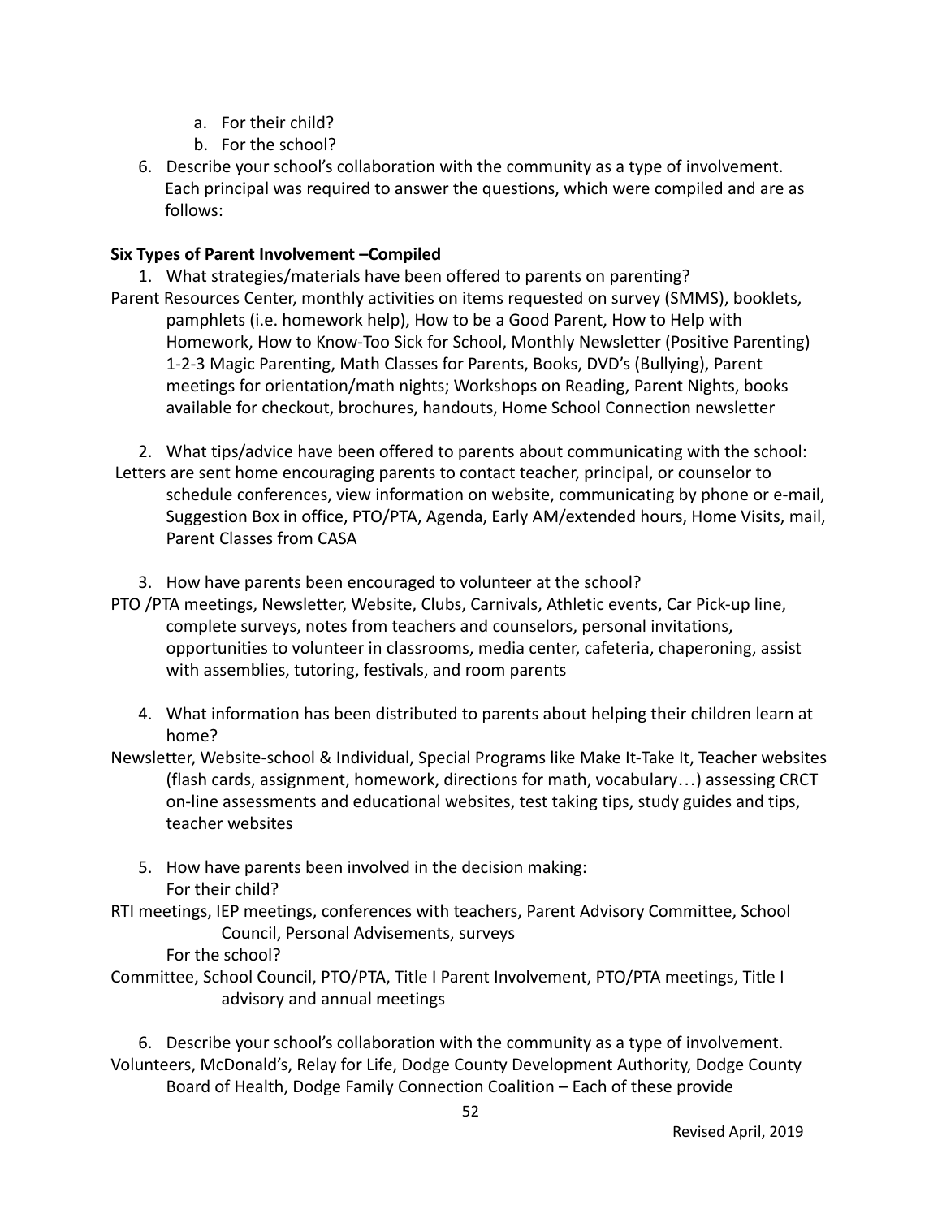a. For their child?
   b. For the school?

6. Describe your school's collaboration with the community as a type of involvement.

Each principal was required to answer the questions, which were compiled and are as follows:

**Six Types of Parent Involvement –Compiled**

1. What strategies/materials have been offered to parents on parenting?

Parent Resources Center, monthly activities on items requested on survey (SMMS), booklets, pamphlets (i.e. homework help), How to be a Good Parent, How to Help with Homework, How to Know-Too Sick for School, Monthly Newsletter (Positive Parenting) 1-2-3 Magic Parenting, Math Classes for Parents, Books, DVD's (Bullying), Parent meetings for orientation/math nights; Workshops on Reading, Parent Nights, books available for checkout, brochures, handouts, Home School Connection newsletter

2. What tips/advice have been offered to parents about communicating with the school:

Letters are sent home encouraging parents to contact teacher, principal, or counselor to schedule conferences, view information on website, communicating by phone or e-mail, Suggestion Box in office, PTO/PTA, Agenda, Early AM/extended hours, Home Visits, mail, Parent Classes from CASA

3. How have parents been encouraged to volunteer at the school?

PTO /PTA meetings, Newsletter, Website, Clubs, Carnivals, Athletic events, Car Pick-up line, complete surveys, notes from teachers and counselors, personal invitations, opportunities to volunteer in classrooms, media center, cafeteria, chaperoning, assist with assemblies, tutoring, festivals, and room parents

4. What information has been distributed to parents about helping their children learn at home?

Newsletter, Website-school & Individual, Special Programs like Make It-Take It, Teacher websites (flash cards, assignment, homework, directions for math, vocabulary…) assessing CRCT on-line assessments and educational websites, test taking tips, study guides and tips, teacher websites

5. How have parents been involved in the decision making:
   For their child?

RTI meetings, IEP meetings, conferences with teachers, Parent Advisory Committee, School Council, Personal Advisements, surveys

   For the school?

Committee, School Council, PTO/PTA, Title I Parent Involvement, PTO/PTA meetings, Title I advisory and annual meetings

6. Describe your school's collaboration with the community as a type of involvement.

Volunteers, McDonald's, Relay for Life, Dodge County Development Authority, Dodge County Board of Health, Dodge Family Connection Coalition – Each of these provide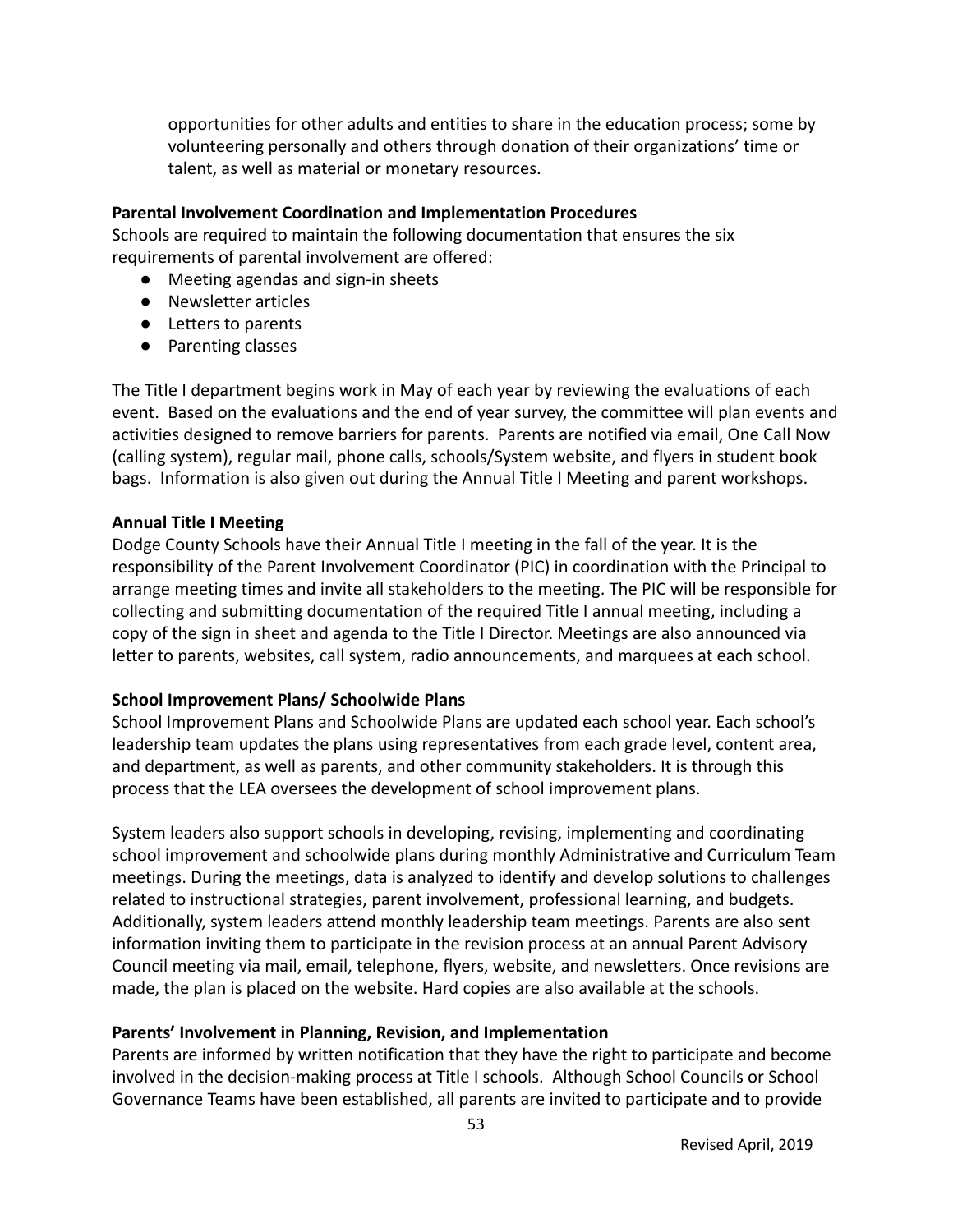opportunities for other adults and entities to share in the education process; some by volunteering personally and others through donation of their organizations' time or talent, as well as material or monetary resources.

**Parental Involvement Coordination and Implementation Procedures**

Schools are required to maintain the following documentation that ensures the six requirements of parental involvement are offered:

- Meeting agendas and sign-in sheets
- Newsletter articles
- Letters to parents
- Parenting classes

The Title I department begins work in May of each year by reviewing the evaluations of each event. Based on the evaluations and the end of year survey, the committee will plan events and activities designed to remove barriers for parents. Parents are notified via email, One Call Now (calling system), regular mail, phone calls, schools/System website, and flyers in student book bags. Information is also given out during the Annual Title I Meeting and parent workshops.

**Annual Title I Meeting**

Dodge County Schools have their Annual Title I meeting in the fall of the year. It is the responsibility of the Parent Involvement Coordinator (PIC) in coordination with the Principal to arrange meeting times and invite all stakeholders to the meeting. The PIC will be responsible for collecting and submitting documentation of the required Title I annual meeting, including a copy of the sign in sheet and agenda to the Title I Director. Meetings are also announced via letter to parents, websites, call system, radio announcements, and marquees at each school.

**School Improvement Plans/ Schoolwide Plans**

School Improvement Plans and Schoolwide Plans are updated each school year. Each school's leadership team updates the plans using representatives from each grade level, content area, and department, as well as parents, and other community stakeholders. It is through this process that the LEA oversees the development of school improvement plans.

System leaders also support schools in developing, revising, implementing and coordinating school improvement and schoolwide plans during monthly Administrative and Curriculum Team meetings. During the meetings, data is analyzed to identify and develop solutions to challenges related to instructional strategies, parent involvement, professional learning, and budgets. Additionally, system leaders attend monthly leadership team meetings. Parents are also sent information inviting them to participate in the revision process at an annual Parent Advisory Council meeting via mail, email, telephone, flyers, website, and newsletters. Once revisions are made, the plan is placed on the website. Hard copies are also available at the schools.

**Parents' Involvement in Planning, Revision, and Implementation**

Parents are informed by written notification that they have the right to participate and become involved in the decision-making process at Title I schools. Although School Councils or School Governance Teams have been established, all parents are invited to participate and to provide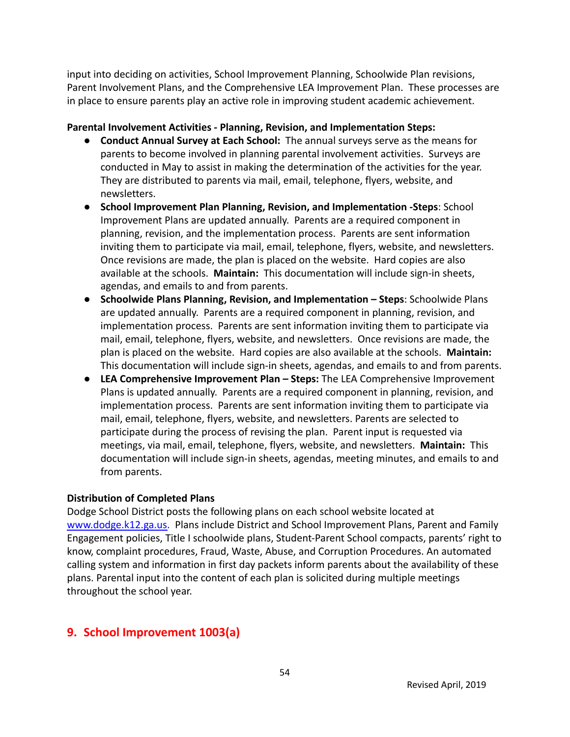input into deciding on activities, School Improvement Planning, Schoolwide Plan revisions, Parent Involvement Plans, and the Comprehensive LEA Improvement Plan. These processes are in place to ensure parents play an active role in improving student academic achievement.

**Parental Involvement Activities - Planning, Revision, and Implementation Steps:**

- **Conduct Annual Survey at Each School:** The annual surveys serve as the means for parents to become involved in planning parental involvement activities. Surveys are conducted in May to assist in making the determination of the activities for the year. They are distributed to parents via mail, email, telephone, flyers, website, and newsletters.
- **School Improvement Plan Planning, Revision, and Implementation -Steps**: School Improvement Plans are updated annually. Parents are a required component in planning, revision, and the implementation process. Parents are sent information inviting them to participate via mail, email, telephone, flyers, website, and newsletters. Once revisions are made, the plan is placed on the website. Hard copies are also available at the schools. **Maintain:** This documentation will include sign-in sheets, agendas, and emails to and from parents.
- **Schoolwide Plans Planning, Revision, and Implementation – Steps**: Schoolwide Plans are updated annually. Parents are a required component in planning, revision, and implementation process. Parents are sent information inviting them to participate via mail, email, telephone, flyers, website, and newsletters. Once revisions are made, the plan is placed on the website. Hard copies are also available at the schools. **Maintain:** This documentation will include sign-in sheets, agendas, and emails to and from parents.
- **LEA Comprehensive Improvement Plan – Steps:** The LEA Comprehensive Improvement Plans is updated annually. Parents are a required component in planning, revision, and implementation process. Parents are sent information inviting them to participate via mail, email, telephone, flyers, website, and newsletters. Parents are selected to participate during the process of revising the plan. Parent input is requested via meetings, via mail, email, telephone, flyers, website, and newsletters. **Maintain:** This documentation will include sign-in sheets, agendas, meeting minutes, and emails to and from parents.

**Distribution of Completed Plans**

Dodge School District posts the following plans on each school website located at [www.dodge.k12.ga.us](http://www.dodge.k12.ga.us). Plans include District and School Improvement Plans, Parent and Family Engagement policies, Title I schoolwide plans, Student-Parent School compacts, parents' right to know, complaint procedures, Fraud, Waste, Abuse, and Corruption Procedures. An automated calling system and information in first day packets inform parents about the availability of these plans. Parental input into the content of each plan is solicited during multiple meetings throughout the school year.

## 9. School Improvement 1003(a)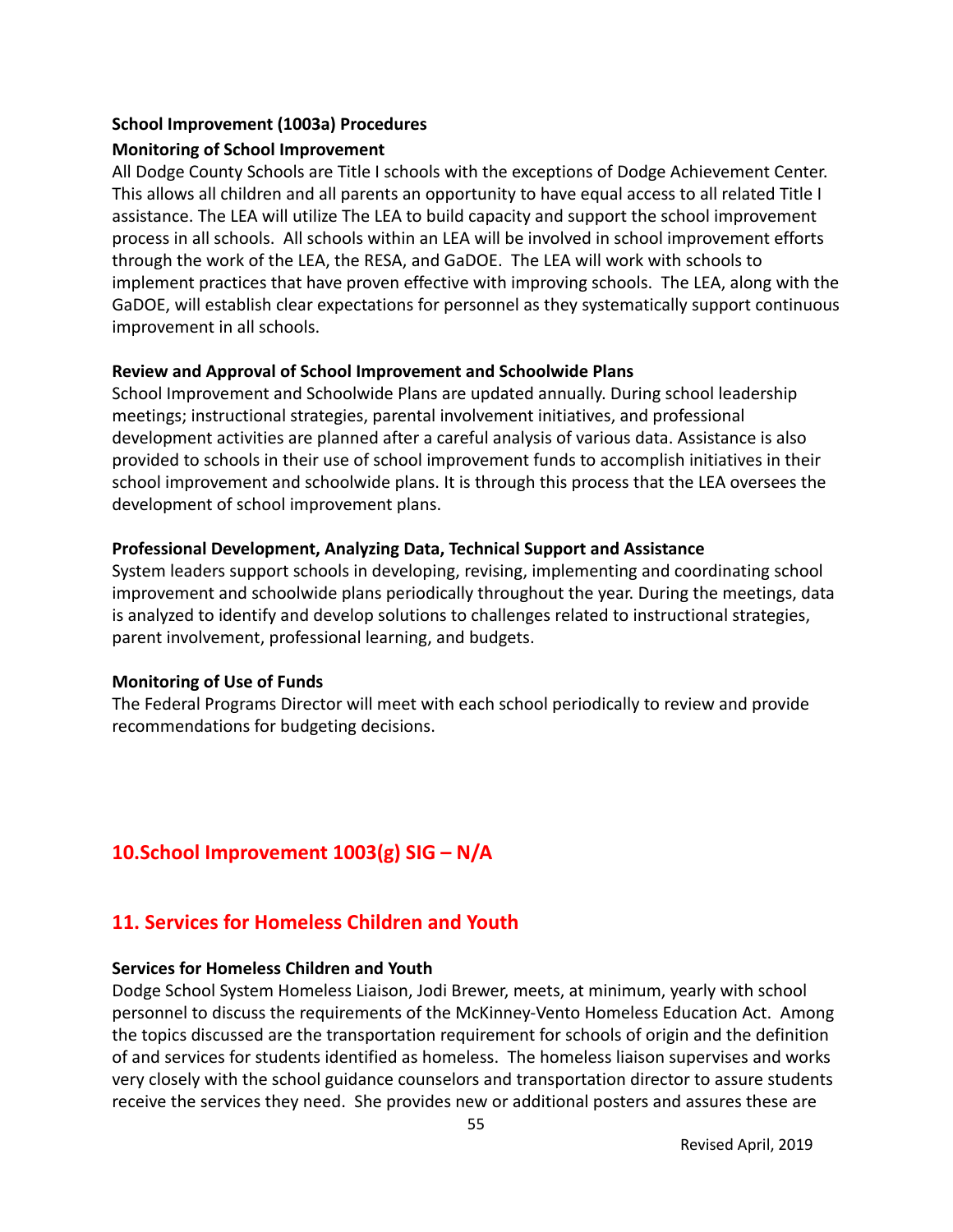**School Improvement (1003a) Procedures**

**Monitoring of School Improvement**

All Dodge County Schools are Title I schools with the exceptions of Dodge Achievement Center. This allows all children and all parents an opportunity to have equal access to all related Title I assistance. The LEA will utilize The LEA to build capacity and support the school improvement process in all schools. All schools within an LEA will be involved in school improvement efforts through the work of the LEA, the RESA, and GaDOE. The LEA will work with schools to implement practices that have proven effective with improving schools. The LEA, along with the GaDOE, will establish clear expectations for personnel as they systematically support continuous improvement in all schools.

**Review and Approval of School Improvement and Schoolwide Plans**

School Improvement and Schoolwide Plans are updated annually. During school leadership meetings; instructional strategies, parental involvement initiatives, and professional development activities are planned after a careful analysis of various data. Assistance is also provided to schools in their use of school improvement funds to accomplish initiatives in their school improvement and schoolwide plans. It is through this process that the LEA oversees the development of school improvement plans.

**Professional Development, Analyzing Data, Technical Support and Assistance**

System leaders support schools in developing, revising, implementing and coordinating school improvement and schoolwide plans periodically throughout the year. During the meetings, data is analyzed to identify and develop solutions to challenges related to instructional strategies, parent involvement, professional learning, and budgets.

**Monitoring of Use of Funds**

The Federal Programs Director will meet with each school periodically to review and provide recommendations for budgeting decisions.

## 10.School Improvement 1003(g) SIG – N/A

## 11. Services for Homeless Children and Youth

**Services for Homeless Children and Youth**

Dodge School System Homeless Liaison, Jodi Brewer, meets, at minimum, yearly with school personnel to discuss the requirements of the McKinney-Vento Homeless Education Act. Among the topics discussed are the transportation requirement for schools of origin and the definition of and services for students identified as homeless. The homeless liaison supervises and works very closely with the school guidance counselors and transportation director to assure students receive the services they need. She provides new or additional posters and assures these are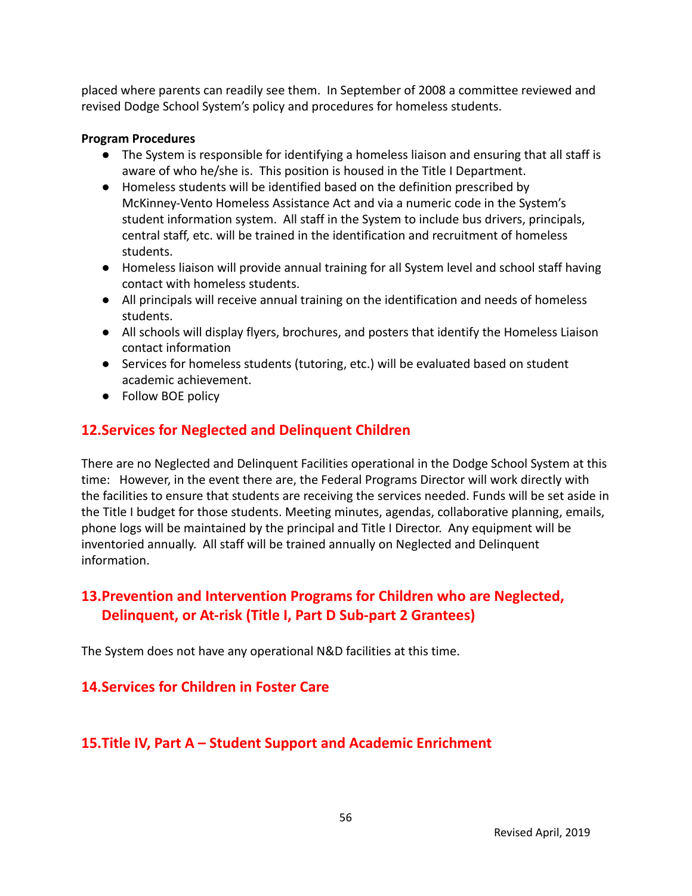placed where parents can readily see them. In September of 2008 a committee reviewed and revised Dodge School System's policy and procedures for homeless students.

**Program Procedures**

- The System is responsible for identifying a homeless liaison and ensuring that all staff is aware of who he/she is. This position is housed in the Title I Department.
- Homeless students will be identified based on the definition prescribed by McKinney-Vento Homeless Assistance Act and via a numeric code in the System's student information system. All staff in the System to include bus drivers, principals, central staff, etc. will be trained in the identification and recruitment of homeless students.
- Homeless liaison will provide annual training for all System level and school staff having contact with homeless students.
- All principals will receive annual training on the identification and needs of homeless students.
- All schools will display flyers, brochures, and posters that identify the Homeless Liaison contact information
- Services for homeless students (tutoring, etc.) will be evaluated based on student academic achievement.
- Follow BOE policy

## 12.Services for Neglected and Delinquent Children

There are no Neglected and Delinquent Facilities operational in the Dodge School System at this time: However, in the event there are, the Federal Programs Director will work directly with the facilities to ensure that students are receiving the services needed. Funds will be set aside in the Title I budget for those students. Meeting minutes, agendas, collaborative planning, emails, phone logs will be maintained by the principal and Title I Director. Any equipment will be inventoried annually. All staff will be trained annually on Neglected and Delinquent information.

## 13.Prevention and Intervention Programs for Children who are Neglected, Delinquent, or At-risk (Title I, Part D Sub-part 2 Grantees)

The System does not have any operational N&D facilities at this time.

## 14.Services for Children in Foster Care

## 15.Title IV, Part A – Student Support and Academic Enrichment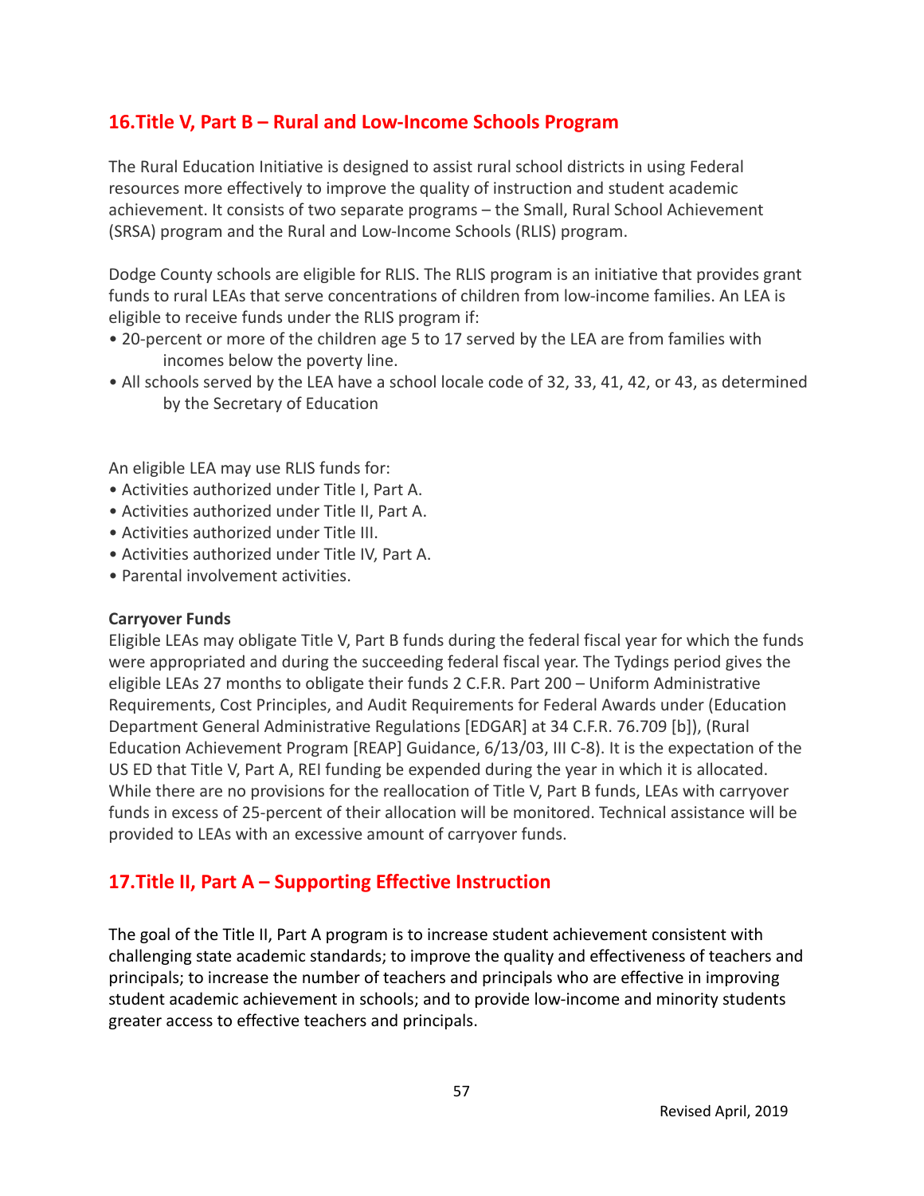## 16.Title V, Part B – Rural and Low-Income Schools Program

The Rural Education Initiative is designed to assist rural school districts in using Federal resources more effectively to improve the quality of instruction and student academic achievement. It consists of two separate programs – the Small, Rural School Achievement (SRSA) program and the Rural and Low-Income Schools (RLIS) program.

Dodge County schools are eligible for RLIS. The RLIS program is an initiative that provides grant funds to rural LEAs that serve concentrations of children from low-income families. An LEA is eligible to receive funds under the RLIS program if:

- 20-percent or more of the children age 5 to 17 served by the LEA are from families with incomes below the poverty line.
- All schools served by the LEA have a school locale code of 32, 33, 41, 42, or 43, as determined by the Secretary of Education

An eligible LEA may use RLIS funds for:

- Activities authorized under Title I, Part A.
- Activities authorized under Title II, Part A.
- Activities authorized under Title III.
- Activities authorized under Title IV, Part A.
- Parental involvement activities.

**Carryover Funds**

Eligible LEAs may obligate Title V, Part B funds during the federal fiscal year for which the funds were appropriated and during the succeeding federal fiscal year. The Tydings period gives the eligible LEAs 27 months to obligate their funds 2 C.F.R. Part 200 – Uniform Administrative Requirements, Cost Principles, and Audit Requirements for Federal Awards under (Education Department General Administrative Regulations [EDGAR] at 34 C.F.R. 76.709 [b]), (Rural Education Achievement Program [REAP] Guidance, 6/13/03, III C-8). It is the expectation of the US ED that Title V, Part A, REI funding be expended during the year in which it is allocated. While there are no provisions for the reallocation of Title V, Part B funds, LEAs with carryover funds in excess of 25-percent of their allocation will be monitored. Technical assistance will be provided to LEAs with an excessive amount of carryover funds.

## 17.Title II, Part A – Supporting Effective Instruction

The goal of the Title II, Part A program is to increase student achievement consistent with challenging state academic standards; to improve the quality and effectiveness of teachers and principals; to increase the number of teachers and principals who are effective in improving student academic achievement in schools; and to provide low-income and minority students greater access to effective teachers and principals.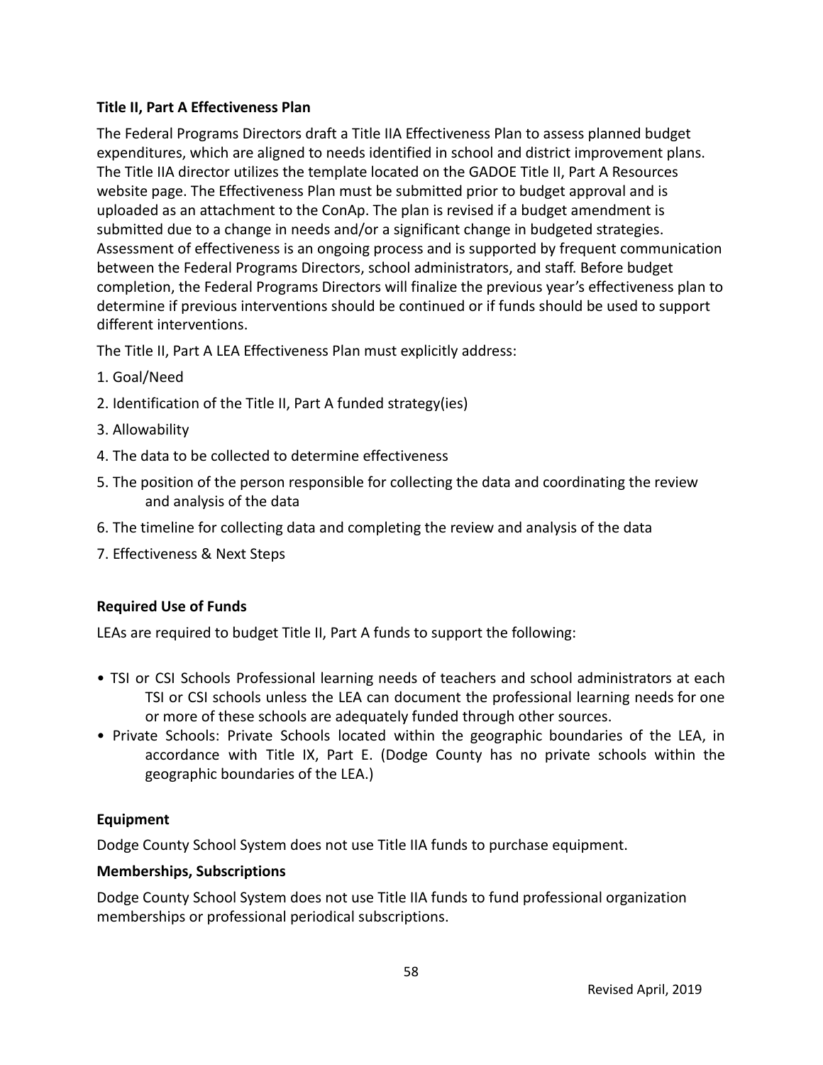**Title II, Part A Effectiveness Plan**

The Federal Programs Directors draft a Title IIA Effectiveness Plan to assess planned budget expenditures, which are aligned to needs identified in school and district improvement plans. The Title IIA director utilizes the template located on the GADOE Title II, Part A Resources website page. The Effectiveness Plan must be submitted prior to budget approval and is uploaded as an attachment to the ConAp. The plan is revised if a budget amendment is submitted due to a change in needs and/or a significant change in budgeted strategies. Assessment of effectiveness is an ongoing process and is supported by frequent communication between the Federal Programs Directors, school administrators, and staff. Before budget completion, the Federal Programs Directors will finalize the previous year's effectiveness plan to determine if previous interventions should be continued or if funds should be used to support different interventions.

The Title II, Part A LEA Effectiveness Plan must explicitly address:

1. Goal/Need
2. Identification of the Title II, Part A funded strategy(ies)
3. Allowability
4. The data to be collected to determine effectiveness
5. The position of the person responsible for collecting the data and coordinating the review and analysis of the data
6. The timeline for collecting data and completing the review and analysis of the data
7. Effectiveness & Next Steps

**Required Use of Funds**

LEAs are required to budget Title II, Part A funds to support the following:

- TSI or CSI Schools Professional learning needs of teachers and school administrators at each TSI or CSI schools unless the LEA can document the professional learning needs for one or more of these schools are adequately funded through other sources.
- Private Schools: Private Schools located within the geographic boundaries of the LEA, in accordance with Title IX, Part E. (Dodge County has no private schools within the geographic boundaries of the LEA.)

**Equipment**

Dodge County School System does not use Title IIA funds to purchase equipment.

**Memberships, Subscriptions**

Dodge County School System does not use Title IIA funds to fund professional organization memberships or professional periodical subscriptions.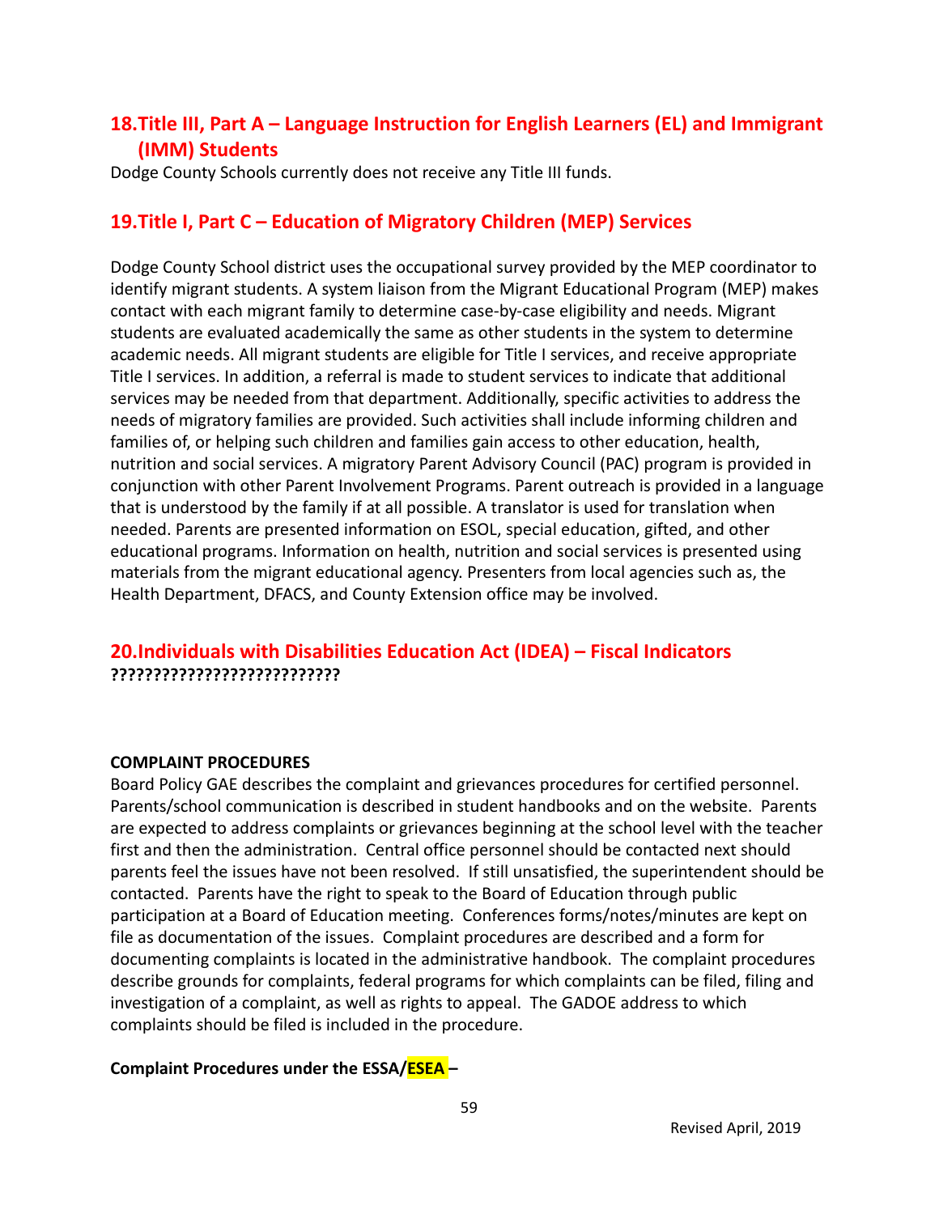## 18. Title III, Part A – Language Instruction for English Learners (EL) and Immigrant (IMM) Students

Dodge County Schools currently does not receive any Title III funds.

## 19. Title I, Part C – Education of Migratory Children (MEP) Services

Dodge County School district uses the occupational survey provided by the MEP coordinator to identify migrant students. A system liaison from the Migrant Educational Program (MEP) makes contact with each migrant family to determine case-by-case eligibility and needs. Migrant students are evaluated academically the same as other students in the system to determine academic needs. All migrant students are eligible for Title I services, and receive appropriate Title I services. In addition, a referral is made to student services to indicate that additional services may be needed from that department. Additionally, specific activities to address the needs of migratory families are provided. Such activities shall include informing children and families of, or helping such children and families gain access to other education, health, nutrition and social services. A migratory Parent Advisory Council (PAC) program is provided in conjunction with other Parent Involvement Programs. Parent outreach is provided in a language that is understood by the family if at all possible. A translator is used for translation when needed. Parents are presented information on ESOL, special education, gifted, and other educational programs. Information on health, nutrition and social services is presented using materials from the migrant educational agency. Presenters from local agencies such as, the Health Department, DFACS, and County Extension office may be involved.

## 20. Individuals with Disabilities Education Act (IDEA) – Fiscal Indicators

**??????????????????????????**

**COMPLAINT PROCEDURES**

Board Policy GAE describes the complaint and grievances procedures for certified personnel. Parents/school communication is described in student handbooks and on the website. Parents are expected to address complaints or grievances beginning at the school level with the teacher first and then the administration. Central office personnel should be contacted next should parents feel the issues have not been resolved. If still unsatisfied, the superintendent should be contacted. Parents have the right to speak to the Board of Education through public participation at a Board of Education meeting. Conferences forms/notes/minutes are kept on file as documentation of the issues. Complaint procedures are described and a form for documenting complaints is located in the administrative handbook. The complaint procedures describe grounds for complaints, federal programs for which complaints can be filed, filing and investigation of a complaint, as well as rights to appeal. The GADOE address to which complaints should be filed is included in the procedure.

**Complaint Procedures under the ESSA/ESEA –**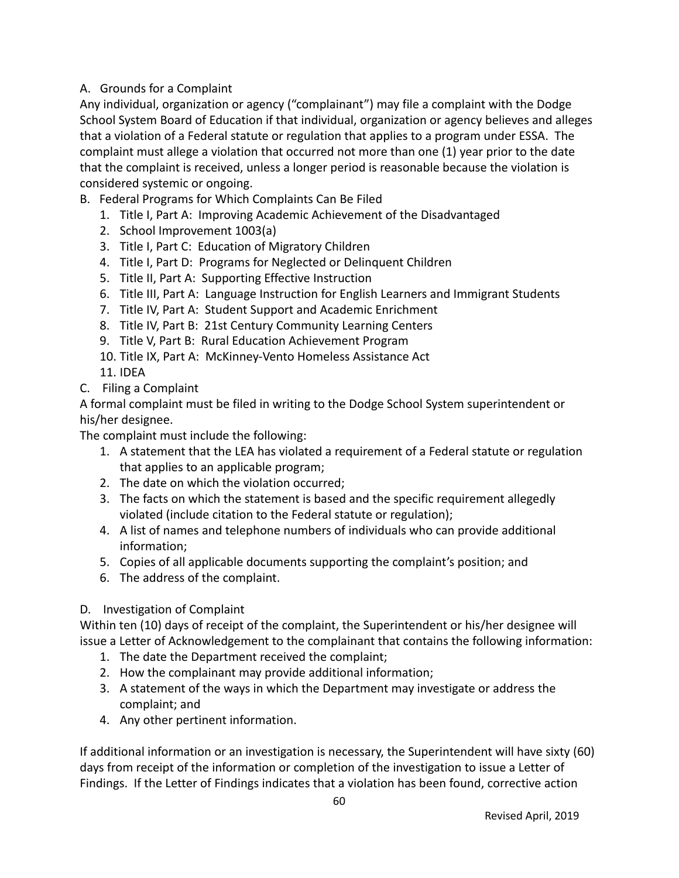A. Grounds for a Complaint

Any individual, organization or agency ("complainant") may file a complaint with the Dodge School System Board of Education if that individual, organization or agency believes and alleges that a violation of a Federal statute or regulation that applies to a program under ESSA. The complaint must allege a violation that occurred not more than one (1) year prior to the date that the complaint is received, unless a longer period is reasonable because the violation is considered systemic or ongoing.

B. Federal Programs for Which Complaints Can Be Filed

1. Title I, Part A: Improving Academic Achievement of the Disadvantaged
2. School Improvement 1003(a)
3. Title I, Part C: Education of Migratory Children
4. Title I, Part D: Programs for Neglected or Delinquent Children
5. Title II, Part A: Supporting Effective Instruction
6. Title III, Part A: Language Instruction for English Learners and Immigrant Students
7. Title IV, Part A: Student Support and Academic Enrichment
8. Title IV, Part B: 21st Century Community Learning Centers
9. Title V, Part B: Rural Education Achievement Program
10. Title IX, Part A: McKinney-Vento Homeless Assistance Act
11. IDEA

C. Filing a Complaint

A formal complaint must be filed in writing to the Dodge School System superintendent or his/her designee.

The complaint must include the following:

1. A statement that the LEA has violated a requirement of a Federal statute or regulation that applies to an applicable program;
2. The date on which the violation occurred;
3. The facts on which the statement is based and the specific requirement allegedly violated (include citation to the Federal statute or regulation);
4. A list of names and telephone numbers of individuals who can provide additional information;
5. Copies of all applicable documents supporting the complaint's position; and
6. The address of the complaint.

D. Investigation of Complaint

Within ten (10) days of receipt of the complaint, the Superintendent or his/her designee will issue a Letter of Acknowledgement to the complainant that contains the following information:

1. The date the Department received the complaint;
2. How the complainant may provide additional information;
3. A statement of the ways in which the Department may investigate or address the complaint; and
4. Any other pertinent information.

If additional information or an investigation is necessary, the Superintendent will have sixty (60) days from receipt of the information or completion of the investigation to issue a Letter of Findings. If the Letter of Findings indicates that a violation has been found, corrective action

Revised April, 2019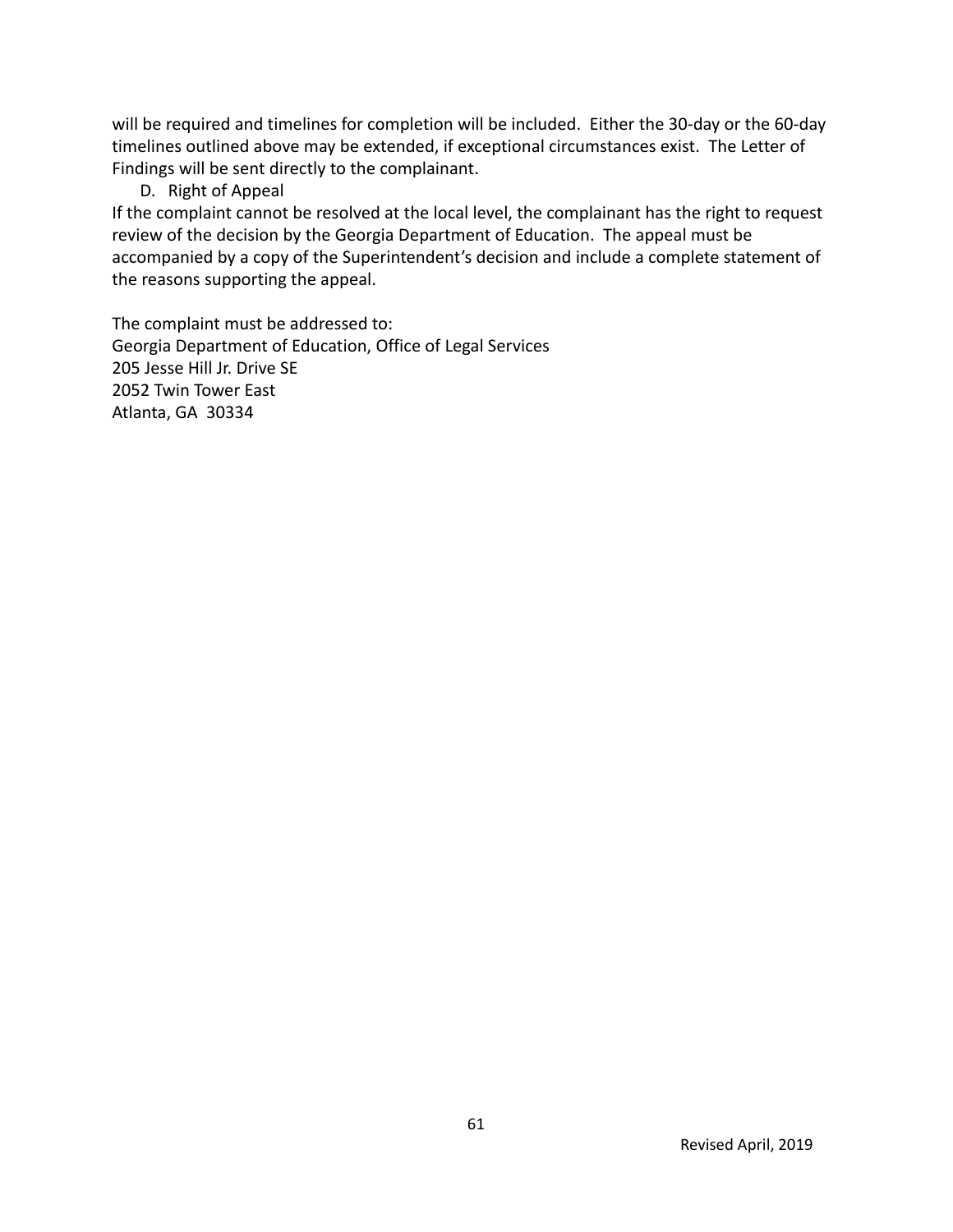will be required and timelines for completion will be included. Either the 30-day or the 60-day timelines outlined above may be extended, if exceptional circumstances exist. The Letter of Findings will be sent directly to the complainant.

D. Right of Appeal

If the complaint cannot be resolved at the local level, the complainant has the right to request review of the decision by the Georgia Department of Education. The appeal must be accompanied by a copy of the Superintendent's decision and include a complete statement of the reasons supporting the appeal.

The complaint must be addressed to:  
Georgia Department of Education, Office of Legal Services  
205 Jesse Hill Jr. Drive SE  
2052 Twin Tower East  
Atlanta, GA 30334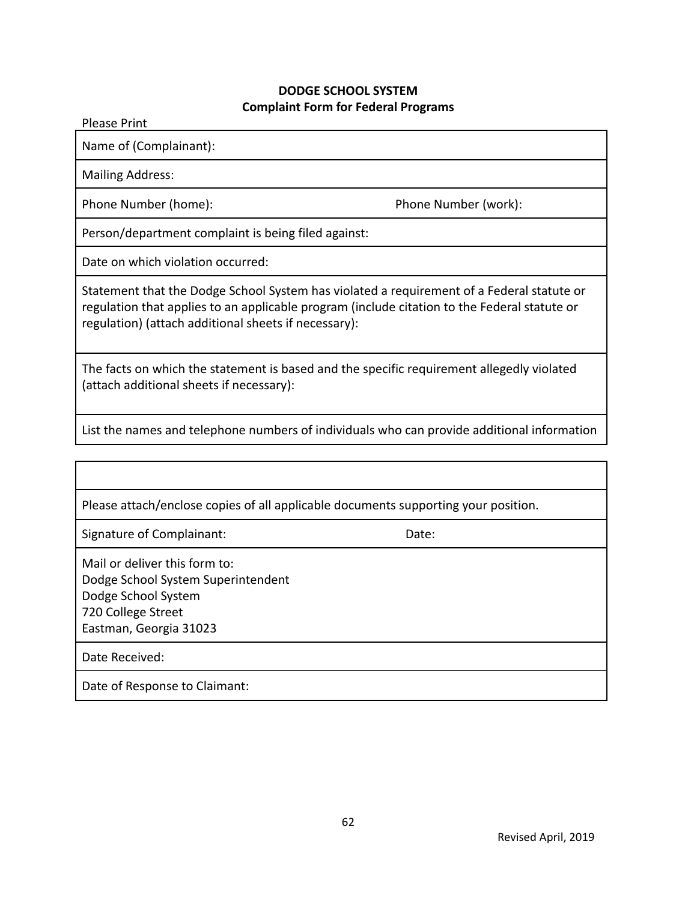**DODGE SCHOOL SYSTEM**
**Complaint Form for Federal Programs**

Please Print

| | |
|---|---|
| Name of (Complainant): | |
| Mailing Address: | |
| Phone Number (home): | Phone Number (work): |
| Person/department complaint is being filed against: | |
| Date on which violation occurred: | |
| Statement that the Dodge School System has violated a requirement of a Federal statute or regulation that applies to an applicable program (include citation to the Federal statute or regulation) (attach additional sheets if necessary): | |
| The facts on which the statement is based and the specific requirement allegedly violated (attach additional sheets if necessary): | |
| List the names and telephone numbers of individuals who can provide additional information | |

| | |
|---|---|
| | |
| Please attach/enclose copies of all applicable documents supporting your position. | |
| Signature of Complainant: | Date: |
| Mail or deliver this form to:<br>Dodge School System Superintendent<br>Dodge School System<br>720 College Street<br>Eastman, Georgia 31023 | |
| Date Received: | |
| Date of Response to Claimant: | |

Revised April, 2019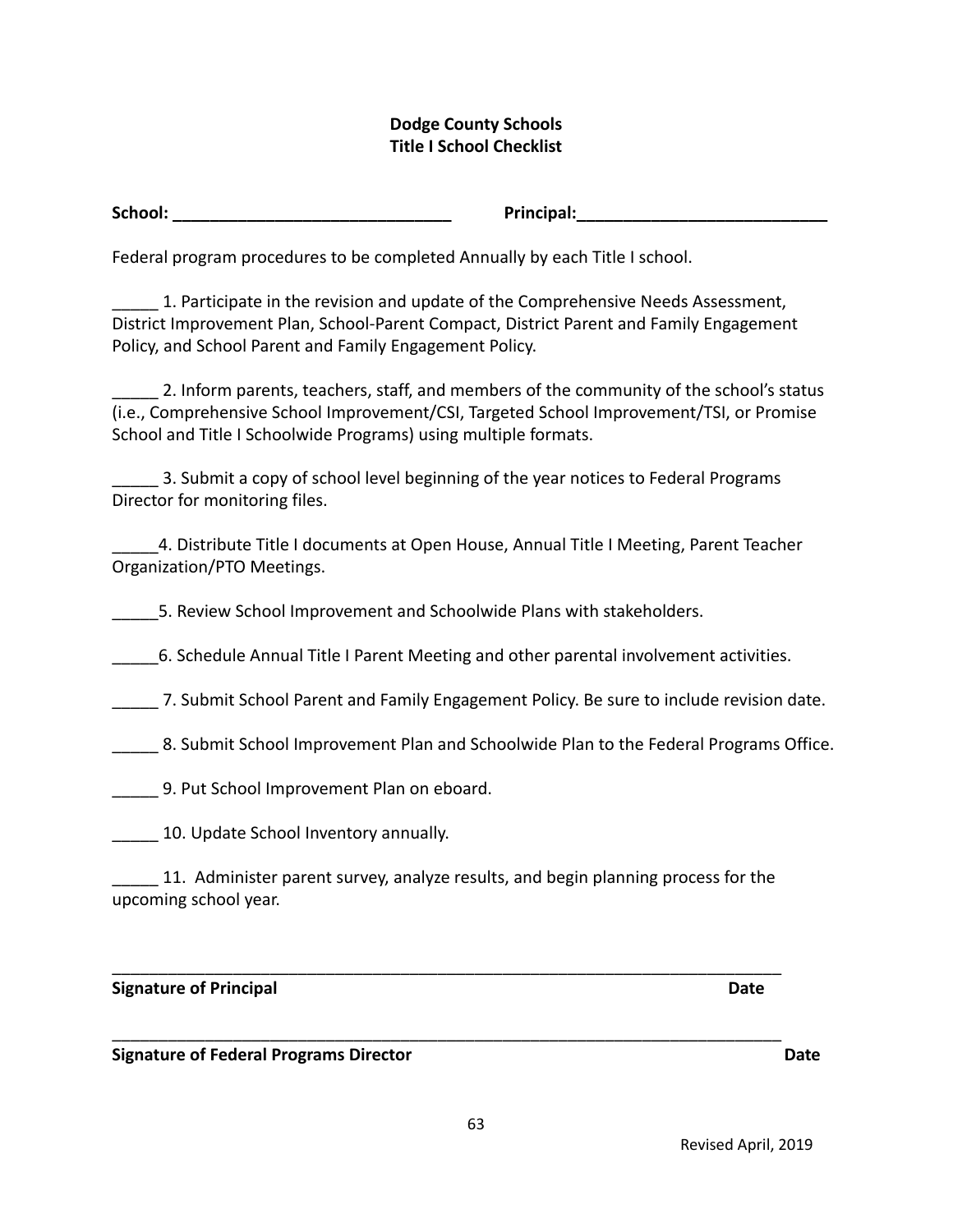**Dodge County Schools**
**Title I School Checklist**

**School: ______________________________** **Principal:___________________________**

Federal program procedures to be completed Annually by each Title I school.

_____ 1. Participate in the revision and update of the Comprehensive Needs Assessment, District Improvement Plan, School-Parent Compact, District Parent and Family Engagement Policy, and School Parent and Family Engagement Policy.

_____ 2. Inform parents, teachers, staff, and members of the community of the school's status (i.e., Comprehensive School Improvement/CSI, Targeted School Improvement/TSI, or Promise School and Title I Schoolwide Programs) using multiple formats.

_____ 3. Submit a copy of school level beginning of the year notices to Federal Programs Director for monitoring files.

_____4. Distribute Title I documents at Open House, Annual Title I Meeting, Parent Teacher Organization/PTO Meetings.

_____5. Review School Improvement and Schoolwide Plans with stakeholders.

_____6. Schedule Annual Title I Parent Meeting and other parental involvement activities.

_____ 7. Submit School Parent and Family Engagement Policy. Be sure to include revision date.

_____ 8. Submit School Improvement Plan and Schoolwide Plan to the Federal Programs Office.

_____ 9. Put School Improvement Plan on eboard.

_____ 10. Update School Inventory annually.

_____ 11. Administer parent survey, analyze results, and begin planning process for the upcoming school year.

___________________________________________________________________________

**Signature of Principal** **Date**

___________________________________________________________________________

**Signature of Federal Programs Director** **Date**

Revised April, 2019